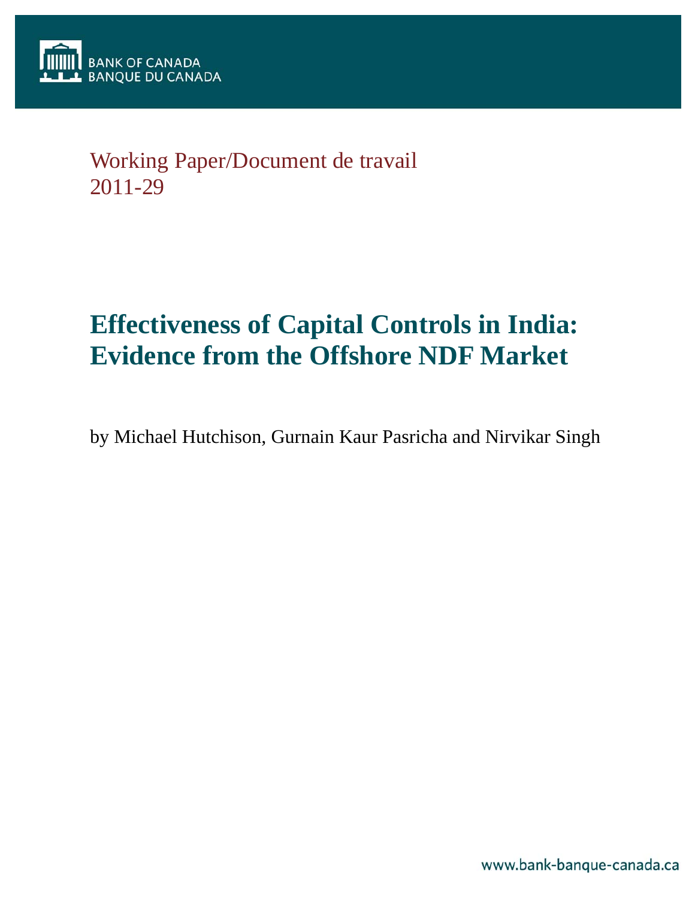BANK OF CANADA
BANQUE DU CANADA

Working Paper/Document de travail
2011-29

# Effectiveness of Capital Controls in India: Evidence from the Offshore NDF Market

by Michael Hutchison, Gurnain Kaur Pasricha and Nirvikar Singh

www.bank-banque-canada.ca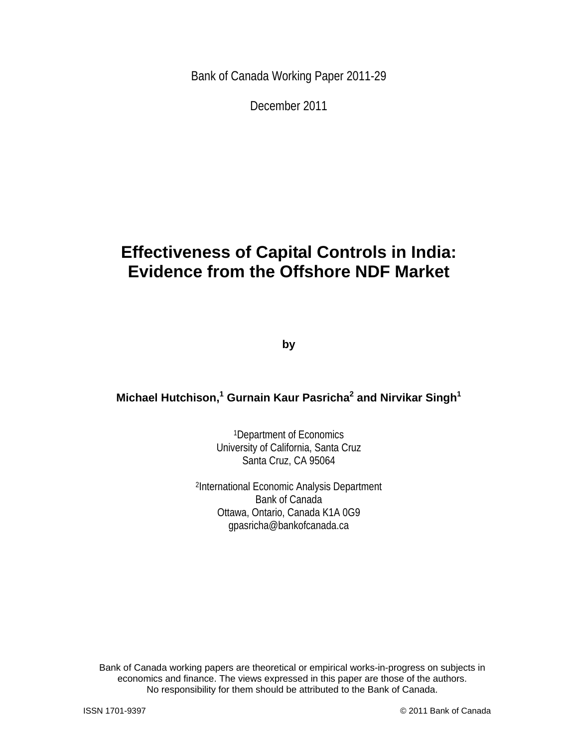Bank of Canada Working Paper 2011-29

December 2011

# Effectiveness of Capital Controls in India: Evidence from the Offshore NDF Market

**by**

**Michael Hutchison,[1] Gurnain Kaur Pasricha[2] and Nirvikar Singh[1]**

[1]Department of Economics
University of California, Santa Cruz
Santa Cruz, CA 95064

[2]International Economic Analysis Department
Bank of Canada
Ottawa, Ontario, Canada K1A 0G9
gpasricha@bankofcanada.ca

Bank of Canada working papers are theoretical or empirical works-in-progress on subjects in economics and finance. The views expressed in this paper are those of the authors. No responsibility for them should be attributed to the Bank of Canada.

ISSN 1701-9397 © 2011 Bank of Canada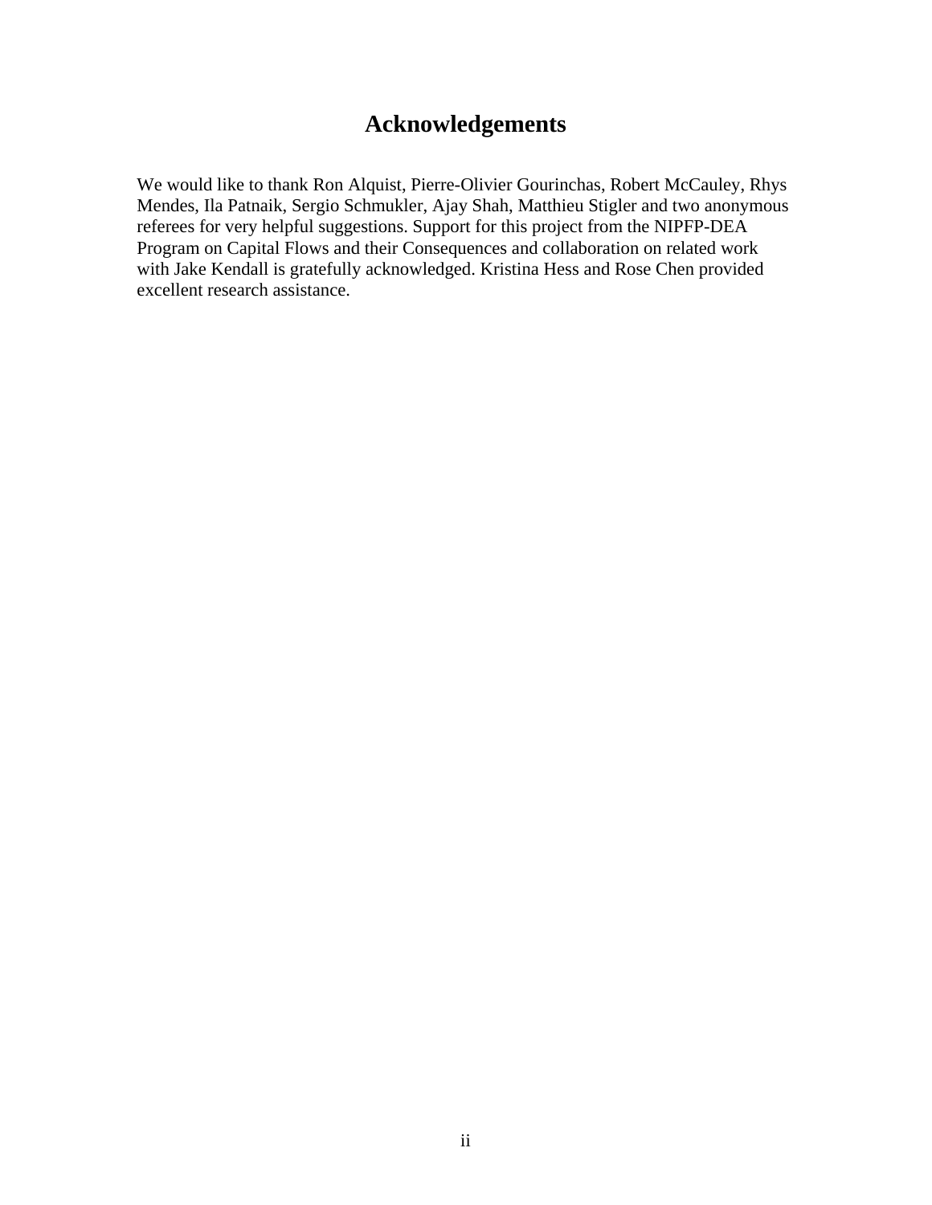# Acknowledgements

We would like to thank Ron Alquist, Pierre-Olivier Gourinchas, Robert McCauley, Rhys Mendes, Ila Patnaik, Sergio Schmukler, Ajay Shah, Matthieu Stigler and two anonymous referees for very helpful suggestions. Support for this project from the NIPFP-DEA Program on Capital Flows and their Consequences and collaboration on related work with Jake Kendall is gratefully acknowledged. Kristina Hess and Rose Chen provided excellent research assistance.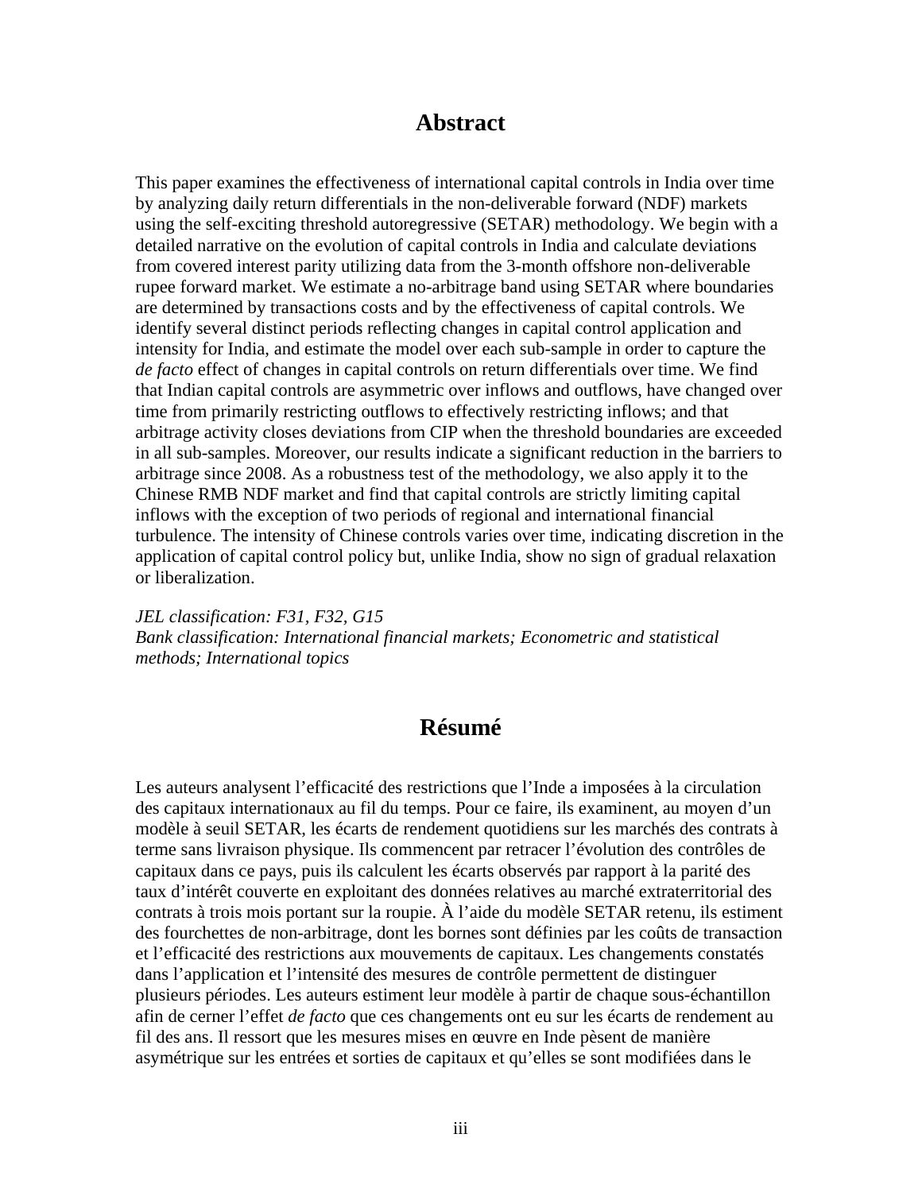## Abstract

This paper examines the effectiveness of international capital controls in India over time by analyzing daily return differentials in the non-deliverable forward (NDF) markets using the self-exciting threshold autoregressive (SETAR) methodology. We begin with a detailed narrative on the evolution of capital controls in India and calculate deviations from covered interest parity utilizing data from the 3-month offshore non-deliverable rupee forward market. We estimate a no-arbitrage band using SETAR where boundaries are determined by transactions costs and by the effectiveness of capital controls. We identify several distinct periods reflecting changes in capital control application and intensity for India, and estimate the model over each sub-sample in order to capture the *de facto* effect of changes in capital controls on return differentials over time. We find that Indian capital controls are asymmetric over inflows and outflows, have changed over time from primarily restricting outflows to effectively restricting inflows; and that arbitrage activity closes deviations from CIP when the threshold boundaries are exceeded in all sub-samples. Moreover, our results indicate a significant reduction in the barriers to arbitrage since 2008. As a robustness test of the methodology, we also apply it to the Chinese RMB NDF market and find that capital controls are strictly limiting capital inflows with the exception of two periods of regional and international financial turbulence. The intensity of Chinese controls varies over time, indicating discretion in the application of capital control policy but, unlike India, show no sign of gradual relaxation or liberalization.

*JEL classification: F31, F32, G15*
*Bank classification: International financial markets; Econometric and statistical methods; International topics*

## Résumé

Les auteurs analysent l’efficacité des restrictions que l’Inde a imposées à la circulation des capitaux internationaux au fil du temps. Pour ce faire, ils examinent, au moyen d’un modèle à seuil SETAR, les écarts de rendement quotidiens sur les marchés des contrats à terme sans livraison physique. Ils commencent par retracer l’évolution des contrôles de capitaux dans ce pays, puis ils calculent les écarts observés par rapport à la parité des taux d’intérêt couverte en exploitant des données relatives au marché extraterritorial des contrats à trois mois portant sur la roupie. À l’aide du modèle SETAR retenu, ils estiment des fourchettes de non-arbitrage, dont les bornes sont définies par les coûts de transaction et l’efficacité des restrictions aux mouvements de capitaux. Les changements constatés dans l’application et l’intensité des mesures de contrôle permettent de distinguer plusieurs périodes. Les auteurs estiment leur modèle à partir de chaque sous-échantillon afin de cerner l’effet *de facto* que ces changements ont eu sur les écarts de rendement au fil des ans. Il ressort que les mesures mises en œuvre en Inde pèsent de manière asymétrique sur les entrées et sorties de capitaux et qu’elles se sont modifiées dans le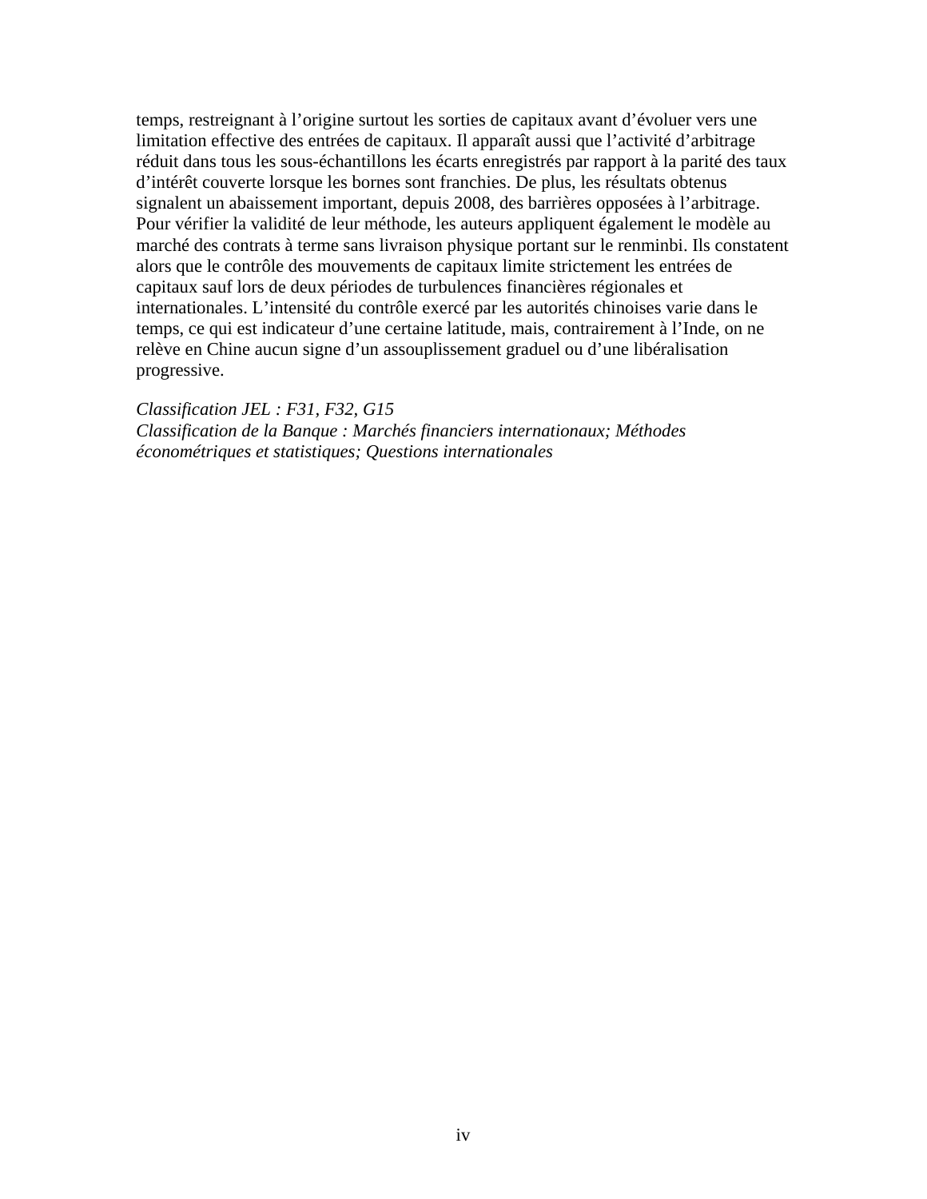temps, restreignant à l'origine surtout les sorties de capitaux avant d'évoluer vers une limitation effective des entrées de capitaux. Il apparaît aussi que l'activité d'arbitrage réduit dans tous les sous-échantillons les écarts enregistrés par rapport à la parité des taux d'intérêt couverte lorsque les bornes sont franchies. De plus, les résultats obtenus signalent un abaissement important, depuis 2008, des barrières opposées à l'arbitrage. Pour vérifier la validité de leur méthode, les auteurs appliquent également le modèle au marché des contrats à terme sans livraison physique portant sur le renminbi. Ils constatent alors que le contrôle des mouvements de capitaux limite strictement les entrées de capitaux sauf lors de deux périodes de turbulences financières régionales et internationales. L'intensité du contrôle exercé par les autorités chinoises varie dans le temps, ce qui est indicateur d'une certaine latitude, mais, contrairement à l'Inde, on ne relève en Chine aucun signe d'un assouplissement graduel ou d'une libéralisation progressive.

*Classification JEL : F31, F32, G15*
*Classification de la Banque : Marchés financiers internationaux; Méthodes économétriques et statistiques; Questions internationales*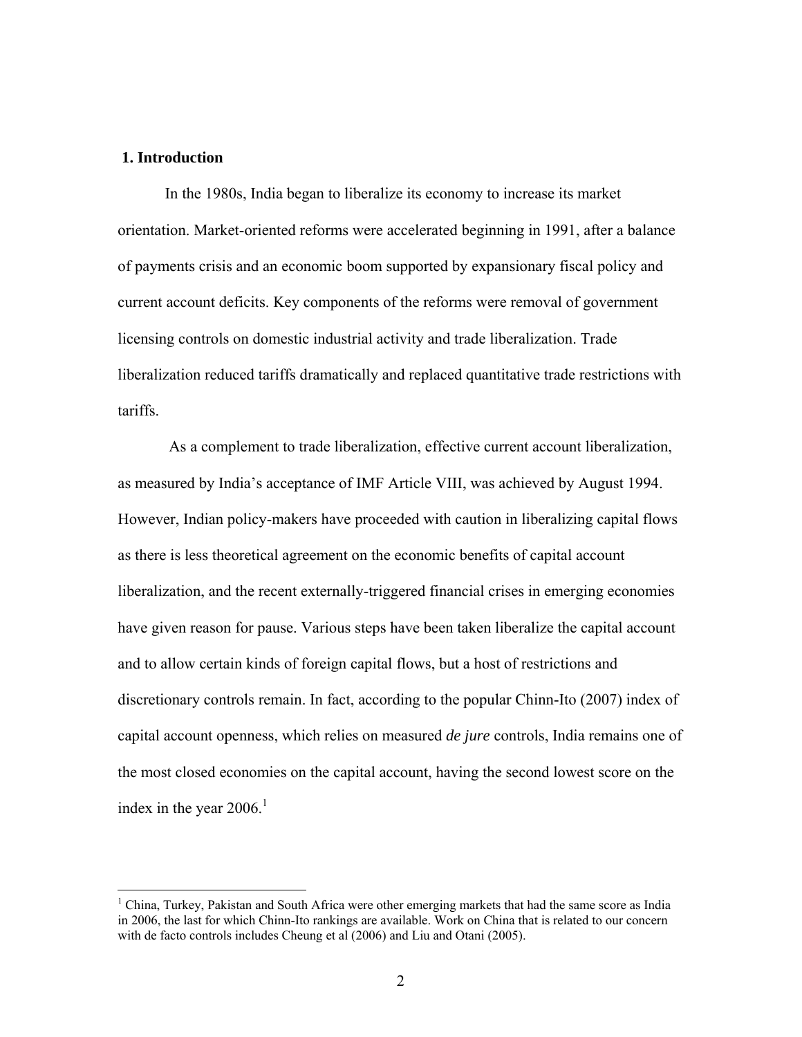## 1. Introduction

In the 1980s, India began to liberalize its economy to increase its market orientation. Market-oriented reforms were accelerated beginning in 1991, after a balance of payments crisis and an economic boom supported by expansionary fiscal policy and current account deficits. Key components of the reforms were removal of government licensing controls on domestic industrial activity and trade liberalization. Trade liberalization reduced tariffs dramatically and replaced quantitative trade restrictions with tariffs.

As a complement to trade liberalization, effective current account liberalization, as measured by India's acceptance of IMF Article VIII, was achieved by August 1994. However, Indian policy-makers have proceeded with caution in liberalizing capital flows as there is less theoretical agreement on the economic benefits of capital account liberalization, and the recent externally-triggered financial crises in emerging economies have given reason for pause. Various steps have been taken liberalize the capital account and to allow certain kinds of foreign capital flows, but a host of restrictions and discretionary controls remain. In fact, according to the popular Chinn-Ito (2007) index of capital account openness, which relies on measured *de jure* controls, India remains one of the most closed economies on the capital account, having the second lowest score on the index in the year 2006.[1]

---

[1] China, Turkey, Pakistan and South Africa were other emerging markets that had the same score as India in 2006, the last for which Chinn-Ito rankings are available. Work on China that is related to our concern with de facto controls includes Cheung et al (2006) and Liu and Otani (2005).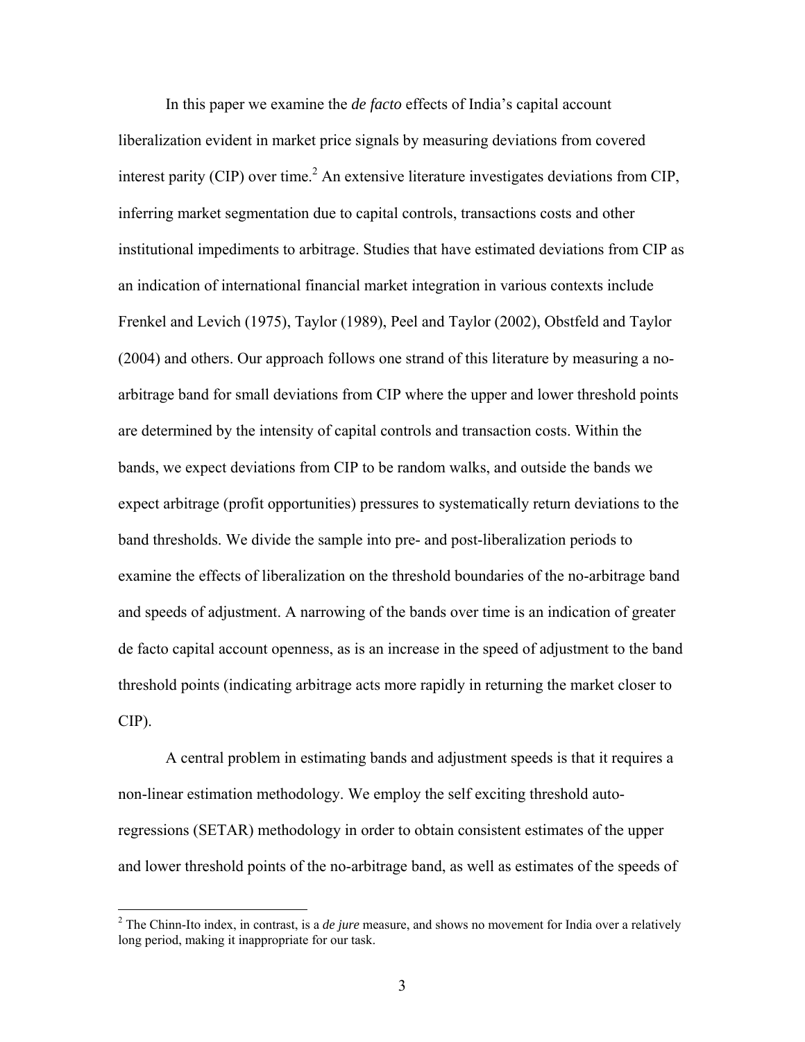In this paper we examine the *de facto* effects of India's capital account liberalization evident in market price signals by measuring deviations from covered interest parity (CIP) over time.[2] An extensive literature investigates deviations from CIP, inferring market segmentation due to capital controls, transactions costs and other institutional impediments to arbitrage. Studies that have estimated deviations from CIP as an indication of international financial market integration in various contexts include Frenkel and Levich (1975), Taylor (1989), Peel and Taylor (2002), Obstfeld and Taylor (2004) and others. Our approach follows one strand of this literature by measuring a no-arbitrage band for small deviations from CIP where the upper and lower threshold points are determined by the intensity of capital controls and transaction costs. Within the bands, we expect deviations from CIP to be random walks, and outside the bands we expect arbitrage (profit opportunities) pressures to systematically return deviations to the band thresholds. We divide the sample into pre- and post-liberalization periods to examine the effects of liberalization on the threshold boundaries of the no-arbitrage band and speeds of adjustment. A narrowing of the bands over time is an indication of greater de facto capital account openness, as is an increase in the speed of adjustment to the band threshold points (indicating arbitrage acts more rapidly in returning the market closer to CIP).

A central problem in estimating bands and adjustment speeds is that it requires a non-linear estimation methodology. We employ the self exciting threshold auto-regressions (SETAR) methodology in order to obtain consistent estimates of the upper and lower threshold points of the no-arbitrage band, as well as estimates of the speeds of

[2] The Chinn-Ito index, in contrast, is a *de jure* measure, and shows no movement for India over a relatively long period, making it inappropriate for our task.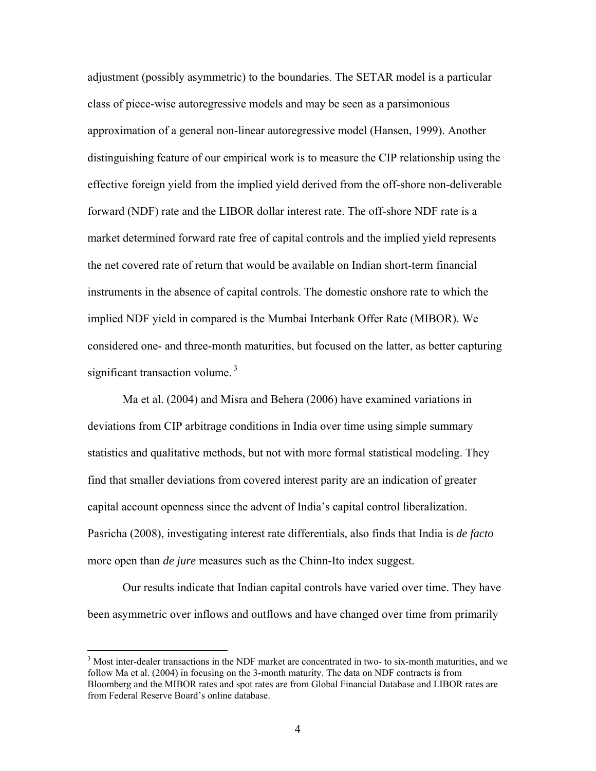adjustment (possibly asymmetric) to the boundaries. The SETAR model is a particular class of piece-wise autoregressive models and may be seen as a parsimonious approximation of a general non-linear autoregressive model (Hansen, 1999). Another distinguishing feature of our empirical work is to measure the CIP relationship using the effective foreign yield from the implied yield derived from the off-shore non-deliverable forward (NDF) rate and the LIBOR dollar interest rate. The off-shore NDF rate is a market determined forward rate free of capital controls and the implied yield represents the net covered rate of return that would be available on Indian short-term financial instruments in the absence of capital controls. The domestic onshore rate to which the implied NDF yield in compared is the Mumbai Interbank Offer Rate (MIBOR). We considered one- and three-month maturities, but focused on the latter, as better capturing significant transaction volume. [3]

Ma et al. (2004) and Misra and Behera (2006) have examined variations in deviations from CIP arbitrage conditions in India over time using simple summary statistics and qualitative methods, but not with more formal statistical modeling. They find that smaller deviations from covered interest parity are an indication of greater capital account openness since the advent of India's capital control liberalization. Pasricha (2008), investigating interest rate differentials, also finds that India is *de facto* more open than *de jure* measures such as the Chinn-Ito index suggest.

Our results indicate that Indian capital controls have varied over time. They have been asymmetric over inflows and outflows and have changed over time from primarily

[3] Most inter-dealer transactions in the NDF market are concentrated in two- to six-month maturities, and we follow Ma et al. (2004) in focusing on the 3-month maturity. The data on NDF contracts is from Bloomberg and the MIBOR rates and spot rates are from Global Financial Database and LIBOR rates are from Federal Reserve Board's online database.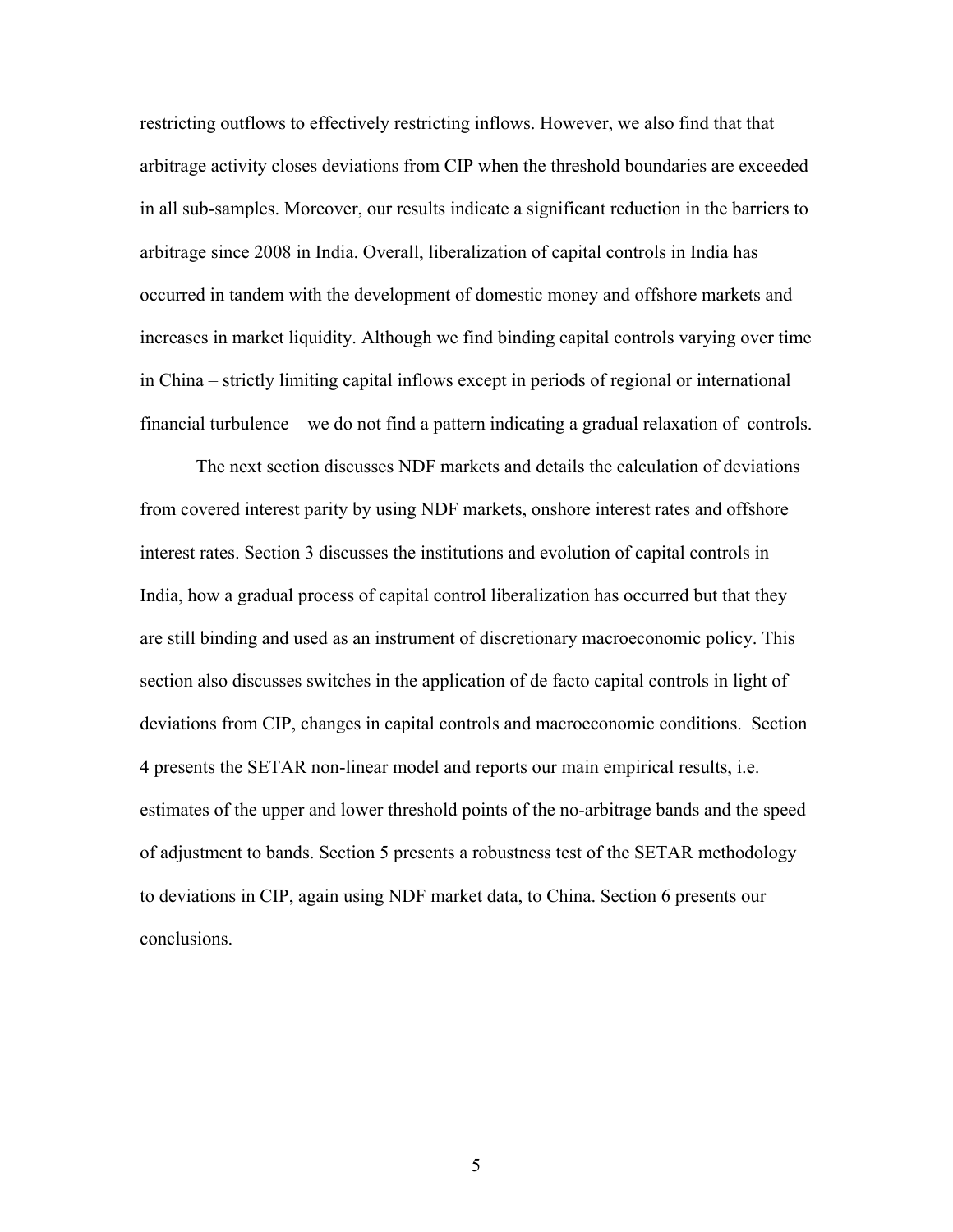restricting outflows to effectively restricting inflows. However, we also find that that arbitrage activity closes deviations from CIP when the threshold boundaries are exceeded in all sub-samples. Moreover, our results indicate a significant reduction in the barriers to arbitrage since 2008 in India. Overall, liberalization of capital controls in India has occurred in tandem with the development of domestic money and offshore markets and increases in market liquidity. Although we find binding capital controls varying over time in China – strictly limiting capital inflows except in periods of regional or international financial turbulence – we do not find a pattern indicating a gradual relaxation of controls.

The next section discusses NDF markets and details the calculation of deviations from covered interest parity by using NDF markets, onshore interest rates and offshore interest rates. Section 3 discusses the institutions and evolution of capital controls in India, how a gradual process of capital control liberalization has occurred but that they are still binding and used as an instrument of discretionary macroeconomic policy. This section also discusses switches in the application of de facto capital controls in light of deviations from CIP, changes in capital controls and macroeconomic conditions. Section 4 presents the SETAR non-linear model and reports our main empirical results, i.e. estimates of the upper and lower threshold points of the no-arbitrage bands and the speed of adjustment to bands. Section 5 presents a robustness test of the SETAR methodology to deviations in CIP, again using NDF market data, to China. Section 6 presents our conclusions.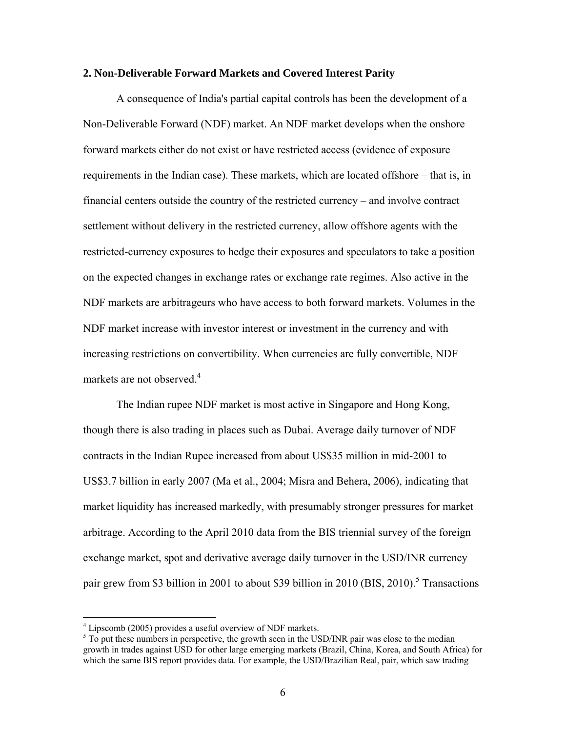## 2. Non-Deliverable Forward Markets and Covered Interest Parity

A consequence of India's partial capital controls has been the development of a Non-Deliverable Forward (NDF) market. An NDF market develops when the onshore forward markets either do not exist or have restricted access (evidence of exposure requirements in the Indian case). These markets, which are located offshore – that is, in financial centers outside the country of the restricted currency – and involve contract settlement without delivery in the restricted currency, allow offshore agents with the restricted-currency exposures to hedge their exposures and speculators to take a position on the expected changes in exchange rates or exchange rate regimes. Also active in the NDF markets are arbitrageurs who have access to both forward markets. Volumes in the NDF market increase with investor interest or investment in the currency and with increasing restrictions on convertibility. When currencies are fully convertible, NDF markets are not observed.[4]

The Indian rupee NDF market is most active in Singapore and Hong Kong, though there is also trading in places such as Dubai. Average daily turnover of NDF contracts in the Indian Rupee increased from about US$35 million in mid-2001 to US$3.7 billion in early 2007 (Ma et al., 2004; Misra and Behera, 2006), indicating that market liquidity has increased markedly, with presumably stronger pressures for market arbitrage. According to the April 2010 data from the BIS triennial survey of the foreign exchange market, spot and derivative average daily turnover in the USD/INR currency pair grew from $3 billion in 2001 to about $39 billion in 2010 (BIS, 2010).[5] Transactions

---

[4] Lipscomb (2005) provides a useful overview of NDF markets.

[5] To put these numbers in perspective, the growth seen in the USD/INR pair was close to the median growth in trades against USD for other large emerging markets (Brazil, China, Korea, and South Africa) for which the same BIS report provides data. For example, the USD/Brazilian Real, pair, which saw trading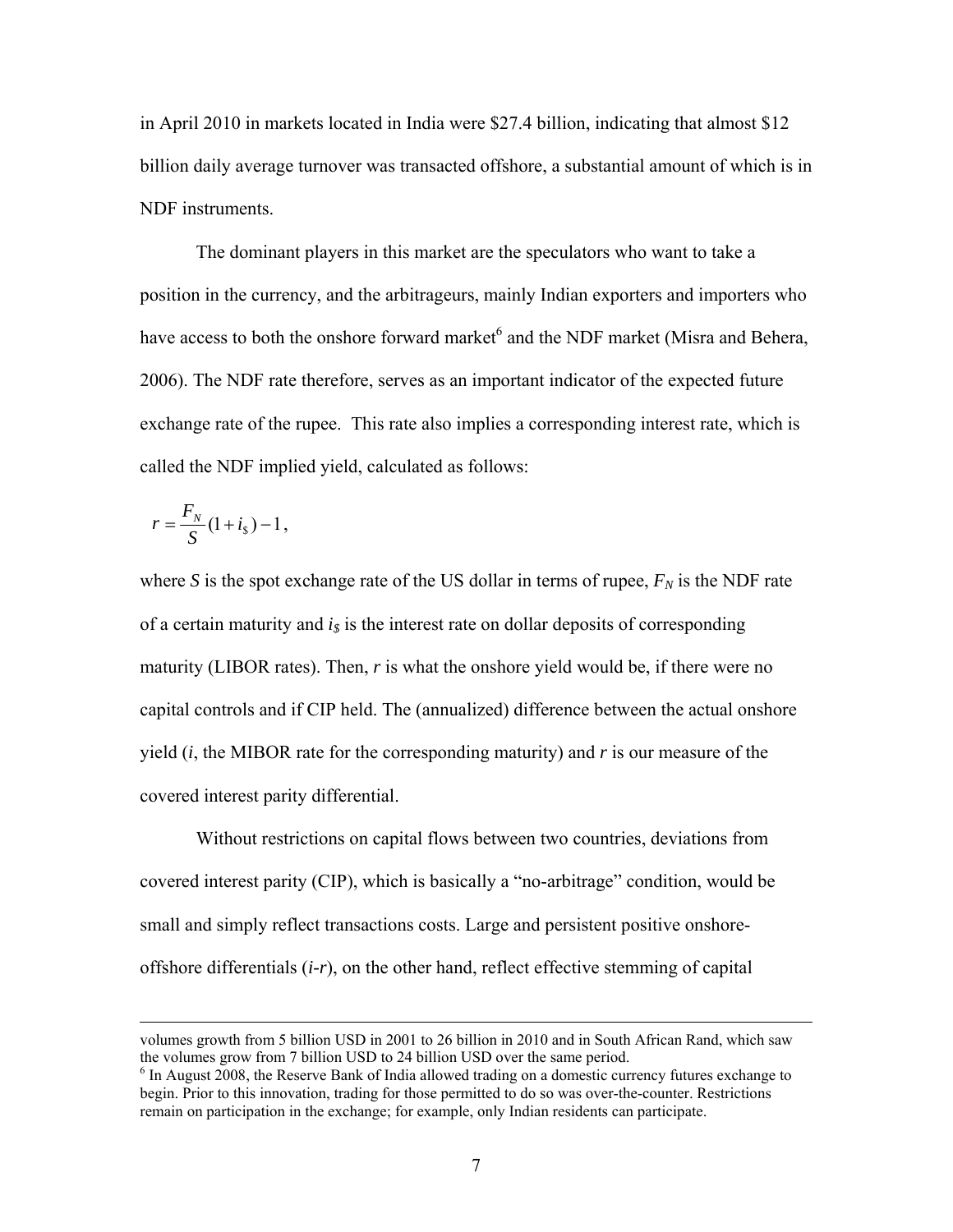in April 2010 in markets located in India were \$27.4 billion, indicating that almost \$12 billion daily average turnover was transacted offshore, a substantial amount of which is in NDF instruments.

The dominant players in this market are the speculators who want to take a position in the currency, and the arbitrageurs, mainly Indian exporters and importers who have access to both the onshore forward market[6] and the NDF market (Misra and Behera, 2006). The NDF rate therefore, serves as an important indicator of the expected future exchange rate of the rupee. This rate also implies a corresponding interest rate, which is called the NDF implied yield, calculated as follows:

$$r = \frac{F_N}{S}(1 + i_\$) - 1,$$

where *S* is the spot exchange rate of the US dollar in terms of rupee, $F_N$ is the NDF rate of a certain maturity and $i_\$$ is the interest rate on dollar deposits of corresponding maturity (LIBOR rates). Then, *r* is what the onshore yield would be, if there were no capital controls and if CIP held. The (annualized) difference between the actual onshore yield (*i*, the MIBOR rate for the corresponding maturity) and *r* is our measure of the covered interest parity differential.

Without restrictions on capital flows between two countries, deviations from covered interest parity (CIP), which is basically a "no-arbitrage" condition, would be small and simply reflect transactions costs. Large and persistent positive onshore-offshore differentials (*i-r*), on the other hand, reflect effective stemming of capital

---

volumes growth from 5 billion USD in 2001 to 26 billion in 2010 and in South African Rand, which saw the volumes grow from 7 billion USD to 24 billion USD over the same period.

[6] In August 2008, the Reserve Bank of India allowed trading on a domestic currency futures exchange to begin. Prior to this innovation, trading for those permitted to do so was over-the-counter. Restrictions remain on participation in the exchange; for example, only Indian residents can participate.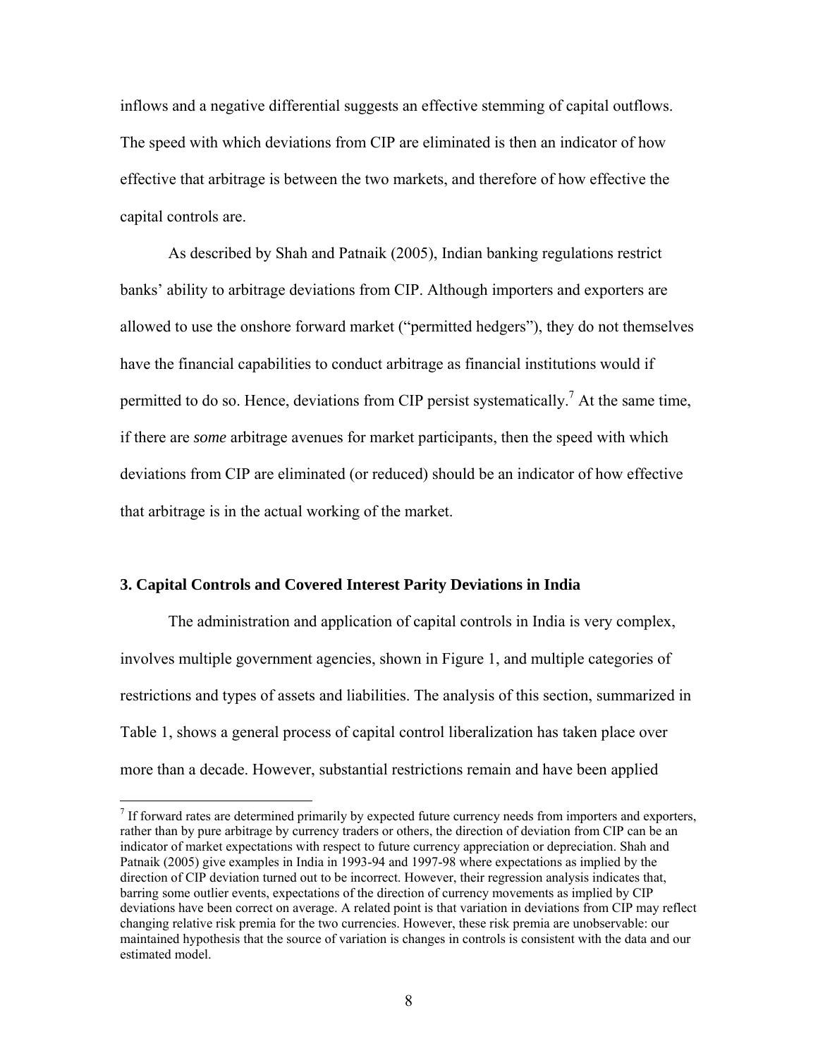inflows and a negative differential suggests an effective stemming of capital outflows. The speed with which deviations from CIP are eliminated is then an indicator of how effective that arbitrage is between the two markets, and therefore of how effective the capital controls are.

As described by Shah and Patnaik (2005), Indian banking regulations restrict banks' ability to arbitrage deviations from CIP. Although importers and exporters are allowed to use the onshore forward market ("permitted hedgers"), they do not themselves have the financial capabilities to conduct arbitrage as financial institutions would if permitted to do so. Hence, deviations from CIP persist systematically.[7] At the same time, if there are *some* arbitrage avenues for market participants, then the speed with which deviations from CIP are eliminated (or reduced) should be an indicator of how effective that arbitrage is in the actual working of the market.

## 3. Capital Controls and Covered Interest Parity Deviations in India

The administration and application of capital controls in India is very complex, involves multiple government agencies, shown in Figure 1, and multiple categories of restrictions and types of assets and liabilities. The analysis of this section, summarized in Table 1, shows a general process of capital control liberalization has taken place over more than a decade. However, substantial restrictions remain and have been applied

[7] If forward rates are determined primarily by expected future currency needs from importers and exporters, rather than by pure arbitrage by currency traders or others, the direction of deviation from CIP can be an indicator of market expectations with respect to future currency appreciation or depreciation. Shah and Patnaik (2005) give examples in India in 1993-94 and 1997-98 where expectations as implied by the direction of CIP deviation turned out to be incorrect. However, their regression analysis indicates that, barring some outlier events, expectations of the direction of currency movements as implied by CIP deviations have been correct on average. A related point is that variation in deviations from CIP may reflect changing relative risk premia for the two currencies. However, these risk premia are unobservable: our maintained hypothesis that the source of variation is changes in controls is consistent with the data and our estimated model.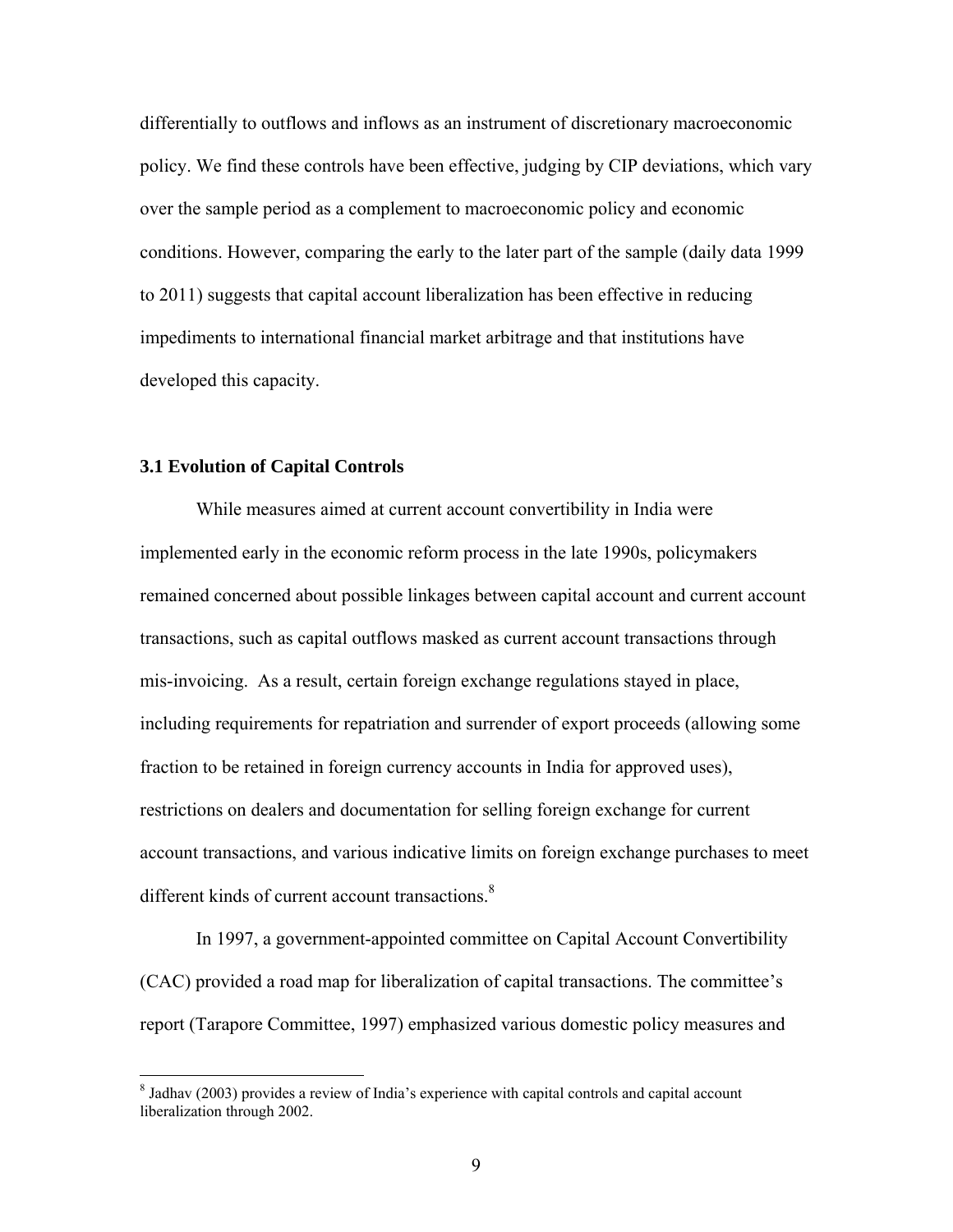differentially to outflows and inflows as an instrument of discretionary macroeconomic policy. We find these controls have been effective, judging by CIP deviations, which vary over the sample period as a complement to macroeconomic policy and economic conditions. However, comparing the early to the later part of the sample (daily data 1999 to 2011) suggests that capital account liberalization has been effective in reducing impediments to international financial market arbitrage and that institutions have developed this capacity.

### 3.1 Evolution of Capital Controls

While measures aimed at current account convertibility in India were implemented early in the economic reform process in the late 1990s, policymakers remained concerned about possible linkages between capital account and current account transactions, such as capital outflows masked as current account transactions through mis-invoicing. As a result, certain foreign exchange regulations stayed in place, including requirements for repatriation and surrender of export proceeds (allowing some fraction to be retained in foreign currency accounts in India for approved uses), restrictions on dealers and documentation for selling foreign exchange for current account transactions, and various indicative limits on foreign exchange purchases to meet different kinds of current account transactions.[8]

In 1997, a government-appointed committee on Capital Account Convertibility (CAC) provided a road map for liberalization of capital transactions. The committee's report (Tarapore Committee, 1997) emphasized various domestic policy measures and

[8] Jadhav (2003) provides a review of India's experience with capital controls and capital account liberalization through 2002.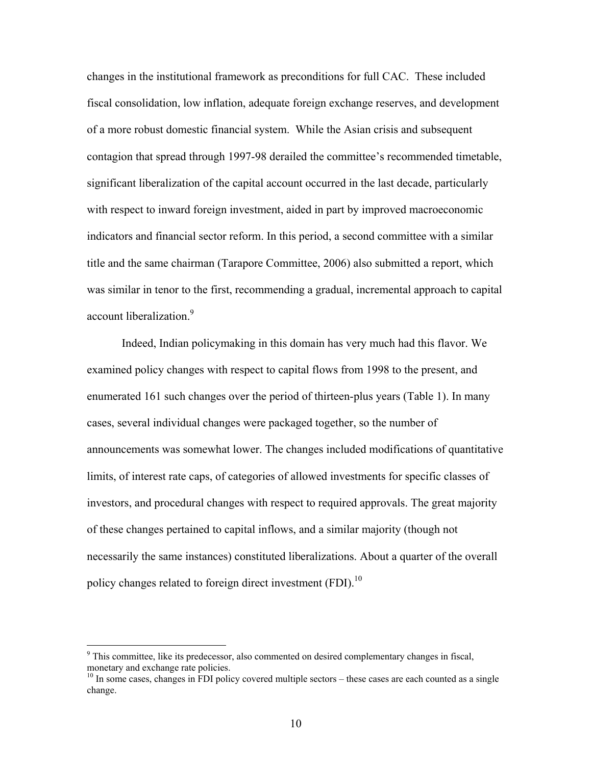changes in the institutional framework as preconditions for full CAC. These included fiscal consolidation, low inflation, adequate foreign exchange reserves, and development of a more robust domestic financial system. While the Asian crisis and subsequent contagion that spread through 1997-98 derailed the committee's recommended timetable, significant liberalization of the capital account occurred in the last decade, particularly with respect to inward foreign investment, aided in part by improved macroeconomic indicators and financial sector reform. In this period, a second committee with a similar title and the same chairman (Tarapore Committee, 2006) also submitted a report, which was similar in tenor to the first, recommending a gradual, incremental approach to capital account liberalization.[9]

Indeed, Indian policymaking in this domain has very much had this flavor. We examined policy changes with respect to capital flows from 1998 to the present, and enumerated 161 such changes over the period of thirteen-plus years (Table 1). In many cases, several individual changes were packaged together, so the number of announcements was somewhat lower. The changes included modifications of quantitative limits, of interest rate caps, of categories of allowed investments for specific classes of investors, and procedural changes with respect to required approvals. The great majority of these changes pertained to capital inflows, and a similar majority (though not necessarily the same instances) constituted liberalizations. About a quarter of the overall policy changes related to foreign direct investment (FDI).[10]

---

[9] This committee, like its predecessor, also commented on desired complementary changes in fiscal, monetary and exchange rate policies.

[10] In some cases, changes in FDI policy covered multiple sectors – these cases are each counted as a single change.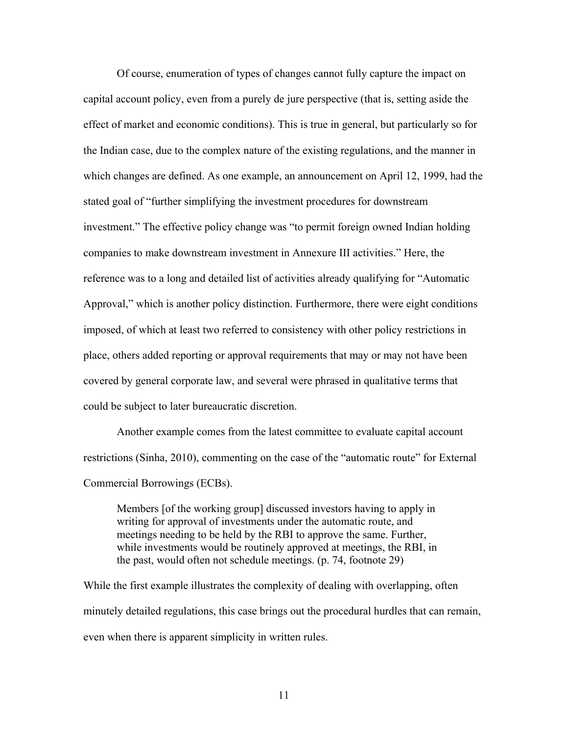Of course, enumeration of types of changes cannot fully capture the impact on capital account policy, even from a purely de jure perspective (that is, setting aside the effect of market and economic conditions). This is true in general, but particularly so for the Indian case, due to the complex nature of the existing regulations, and the manner in which changes are defined. As one example, an announcement on April 12, 1999, had the stated goal of "further simplifying the investment procedures for downstream investment." The effective policy change was "to permit foreign owned Indian holding companies to make downstream investment in Annexure III activities." Here, the reference was to a long and detailed list of activities already qualifying for "Automatic Approval," which is another policy distinction. Furthermore, there were eight conditions imposed, of which at least two referred to consistency with other policy restrictions in place, others added reporting or approval requirements that may or may not have been covered by general corporate law, and several were phrased in qualitative terms that could be subject to later bureaucratic discretion.

Another example comes from the latest committee to evaluate capital account restrictions (Sinha, 2010), commenting on the case of the "automatic route" for External Commercial Borrowings (ECBs).

> Members [of the working group] discussed investors having to apply in writing for approval of investments under the automatic route, and meetings needing to be held by the RBI to approve the same. Further, while investments would be routinely approved at meetings, the RBI, in the past, would often not schedule meetings. (p. 74, footnote 29)

While the first example illustrates the complexity of dealing with overlapping, often minutely detailed regulations, this case brings out the procedural hurdles that can remain, even when there is apparent simplicity in written rules.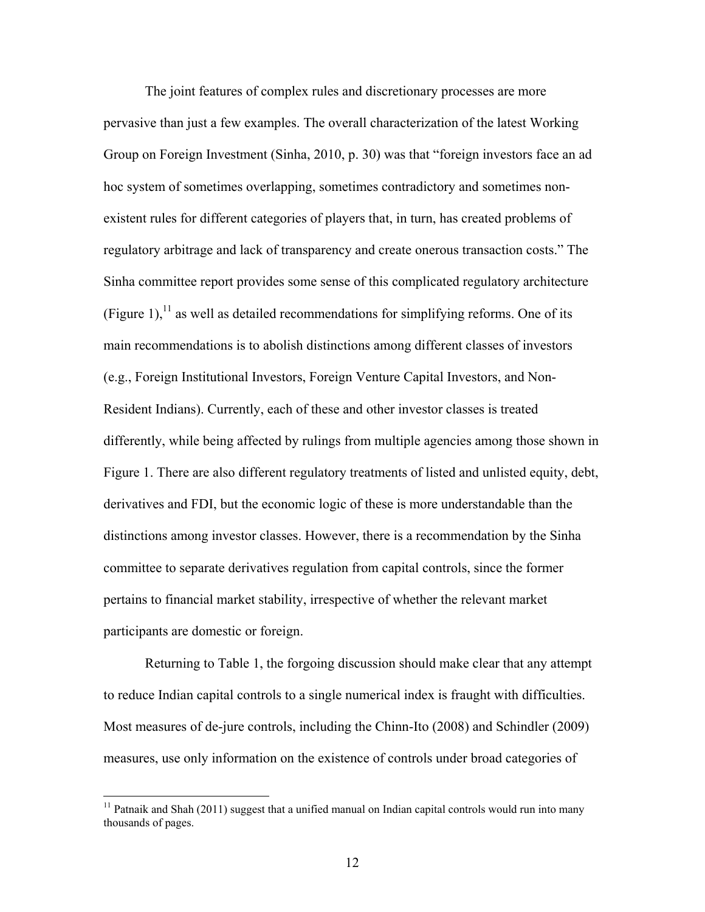The joint features of complex rules and discretionary processes are more pervasive than just a few examples. The overall characterization of the latest Working Group on Foreign Investment (Sinha, 2010, p. 30) was that "foreign investors face an ad hoc system of sometimes overlapping, sometimes contradictory and sometimes non-existent rules for different categories of players that, in turn, has created problems of regulatory arbitrage and lack of transparency and create onerous transaction costs." The Sinha committee report provides some sense of this complicated regulatory architecture (Figure 1),[11] as well as detailed recommendations for simplifying reforms. One of its main recommendations is to abolish distinctions among different classes of investors (e.g., Foreign Institutional Investors, Foreign Venture Capital Investors, and Non-Resident Indians). Currently, each of these and other investor classes is treated differently, while being affected by rulings from multiple agencies among those shown in Figure 1. There are also different regulatory treatments of listed and unlisted equity, debt, derivatives and FDI, but the economic logic of these is more understandable than the distinctions among investor classes. However, there is a recommendation by the Sinha committee to separate derivatives regulation from capital controls, since the former pertains to financial market stability, irrespective of whether the relevant market participants are domestic or foreign.

Returning to Table 1, the forgoing discussion should make clear that any attempt to reduce Indian capital controls to a single numerical index is fraught with difficulties. Most measures of de-jure controls, including the Chinn-Ito (2008) and Schindler (2009) measures, use only information on the existence of controls under broad categories of

[11] Patnaik and Shah (2011) suggest that a unified manual on Indian capital controls would run into many thousands of pages.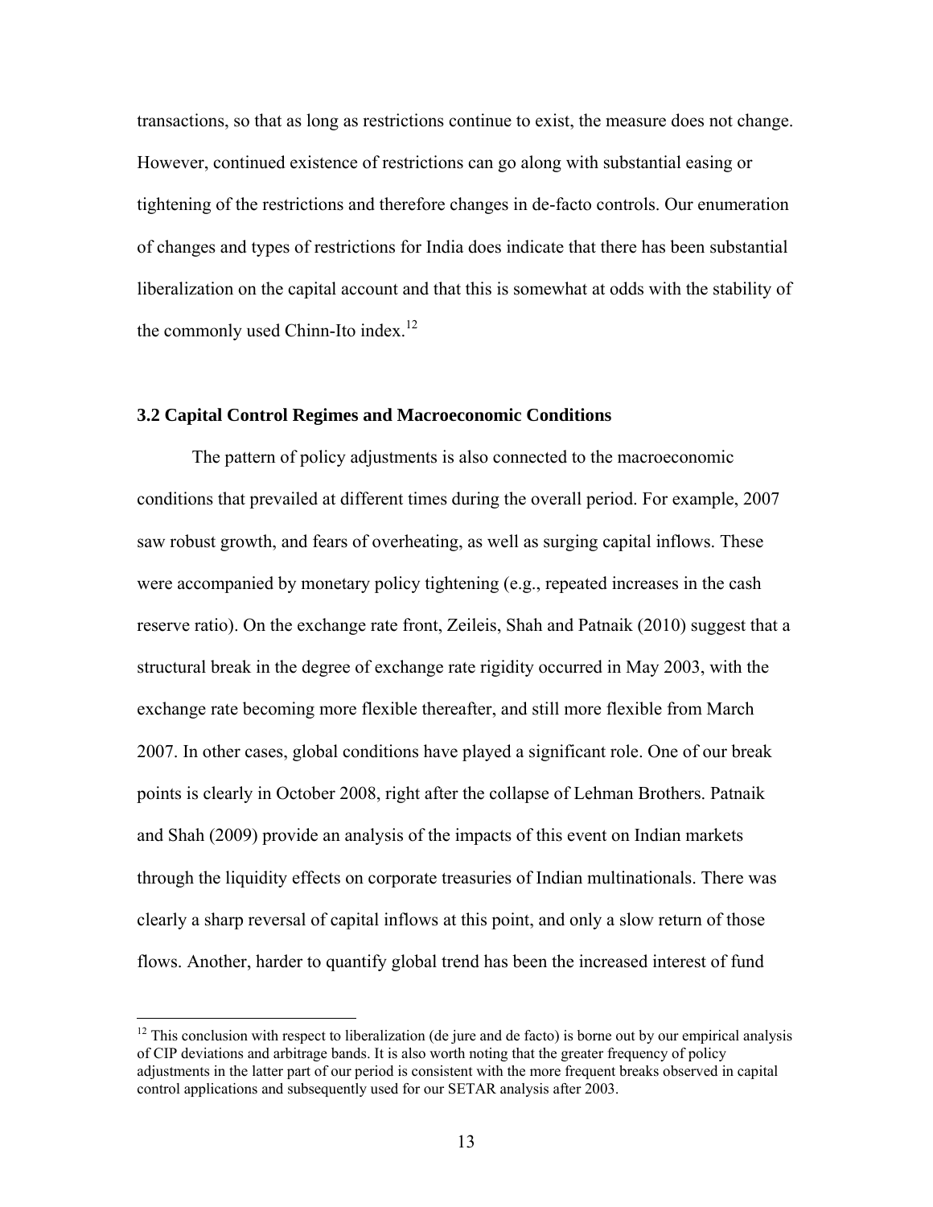transactions, so that as long as restrictions continue to exist, the measure does not change. However, continued existence of restrictions can go along with substantial easing or tightening of the restrictions and therefore changes in de-facto controls. Our enumeration of changes and types of restrictions for India does indicate that there has been substantial liberalization on the capital account and that this is somewhat at odds with the stability of the commonly used Chinn-Ito index.[12]

### 3.2 Capital Control Regimes and Macroeconomic Conditions

The pattern of policy adjustments is also connected to the macroeconomic conditions that prevailed at different times during the overall period. For example, 2007 saw robust growth, and fears of overheating, as well as surging capital inflows. These were accompanied by monetary policy tightening (e.g., repeated increases in the cash reserve ratio). On the exchange rate front, Zeileis, Shah and Patnaik (2010) suggest that a structural break in the degree of exchange rate rigidity occurred in May 2003, with the exchange rate becoming more flexible thereafter, and still more flexible from March 2007. In other cases, global conditions have played a significant role. One of our break points is clearly in October 2008, right after the collapse of Lehman Brothers. Patnaik and Shah (2009) provide an analysis of the impacts of this event on Indian markets through the liquidity effects on corporate treasuries of Indian multinationals. There was clearly a sharp reversal of capital inflows at this point, and only a slow return of those flows. Another, harder to quantify global trend has been the increased interest of fund

[12] This conclusion with respect to liberalization (de jure and de facto) is borne out by our empirical analysis of CIP deviations and arbitrage bands. It is also worth noting that the greater frequency of policy adjustments in the latter part of our period is consistent with the more frequent breaks observed in capital control applications and subsequently used for our SETAR analysis after 2003.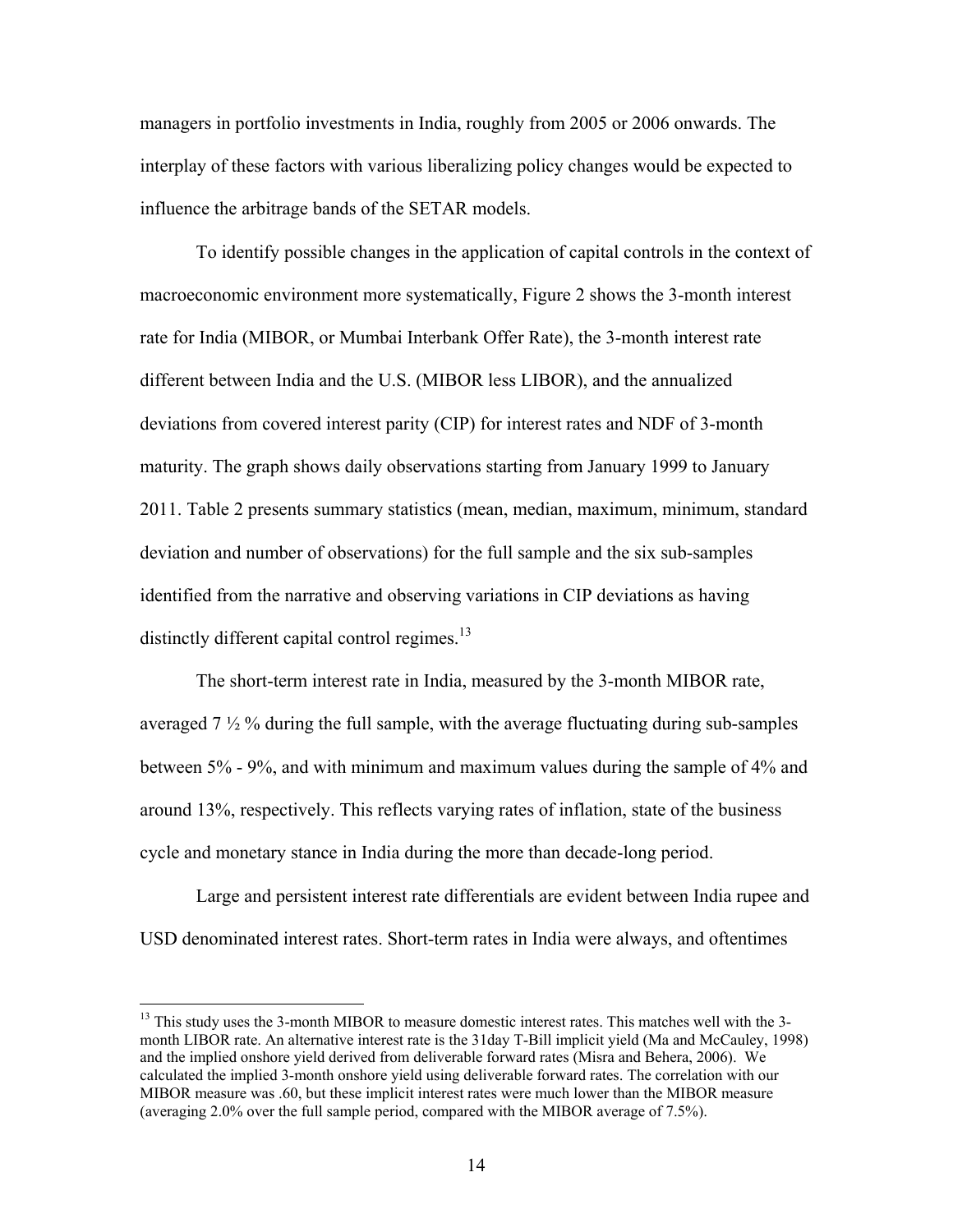managers in portfolio investments in India, roughly from 2005 or 2006 onwards. The interplay of these factors with various liberalizing policy changes would be expected to influence the arbitrage bands of the SETAR models.

To identify possible changes in the application of capital controls in the context of macroeconomic environment more systematically, Figure 2 shows the 3-month interest rate for India (MIBOR, or Mumbai Interbank Offer Rate), the 3-month interest rate different between India and the U.S. (MIBOR less LIBOR), and the annualized deviations from covered interest parity (CIP) for interest rates and NDF of 3-month maturity. The graph shows daily observations starting from January 1999 to January 2011. Table 2 presents summary statistics (mean, median, maximum, minimum, standard deviation and number of observations) for the full sample and the six sub-samples identified from the narrative and observing variations in CIP deviations as having distinctly different capital control regimes.[13]

The short-term interest rate in India, measured by the 3-month MIBOR rate, averaged 7 ½ % during the full sample, with the average fluctuating during sub-samples between 5% - 9%, and with minimum and maximum values during the sample of 4% and around 13%, respectively. This reflects varying rates of inflation, state of the business cycle and monetary stance in India during the more than decade-long period.

Large and persistent interest rate differentials are evident between India rupee and USD denominated interest rates. Short-term rates in India were always, and oftentimes

[13] This study uses the 3-month MIBOR to measure domestic interest rates. This matches well with the 3-month LIBOR rate. An alternative interest rate is the 31day T-Bill implicit yield (Ma and McCauley, 1998) and the implied onshore yield derived from deliverable forward rates (Misra and Behera, 2006). We calculated the implied 3-month onshore yield using deliverable forward rates. The correlation with our MIBOR measure was .60, but these implicit interest rates were much lower than the MIBOR measure (averaging 2.0% over the full sample period, compared with the MIBOR average of 7.5%).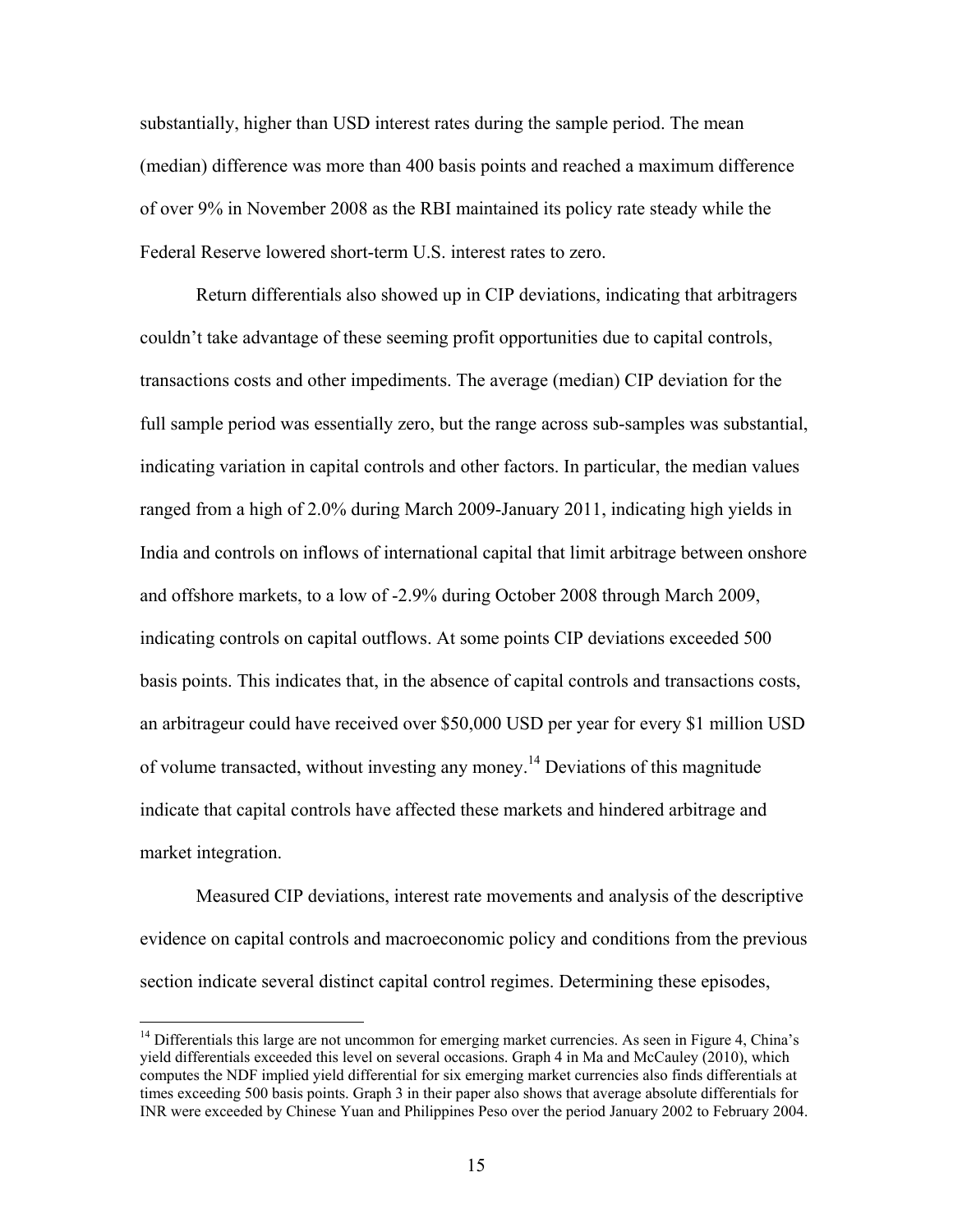substantially, higher than USD interest rates during the sample period. The mean (median) difference was more than 400 basis points and reached a maximum difference of over 9% in November 2008 as the RBI maintained its policy rate steady while the Federal Reserve lowered short-term U.S. interest rates to zero.

Return differentials also showed up in CIP deviations, indicating that arbitragers couldn't take advantage of these seeming profit opportunities due to capital controls, transactions costs and other impediments. The average (median) CIP deviation for the full sample period was essentially zero, but the range across sub-samples was substantial, indicating variation in capital controls and other factors. In particular, the median values ranged from a high of 2.0% during March 2009-January 2011, indicating high yields in India and controls on inflows of international capital that limit arbitrage between onshore and offshore markets, to a low of -2.9% during October 2008 through March 2009, indicating controls on capital outflows. At some points CIP deviations exceeded 500 basis points. This indicates that, in the absence of capital controls and transactions costs, an arbitrageur could have received over $50,000 USD per year for every $1 million USD of volume transacted, without investing any money.[14] Deviations of this magnitude indicate that capital controls have affected these markets and hindered arbitrage and market integration.

Measured CIP deviations, interest rate movements and analysis of the descriptive evidence on capital controls and macroeconomic policy and conditions from the previous section indicate several distinct capital control regimes. Determining these episodes,

[14] Differentials this large are not uncommon for emerging market currencies. As seen in Figure 4, China's yield differentials exceeded this level on several occasions. Graph 4 in Ma and McCauley (2010), which computes the NDF implied yield differential for six emerging market currencies also finds differentials at times exceeding 500 basis points. Graph 3 in their paper also shows that average absolute differentials for INR were exceeded by Chinese Yuan and Philippines Peso over the period January 2002 to February 2004.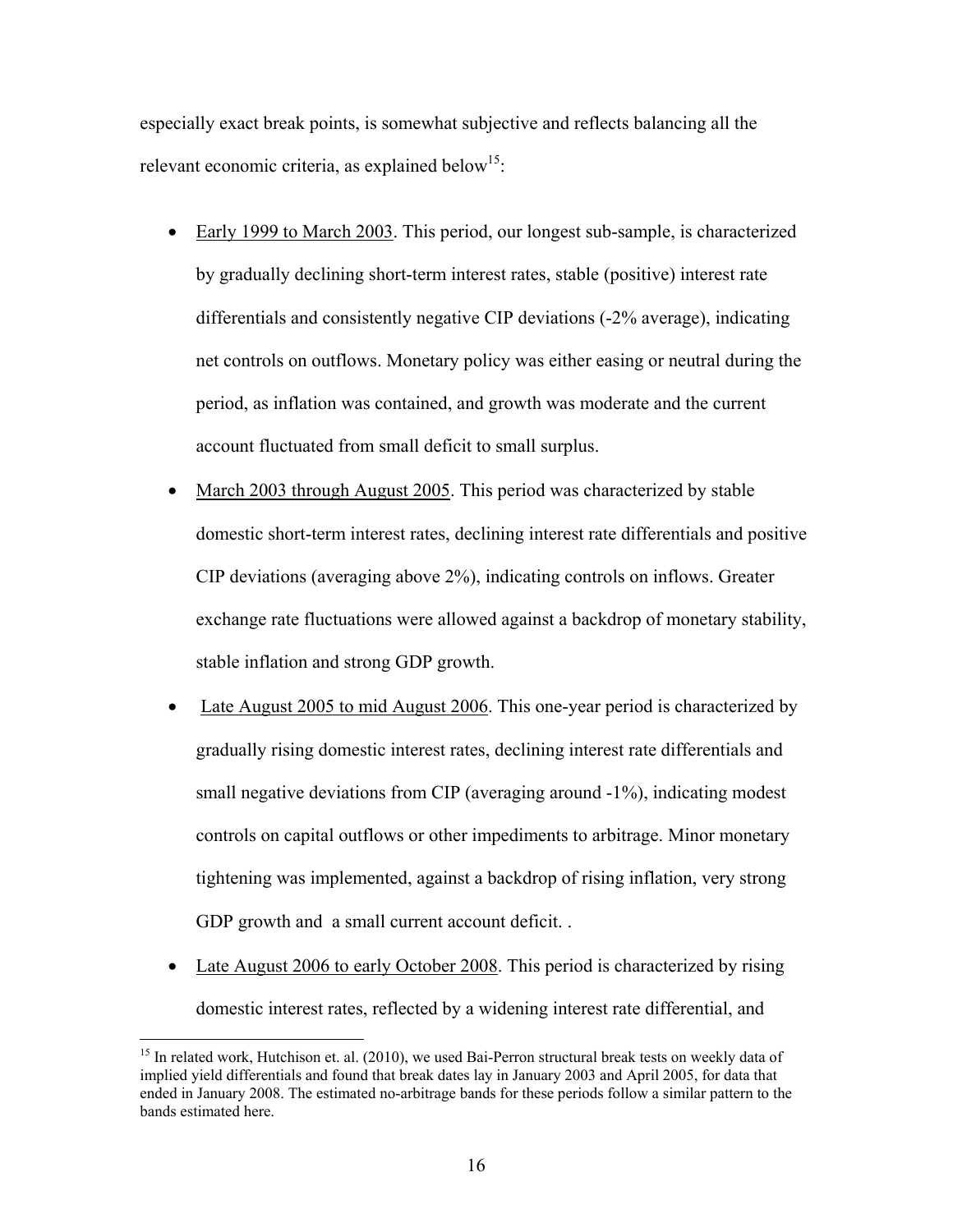especially exact break points, is somewhat subjective and reflects balancing all the relevant economic criteria, as explained below[15]:

- Early 1999 to March 2003. This period, our longest sub-sample, is characterized by gradually declining short-term interest rates, stable (positive) interest rate differentials and consistently negative CIP deviations (-2% average), indicating net controls on outflows. Monetary policy was either easing or neutral during the period, as inflation was contained, and growth was moderate and the current account fluctuated from small deficit to small surplus.
- March 2003 through August 2005. This period was characterized by stable domestic short-term interest rates, declining interest rate differentials and positive CIP deviations (averaging above 2%), indicating controls on inflows. Greater exchange rate fluctuations were allowed against a backdrop of monetary stability, stable inflation and strong GDP growth.
- Late August 2005 to mid August 2006. This one-year period is characterized by gradually rising domestic interest rates, declining interest rate differentials and small negative deviations from CIP (averaging around -1%), indicating modest controls on capital outflows or other impediments to arbitrage. Minor monetary tightening was implemented, against a backdrop of rising inflation, very strong GDP growth and a small current account deficit. .
- Late August 2006 to early October 2008. This period is characterized by rising domestic interest rates, reflected by a widening interest rate differential, and

[15] In related work, Hutchison et. al. (2010), we used Bai-Perron structural break tests on weekly data of implied yield differentials and found that break dates lay in January 2003 and April 2005, for data that ended in January 2008. The estimated no-arbitrage bands for these periods follow a similar pattern to the bands estimated here.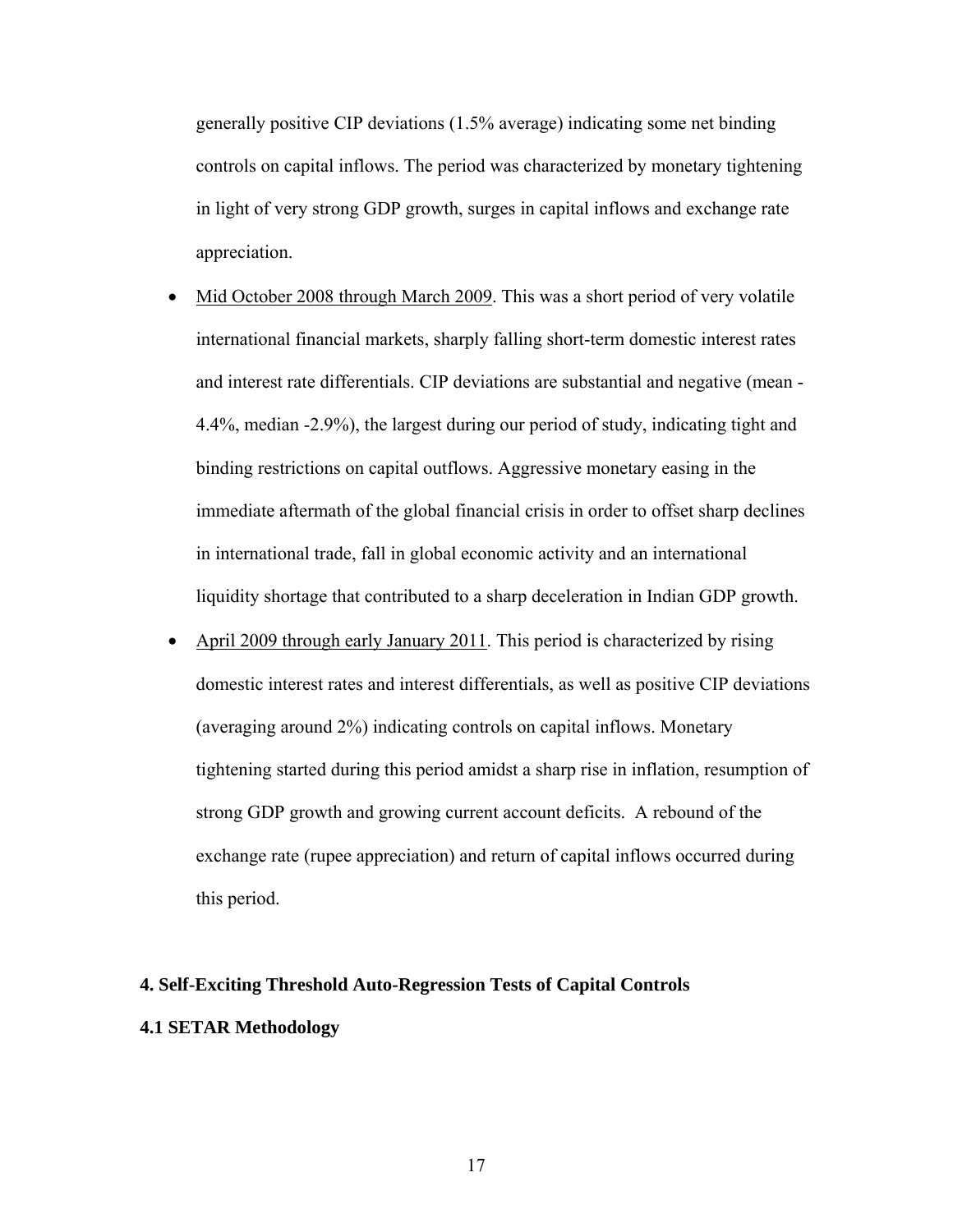generally positive CIP deviations (1.5% average) indicating some net binding controls on capital inflows. The period was characterized by monetary tightening in light of very strong GDP growth, surges in capital inflows and exchange rate appreciation.

- Mid October 2008 through March 2009. This was a short period of very volatile international financial markets, sharply falling short-term domestic interest rates and interest rate differentials. CIP deviations are substantial and negative (mean -4.4%, median -2.9%), the largest during our period of study, indicating tight and binding restrictions on capital outflows. Aggressive monetary easing in the immediate aftermath of the global financial crisis in order to offset sharp declines in international trade, fall in global economic activity and an international liquidity shortage that contributed to a sharp deceleration in Indian GDP growth.
- April 2009 through early January 2011. This period is characterized by rising domestic interest rates and interest differentials, as well as positive CIP deviations (averaging around 2%) indicating controls on capital inflows. Monetary tightening started during this period amidst a sharp rise in inflation, resumption of strong GDP growth and growing current account deficits. A rebound of the exchange rate (rupee appreciation) and return of capital inflows occurred during this period.

## 4. Self-Exciting Threshold Auto-Regression Tests of Capital Controls

### 4.1 SETAR Methodology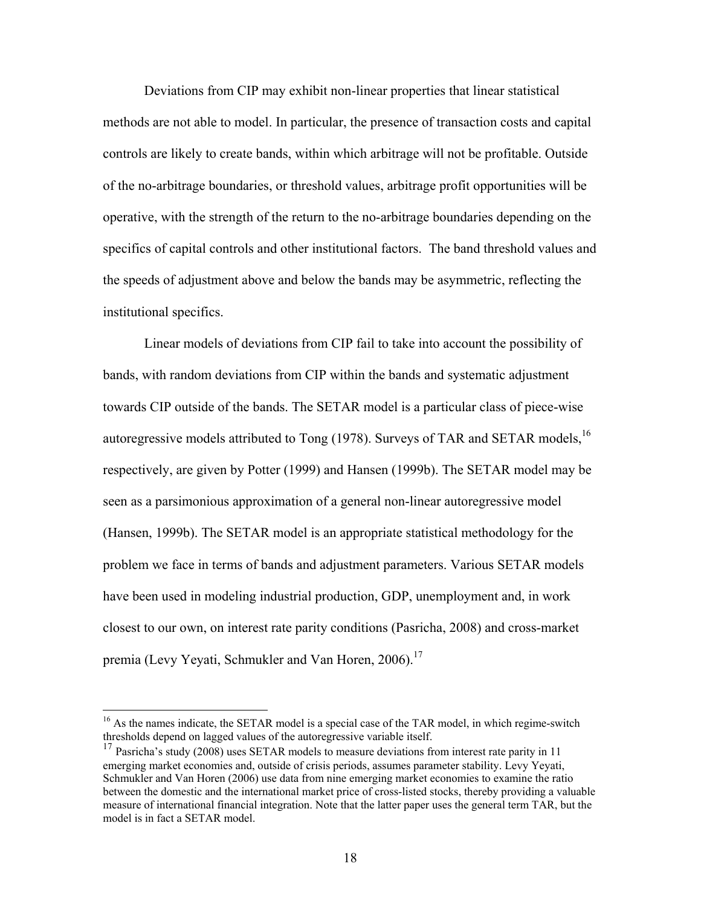Deviations from CIP may exhibit non-linear properties that linear statistical methods are not able to model. In particular, the presence of transaction costs and capital controls are likely to create bands, within which arbitrage will not be profitable. Outside of the no-arbitrage boundaries, or threshold values, arbitrage profit opportunities will be operative, with the strength of the return to the no-arbitrage boundaries depending on the specifics of capital controls and other institutional factors. The band threshold values and the speeds of adjustment above and below the bands may be asymmetric, reflecting the institutional specifics.

Linear models of deviations from CIP fail to take into account the possibility of bands, with random deviations from CIP within the bands and systematic adjustment towards CIP outside of the bands. The SETAR model is a particular class of piece-wise autoregressive models attributed to Tong (1978). Surveys of TAR and SETAR models,[16] respectively, are given by Potter (1999) and Hansen (1999b). The SETAR model may be seen as a parsimonious approximation of a general non-linear autoregressive model (Hansen, 1999b). The SETAR model is an appropriate statistical methodology for the problem we face in terms of bands and adjustment parameters. Various SETAR models have been used in modeling industrial production, GDP, unemployment and, in work closest to our own, on interest rate parity conditions (Pasricha, 2008) and cross-market premia (Levy Yeyati, Schmukler and Van Horen, 2006).[17]

---

[16] As the names indicate, the SETAR model is a special case of the TAR model, in which regime-switch thresholds depend on lagged values of the autoregressive variable itself.

[17] Pasricha's study (2008) uses SETAR models to measure deviations from interest rate parity in 11 emerging market economies and, outside of crisis periods, assumes parameter stability. Levy Yeyati, Schmukler and Van Horen (2006) use data from nine emerging market economies to examine the ratio between the domestic and the international market price of cross-listed stocks, thereby providing a valuable measure of international financial integration. Note that the latter paper uses the general term TAR, but the model is in fact a SETAR model.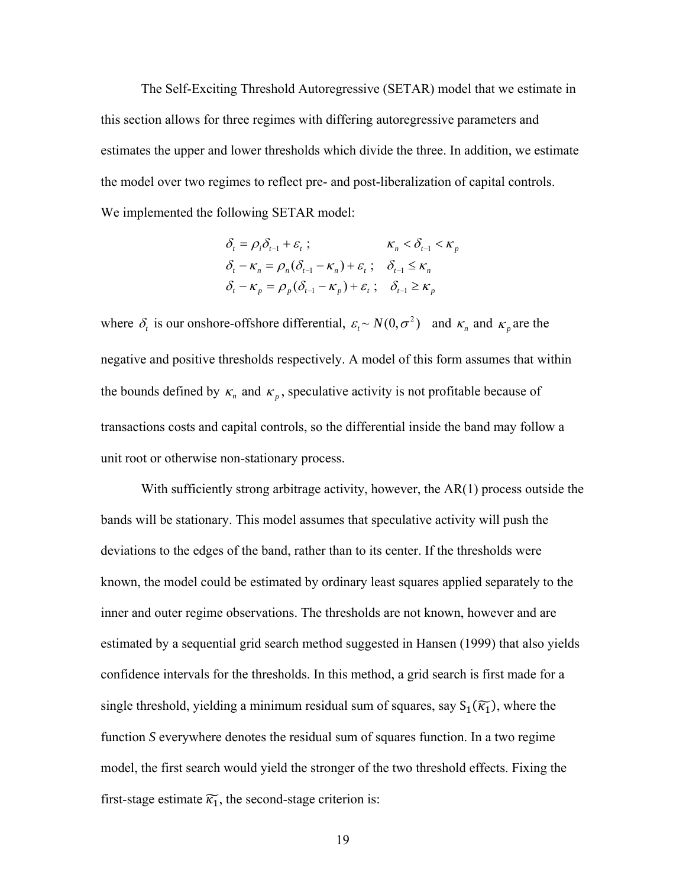The Self-Exciting Threshold Autoregressive (SETAR) model that we estimate in this section allows for three regimes with differing autoregressive parameters and estimates the upper and lower thresholds which divide the three. In addition, we estimate the model over two regimes to reflect pre- and post-liberalization of capital controls. We implemented the following SETAR model:

$$
\begin{aligned}
&\delta_t = \rho_i \delta_{t-1} + \varepsilon_t \; ; && \kappa_n < \delta_{t-1} < \kappa_p \\
&\delta_t - \kappa_n = \rho_n (\delta_{t-1} - \kappa_n) + \varepsilon_t \; ; && \delta_{t-1} \leq \kappa_n \\
&\delta_t - \kappa_p = \rho_p (\delta_{t-1} - \kappa_p) + \varepsilon_t \; ; && \delta_{t-1} \geq \kappa_p
\end{aligned}
$$

where $\delta_t$ is our onshore-offshore differential, $\varepsilon_t \sim N(0, \sigma^2)$ and $\kappa_n$ and $\kappa_p$ are the negative and positive thresholds respectively. A model of this form assumes that within the bounds defined by $\kappa_n$ and $\kappa_p$, speculative activity is not profitable because of transactions costs and capital controls, so the differential inside the band may follow a unit root or otherwise non-stationary process.

With sufficiently strong arbitrage activity, however, the AR(1) process outside the bands will be stationary. This model assumes that speculative activity will push the deviations to the edges of the band, rather than to its center. If the thresholds were known, the model could be estimated by ordinary least squares applied separately to the inner and outer regime observations. The thresholds are not known, however and are estimated by a sequential grid search method suggested in Hansen (1999) that also yields confidence intervals for the thresholds. In this method, a grid search is first made for a single threshold, yielding a minimum residual sum of squares, say $S_1(\widetilde{\kappa_1})$, where the function *S* everywhere denotes the residual sum of squares function. In a two regime model, the first search would yield the stronger of the two threshold effects. Fixing the first-stage estimate $\widetilde{\kappa_1}$, the second-stage criterion is: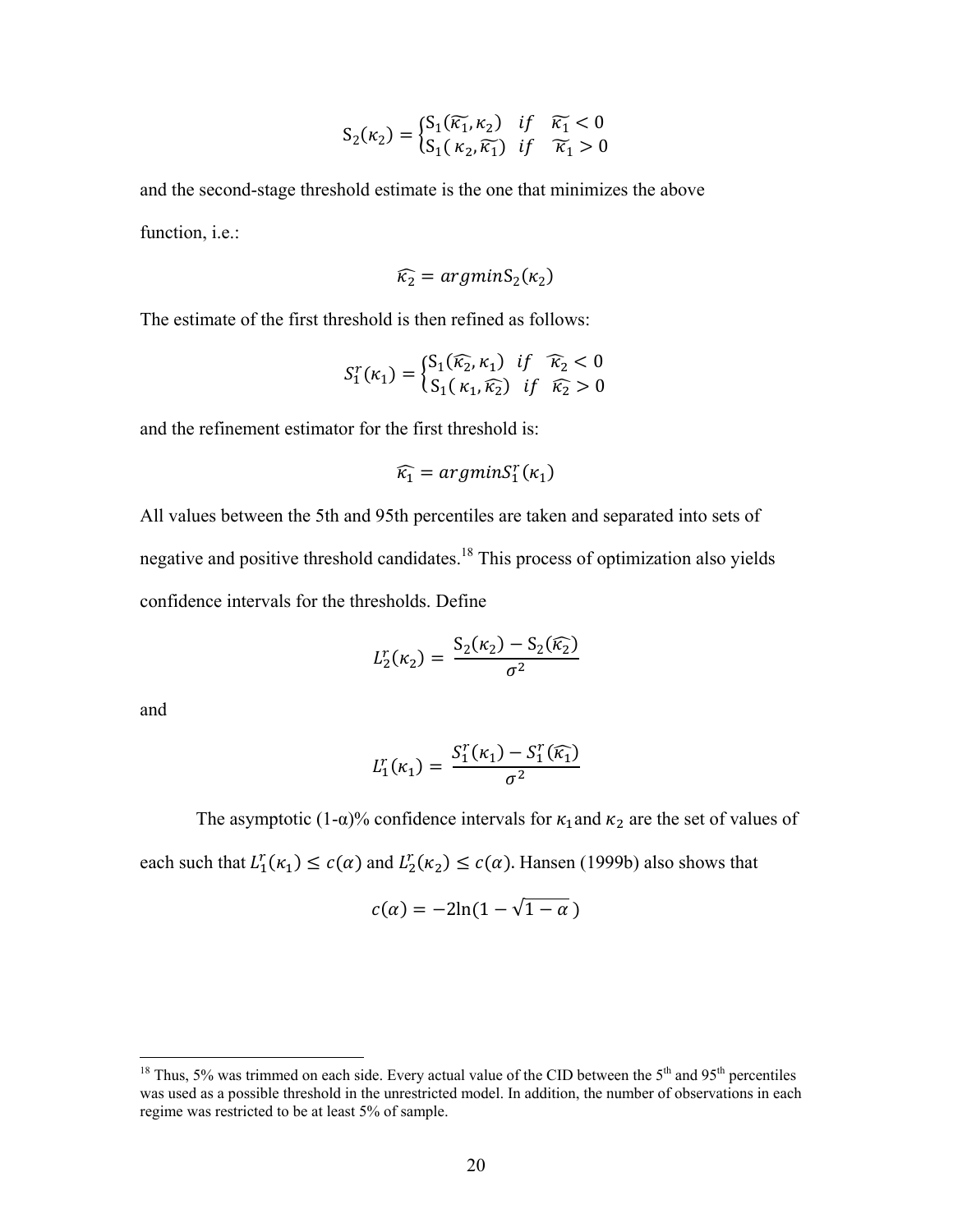$$S_2(\kappa_2) = \begin{cases} S_1(\widetilde{\kappa_1}, \kappa_2) & if \quad \widetilde{\kappa_1} < 0 \\ S_1(\kappa_2, \widetilde{\kappa_1}) & if \quad \widetilde{\kappa_1} > 0 \end{cases}$$

and the second-stage threshold estimate is the one that minimizes the above function, i.e.:

$$\widehat{\kappa_2} = argmin S_2(\kappa_2)$$

The estimate of the first threshold is then refined as follows:

$$S_1^r(\kappa_1) = \begin{cases} S_1(\widehat{\kappa_2}, \kappa_1) & if \quad \widehat{\kappa_2} < 0 \\ S_1(\kappa_1, \widehat{\kappa_2}) & if \quad \widehat{\kappa_2} > 0 \end{cases}$$

and the refinement estimator for the first threshold is:

$$\widehat{\kappa_1} = argmin S_1^r(\kappa_1)$$

All values between the 5th and 95th percentiles are taken and separated into sets of negative and positive threshold candidates.[18] This process of optimization also yields confidence intervals for the thresholds. Define

$$L_2^r(\kappa_2) = \frac{S_2(\kappa_2) - S_2(\widehat{\kappa_2})}{\sigma^2}$$

and

$$L_1^r(\kappa_1) = \frac{S_1^r(\kappa_1) - S_1^r(\widehat{\kappa_1})}{\sigma^2}$$

The asymptotic (1-α)% confidence intervals for $\kappa_1$ and $\kappa_2$ are the set of values of each such that $L_1^r(\kappa_1) \leq c(\alpha)$ and $L_2^r(\kappa_2) \leq c(\alpha)$. Hansen (1999b) also shows that

$$c(\alpha) = -2\ln(1 - \sqrt{1-\alpha})$$

[18] Thus, 5% was trimmed on each side. Every actual value of the CID between the 5th and 95th percentiles was used as a possible threshold in the unrestricted model. In addition, the number of observations in each regime was restricted to be at least 5% of sample.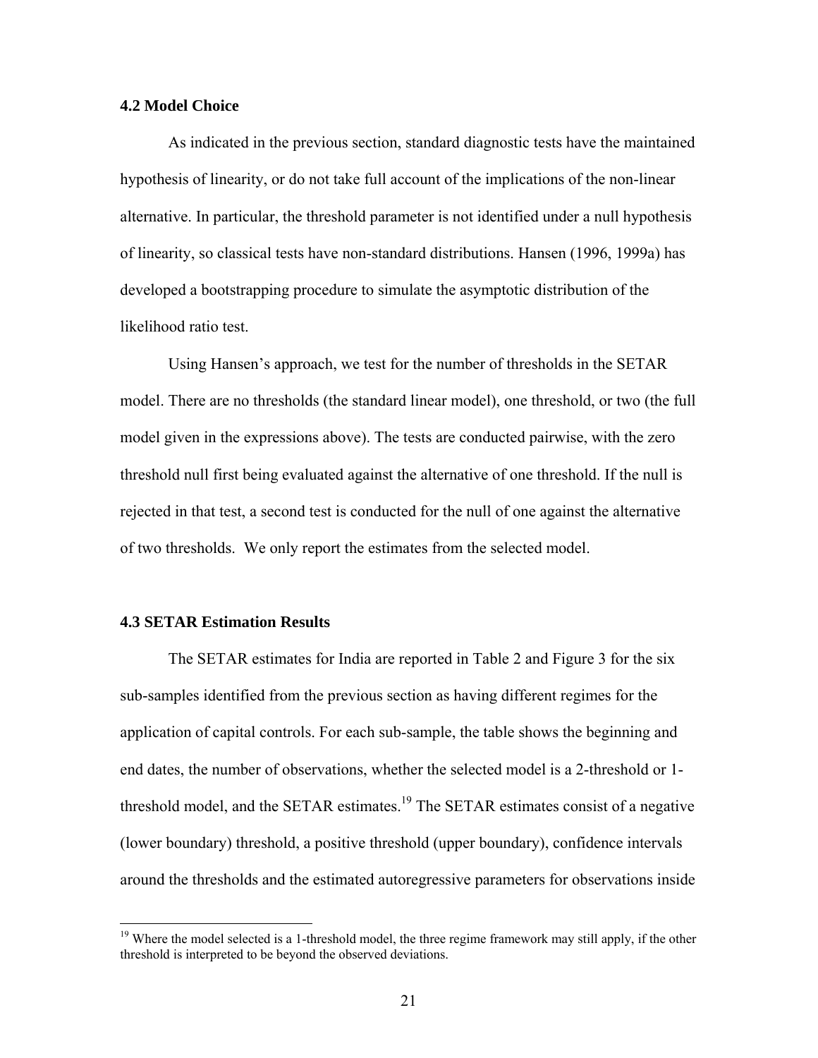### 4.2 Model Choice

As indicated in the previous section, standard diagnostic tests have the maintained hypothesis of linearity, or do not take full account of the implications of the non-linear alternative. In particular, the threshold parameter is not identified under a null hypothesis of linearity, so classical tests have non-standard distributions. Hansen (1996, 1999a) has developed a bootstrapping procedure to simulate the asymptotic distribution of the likelihood ratio test.

Using Hansen's approach, we test for the number of thresholds in the SETAR model. There are no thresholds (the standard linear model), one threshold, or two (the full model given in the expressions above). The tests are conducted pairwise, with the zero threshold null first being evaluated against the alternative of one threshold. If the null is rejected in that test, a second test is conducted for the null of one against the alternative of two thresholds. We only report the estimates from the selected model.

### 4.3 SETAR Estimation Results

The SETAR estimates for India are reported in Table 2 and Figure 3 for the six sub-samples identified from the previous section as having different regimes for the application of capital controls. For each sub-sample, the table shows the beginning and end dates, the number of observations, whether the selected model is a 2-threshold or 1-threshold model, and the SETAR estimates.[19] The SETAR estimates consist of a negative (lower boundary) threshold, a positive threshold (upper boundary), confidence intervals around the thresholds and the estimated autoregressive parameters for observations inside

[19] Where the model selected is a 1-threshold model, the three regime framework may still apply, if the other threshold is interpreted to be beyond the observed deviations.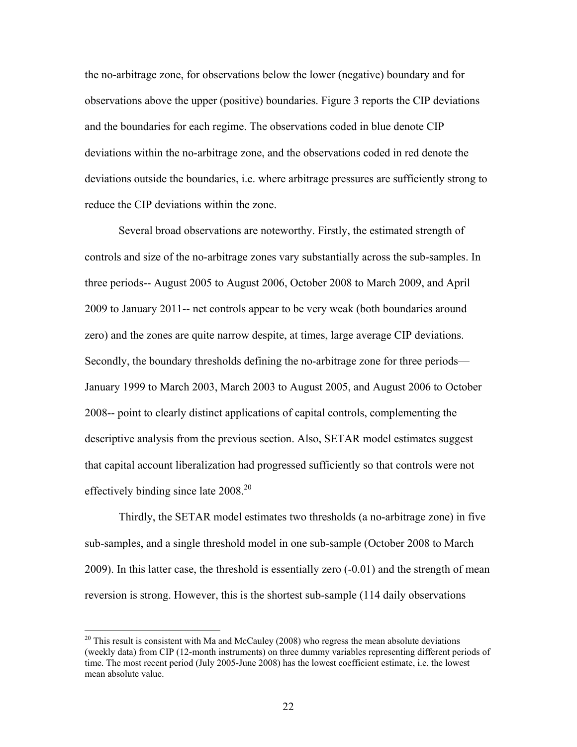the no-arbitrage zone, for observations below the lower (negative) boundary and for observations above the upper (positive) boundaries. Figure 3 reports the CIP deviations and the boundaries for each regime. The observations coded in blue denote CIP deviations within the no-arbitrage zone, and the observations coded in red denote the deviations outside the boundaries, i.e. where arbitrage pressures are sufficiently strong to reduce the CIP deviations within the zone.

Several broad observations are noteworthy. Firstly, the estimated strength of controls and size of the no-arbitrage zones vary substantially across the sub-samples. In three periods-- August 2005 to August 2006, October 2008 to March 2009, and April 2009 to January 2011-- net controls appear to be very weak (both boundaries around zero) and the zones are quite narrow despite, at times, large average CIP deviations. Secondly, the boundary thresholds defining the no-arbitrage zone for three periods— January 1999 to March 2003, March 2003 to August 2005, and August 2006 to October 2008-- point to clearly distinct applications of capital controls, complementing the descriptive analysis from the previous section. Also, SETAR model estimates suggest that capital account liberalization had progressed sufficiently so that controls were not effectively binding since late 2008.[20]

Thirdly, the SETAR model estimates two thresholds (a no-arbitrage zone) in five sub-samples, and a single threshold model in one sub-sample (October 2008 to March 2009). In this latter case, the threshold is essentially zero (-0.01) and the strength of mean reversion is strong. However, this is the shortest sub-sample (114 daily observations

[20] This result is consistent with Ma and McCauley (2008) who regress the mean absolute deviations (weekly data) from CIP (12-month instruments) on three dummy variables representing different periods of time. The most recent period (July 2005-June 2008) has the lowest coefficient estimate, i.e. the lowest mean absolute value.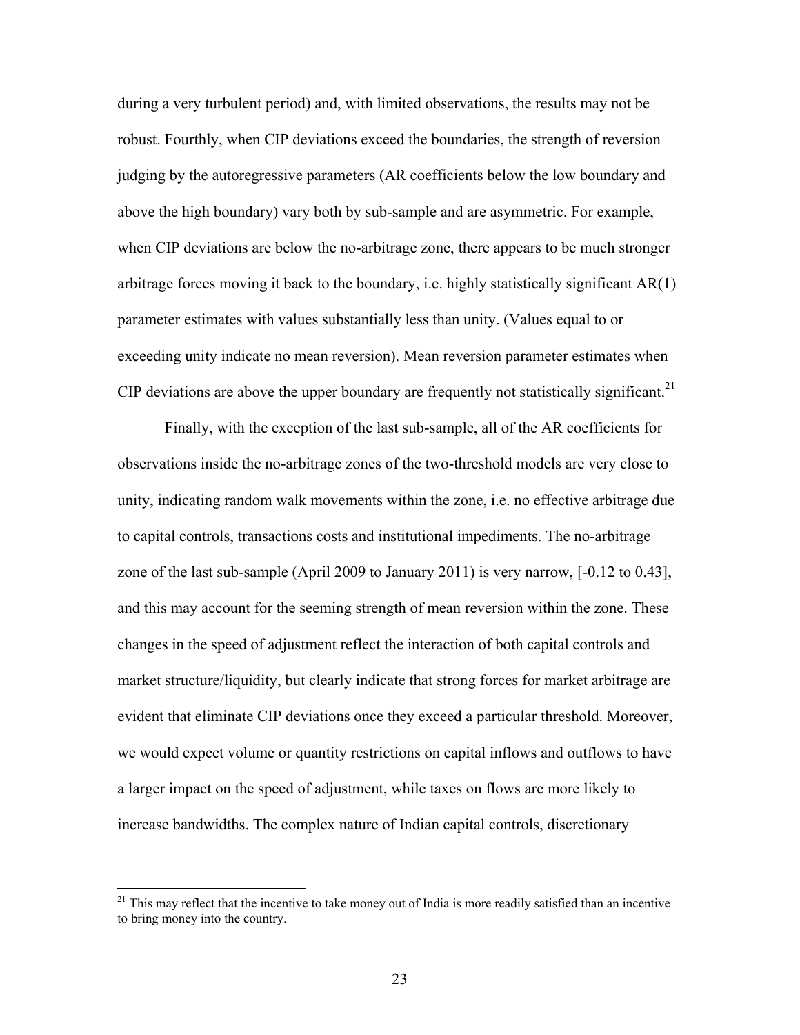during a very turbulent period) and, with limited observations, the results may not be robust. Fourthly, when CIP deviations exceed the boundaries, the strength of reversion judging by the autoregressive parameters (AR coefficients below the low boundary and above the high boundary) vary both by sub-sample and are asymmetric. For example, when CIP deviations are below the no-arbitrage zone, there appears to be much stronger arbitrage forces moving it back to the boundary, i.e. highly statistically significant AR(1) parameter estimates with values substantially less than unity. (Values equal to or exceeding unity indicate no mean reversion). Mean reversion parameter estimates when CIP deviations are above the upper boundary are frequently not statistically significant.[21]

Finally, with the exception of the last sub-sample, all of the AR coefficients for observations inside the no-arbitrage zones of the two-threshold models are very close to unity, indicating random walk movements within the zone, i.e. no effective arbitrage due to capital controls, transactions costs and institutional impediments. The no-arbitrage zone of the last sub-sample (April 2009 to January 2011) is very narrow, [-0.12 to 0.43], and this may account for the seeming strength of mean reversion within the zone. These changes in the speed of adjustment reflect the interaction of both capital controls and market structure/liquidity, but clearly indicate that strong forces for market arbitrage are evident that eliminate CIP deviations once they exceed a particular threshold. Moreover, we would expect volume or quantity restrictions on capital inflows and outflows to have a larger impact on the speed of adjustment, while taxes on flows are more likely to increase bandwidths. The complex nature of Indian capital controls, discretionary

[21] This may reflect that the incentive to take money out of India is more readily satisfied than an incentive to bring money into the country.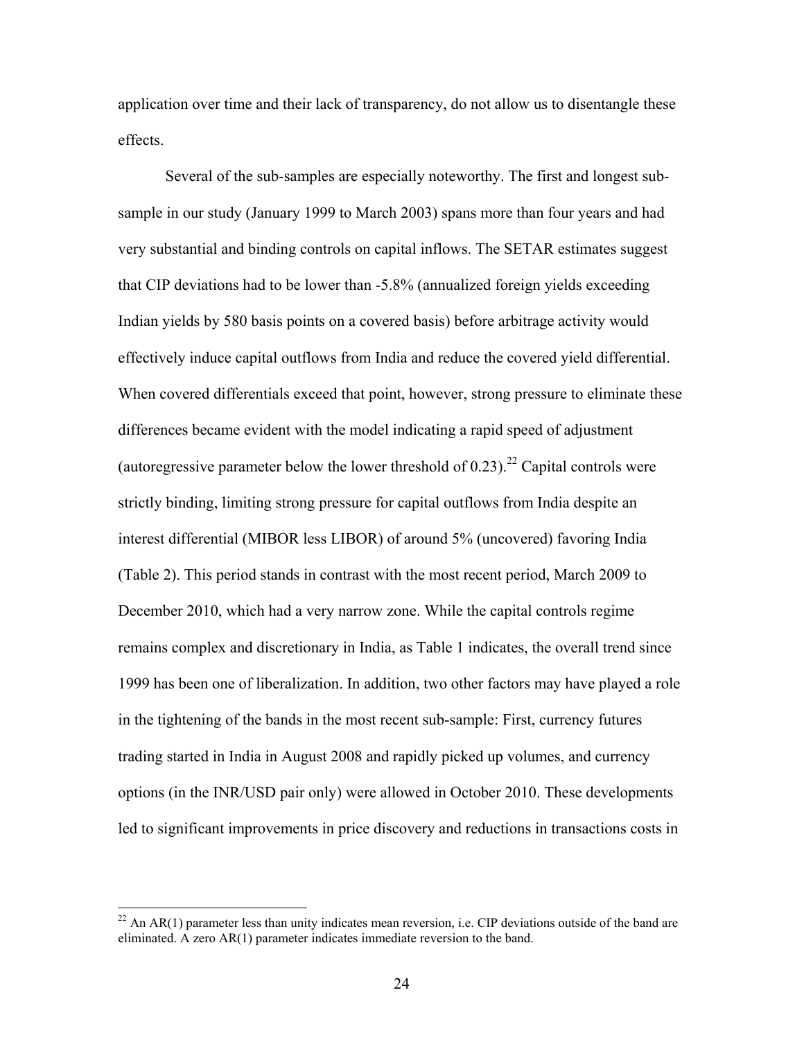application over time and their lack of transparency, do not allow us to disentangle these effects.

Several of the sub-samples are especially noteworthy. The first and longest sub-sample in our study (January 1999 to March 2003) spans more than four years and had very substantial and binding controls on capital inflows. The SETAR estimates suggest that CIP deviations had to be lower than -5.8% (annualized foreign yields exceeding Indian yields by 580 basis points on a covered basis) before arbitrage activity would effectively induce capital outflows from India and reduce the covered yield differential. When covered differentials exceed that point, however, strong pressure to eliminate these differences became evident with the model indicating a rapid speed of adjustment (autoregressive parameter below the lower threshold of 0.23).[22] Capital controls were strictly binding, limiting strong pressure for capital outflows from India despite an interest differential (MIBOR less LIBOR) of around 5% (uncovered) favoring India (Table 2). This period stands in contrast with the most recent period, March 2009 to December 2010, which had a very narrow zone. While the capital controls regime remains complex and discretionary in India, as Table 1 indicates, the overall trend since 1999 has been one of liberalization. In addition, two other factors may have played a role in the tightening of the bands in the most recent sub-sample: First, currency futures trading started in India in August 2008 and rapidly picked up volumes, and currency options (in the INR/USD pair only) were allowed in October 2010. These developments led to significant improvements in price discovery and reductions in transactions costs in

[22] An AR(1) parameter less than unity indicates mean reversion, i.e. CIP deviations outside of the band are eliminated. A zero AR(1) parameter indicates immediate reversion to the band.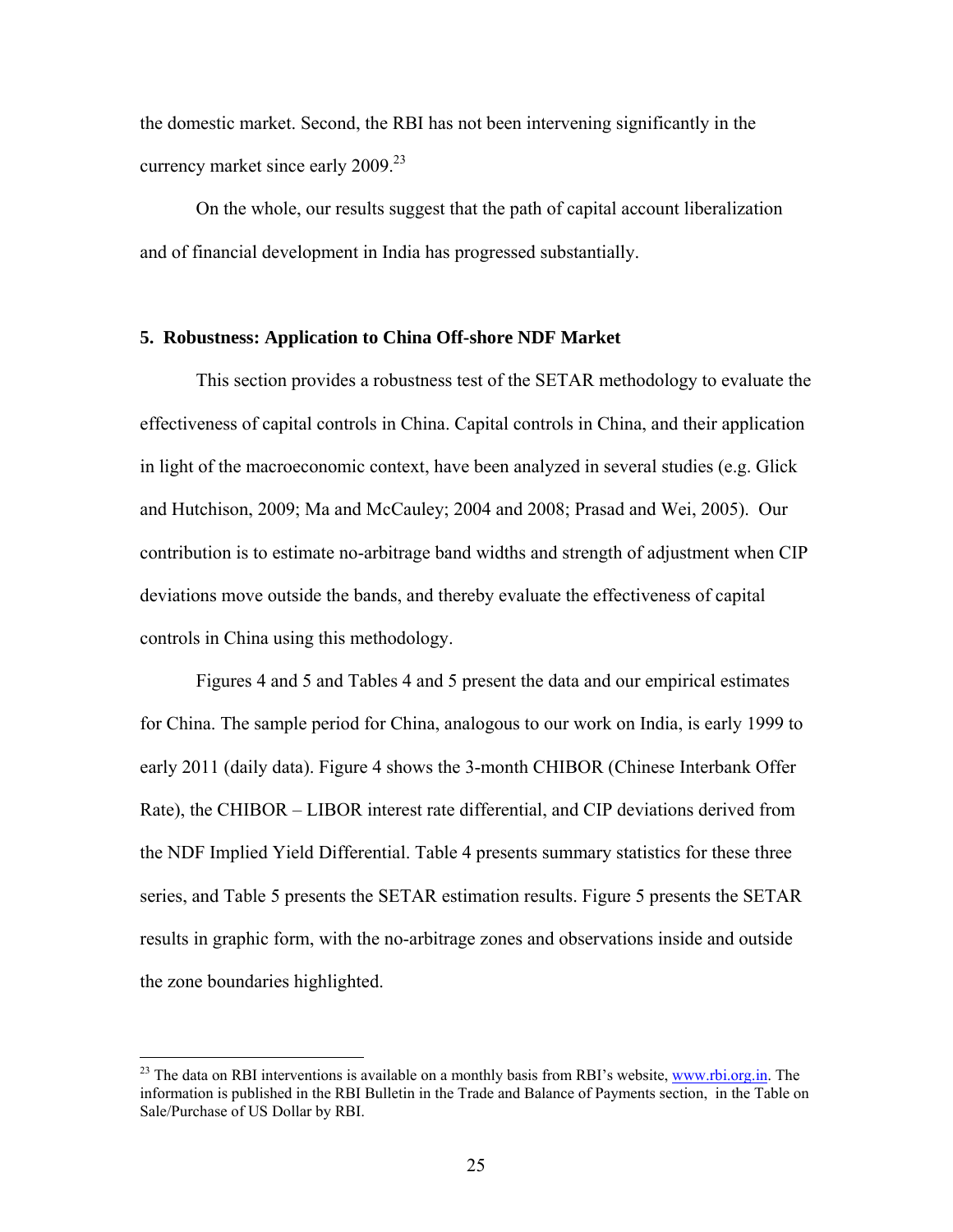the domestic market. Second, the RBI has not been intervening significantly in the currency market since early 2009.[23]

On the whole, our results suggest that the path of capital account liberalization and of financial development in India has progressed substantially.

## 5. Robustness: Application to China Off-shore NDF Market

This section provides a robustness test of the SETAR methodology to evaluate the effectiveness of capital controls in China. Capital controls in China, and their application in light of the macroeconomic context, have been analyzed in several studies (e.g. Glick and Hutchison, 2009; Ma and McCauley; 2004 and 2008; Prasad and Wei, 2005). Our contribution is to estimate no-arbitrage band widths and strength of adjustment when CIP deviations move outside the bands, and thereby evaluate the effectiveness of capital controls in China using this methodology.

Figures 4 and 5 and Tables 4 and 5 present the data and our empirical estimates for China. The sample period for China, analogous to our work on India, is early 1999 to early 2011 (daily data). Figure 4 shows the 3-month CHIBOR (Chinese Interbank Offer Rate), the CHIBOR – LIBOR interest rate differential, and CIP deviations derived from the NDF Implied Yield Differential. Table 4 presents summary statistics for these three series, and Table 5 presents the SETAR estimation results. Figure 5 presents the SETAR results in graphic form, with the no-arbitrage zones and observations inside and outside the zone boundaries highlighted.

---

[23] The data on RBI interventions is available on a monthly basis from RBI's website, www.rbi.org.in. The information is published in the RBI Bulletin in the Trade and Balance of Payments section, in the Table on Sale/Purchase of US Dollar by RBI.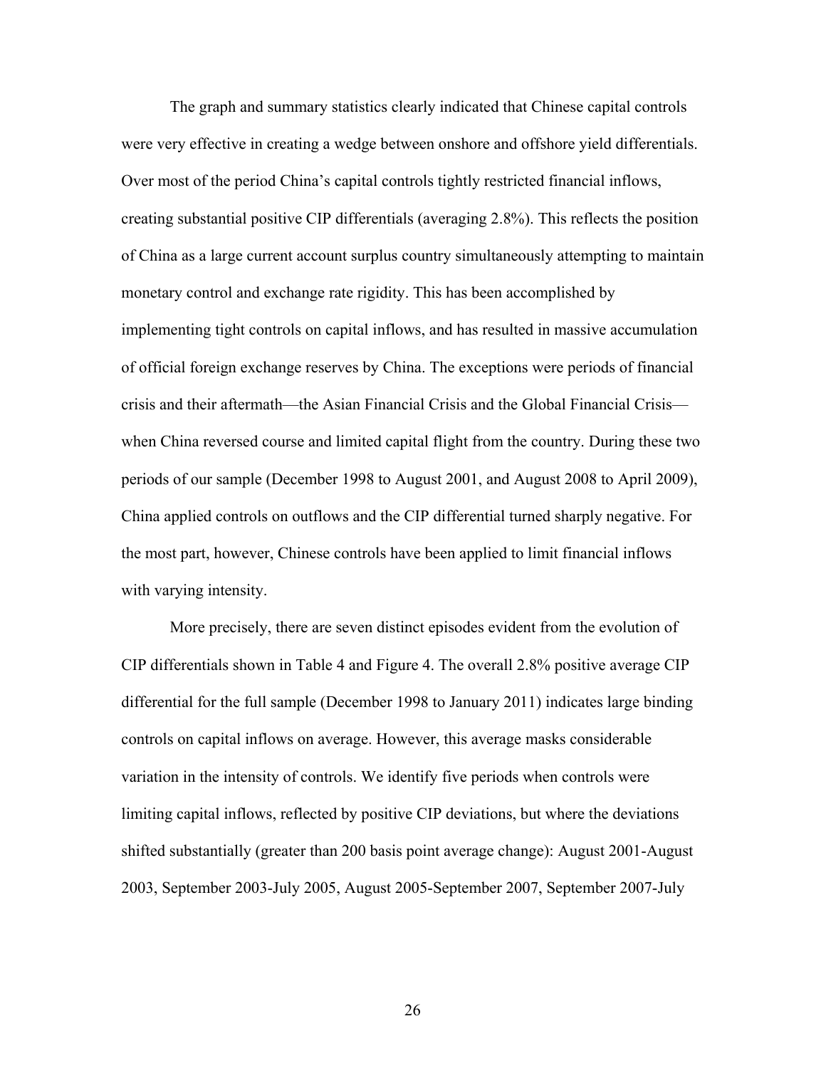The graph and summary statistics clearly indicated that Chinese capital controls were very effective in creating a wedge between onshore and offshore yield differentials. Over most of the period China's capital controls tightly restricted financial inflows, creating substantial positive CIP differentials (averaging 2.8%). This reflects the position of China as a large current account surplus country simultaneously attempting to maintain monetary control and exchange rate rigidity. This has been accomplished by implementing tight controls on capital inflows, and has resulted in massive accumulation of official foreign exchange reserves by China. The exceptions were periods of financial crisis and their aftermath—the Asian Financial Crisis and the Global Financial Crisis—when China reversed course and limited capital flight from the country. During these two periods of our sample (December 1998 to August 2001, and August 2008 to April 2009), China applied controls on outflows and the CIP differential turned sharply negative. For the most part, however, Chinese controls have been applied to limit financial inflows with varying intensity.

More precisely, there are seven distinct episodes evident from the evolution of CIP differentials shown in Table 4 and Figure 4. The overall 2.8% positive average CIP differential for the full sample (December 1998 to January 2011) indicates large binding controls on capital inflows on average. However, this average masks considerable variation in the intensity of controls. We identify five periods when controls were limiting capital inflows, reflected by positive CIP deviations, but where the deviations shifted substantially (greater than 200 basis point average change): August 2001-August 2003, September 2003-July 2005, August 2005-September 2007, September 2007-July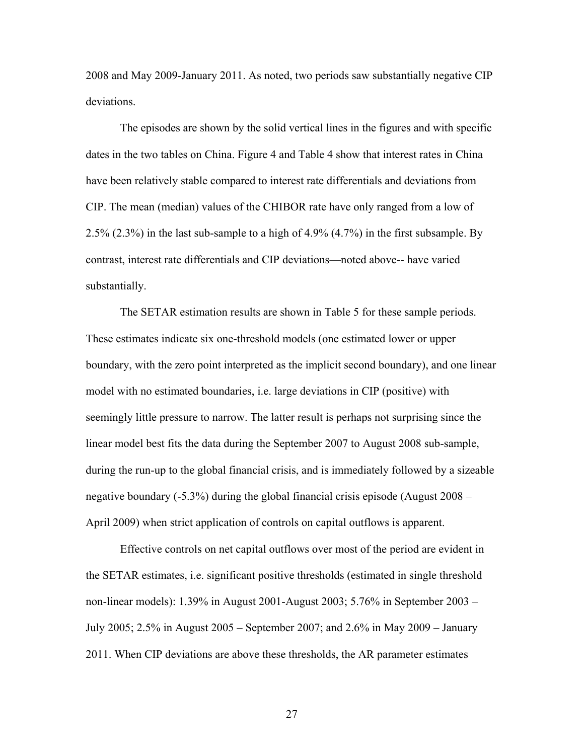2008 and May 2009-January 2011. As noted, two periods saw substantially negative CIP deviations.

The episodes are shown by the solid vertical lines in the figures and with specific dates in the two tables on China. Figure 4 and Table 4 show that interest rates in China have been relatively stable compared to interest rate differentials and deviations from CIP. The mean (median) values of the CHIBOR rate have only ranged from a low of 2.5% (2.3%) in the last sub-sample to a high of 4.9% (4.7%) in the first subsample. By contrast, interest rate differentials and CIP deviations—noted above-- have varied substantially.

The SETAR estimation results are shown in Table 5 for these sample periods. These estimates indicate six one-threshold models (one estimated lower or upper boundary, with the zero point interpreted as the implicit second boundary), and one linear model with no estimated boundaries, i.e. large deviations in CIP (positive) with seemingly little pressure to narrow. The latter result is perhaps not surprising since the linear model best fits the data during the September 2007 to August 2008 sub-sample, during the run-up to the global financial crisis, and is immediately followed by a sizeable negative boundary (-5.3%) during the global financial crisis episode (August 2008 – April 2009) when strict application of controls on capital outflows is apparent.

Effective controls on net capital outflows over most of the period are evident in the SETAR estimates, i.e. significant positive thresholds (estimated in single threshold non-linear models): 1.39% in August 2001-August 2003; 5.76% in September 2003 – July 2005; 2.5% in August 2005 – September 2007; and 2.6% in May 2009 – January 2011. When CIP deviations are above these thresholds, the AR parameter estimates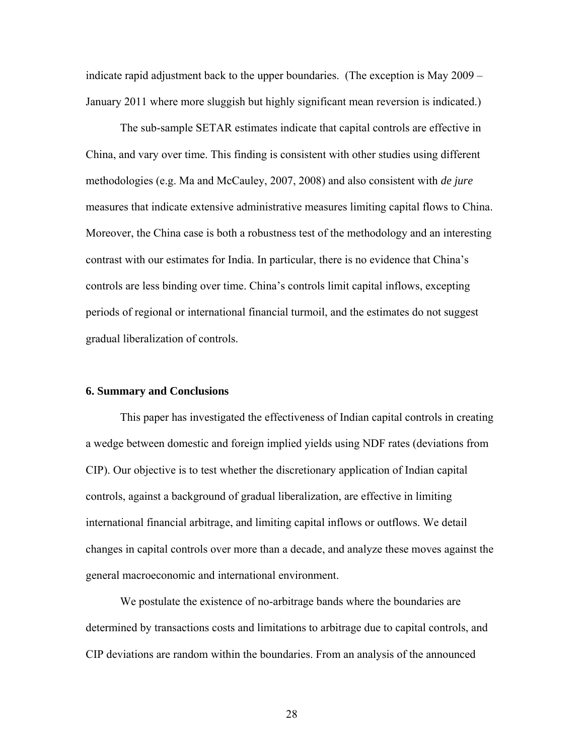indicate rapid adjustment back to the upper boundaries. (The exception is May 2009 – January 2011 where more sluggish but highly significant mean reversion is indicated.)

The sub-sample SETAR estimates indicate that capital controls are effective in China, and vary over time. This finding is consistent with other studies using different methodologies (e.g. Ma and McCauley, 2007, 2008) and also consistent with *de jure* measures that indicate extensive administrative measures limiting capital flows to China. Moreover, the China case is both a robustness test of the methodology and an interesting contrast with our estimates for India. In particular, there is no evidence that China's controls are less binding over time. China's controls limit capital inflows, excepting periods of regional or international financial turmoil, and the estimates do not suggest gradual liberalization of controls.

## 6. Summary and Conclusions

This paper has investigated the effectiveness of Indian capital controls in creating a wedge between domestic and foreign implied yields using NDF rates (deviations from CIP). Our objective is to test whether the discretionary application of Indian capital controls, against a background of gradual liberalization, are effective in limiting international financial arbitrage, and limiting capital inflows or outflows. We detail changes in capital controls over more than a decade, and analyze these moves against the general macroeconomic and international environment.

We postulate the existence of no-arbitrage bands where the boundaries are determined by transactions costs and limitations to arbitrage due to capital controls, and CIP deviations are random within the boundaries. From an analysis of the announced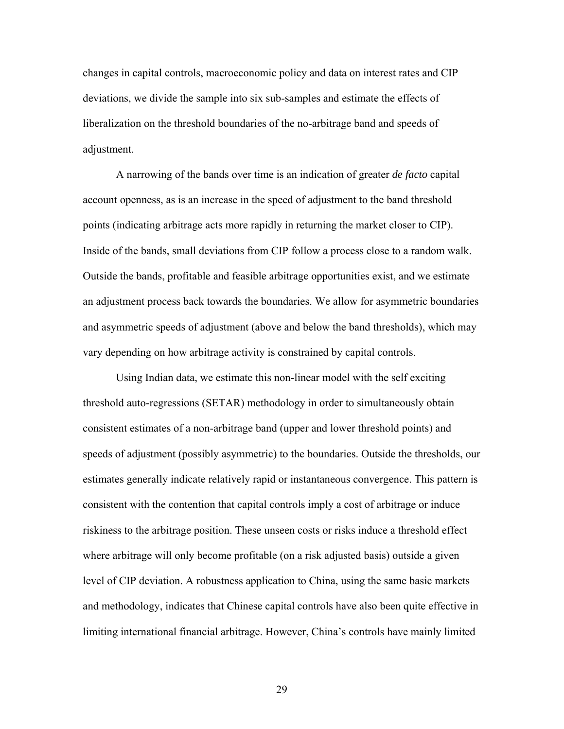changes in capital controls, macroeconomic policy and data on interest rates and CIP deviations, we divide the sample into six sub-samples and estimate the effects of liberalization on the threshold boundaries of the no-arbitrage band and speeds of adjustment.

A narrowing of the bands over time is an indication of greater *de facto* capital account openness, as is an increase in the speed of adjustment to the band threshold points (indicating arbitrage acts more rapidly in returning the market closer to CIP). Inside of the bands, small deviations from CIP follow a process close to a random walk. Outside the bands, profitable and feasible arbitrage opportunities exist, and we estimate an adjustment process back towards the boundaries. We allow for asymmetric boundaries and asymmetric speeds of adjustment (above and below the band thresholds), which may vary depending on how arbitrage activity is constrained by capital controls.

Using Indian data, we estimate this non-linear model with the self exciting threshold auto-regressions (SETAR) methodology in order to simultaneously obtain consistent estimates of a non-arbitrage band (upper and lower threshold points) and speeds of adjustment (possibly asymmetric) to the boundaries. Outside the thresholds, our estimates generally indicate relatively rapid or instantaneous convergence. This pattern is consistent with the contention that capital controls imply a cost of arbitrage or induce riskiness to the arbitrage position. These unseen costs or risks induce a threshold effect where arbitrage will only become profitable (on a risk adjusted basis) outside a given level of CIP deviation. A robustness application to China, using the same basic markets and methodology, indicates that Chinese capital controls have also been quite effective in limiting international financial arbitrage. However, China's controls have mainly limited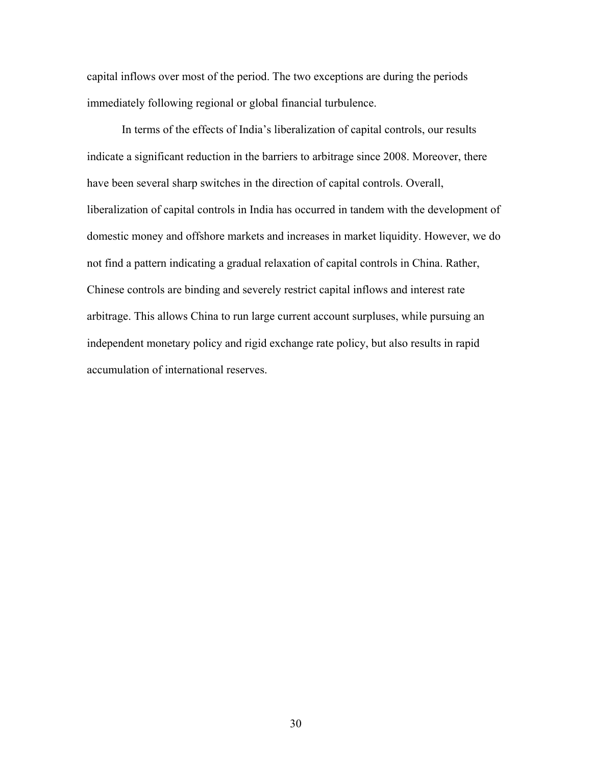capital inflows over most of the period. The two exceptions are during the periods immediately following regional or global financial turbulence.

In terms of the effects of India's liberalization of capital controls, our results indicate a significant reduction in the barriers to arbitrage since 2008. Moreover, there have been several sharp switches in the direction of capital controls. Overall, liberalization of capital controls in India has occurred in tandem with the development of domestic money and offshore markets and increases in market liquidity. However, we do not find a pattern indicating a gradual relaxation of capital controls in China. Rather, Chinese controls are binding and severely restrict capital inflows and interest rate arbitrage. This allows China to run large current account surpluses, while pursuing an independent monetary policy and rigid exchange rate policy, but also results in rapid accumulation of international reserves.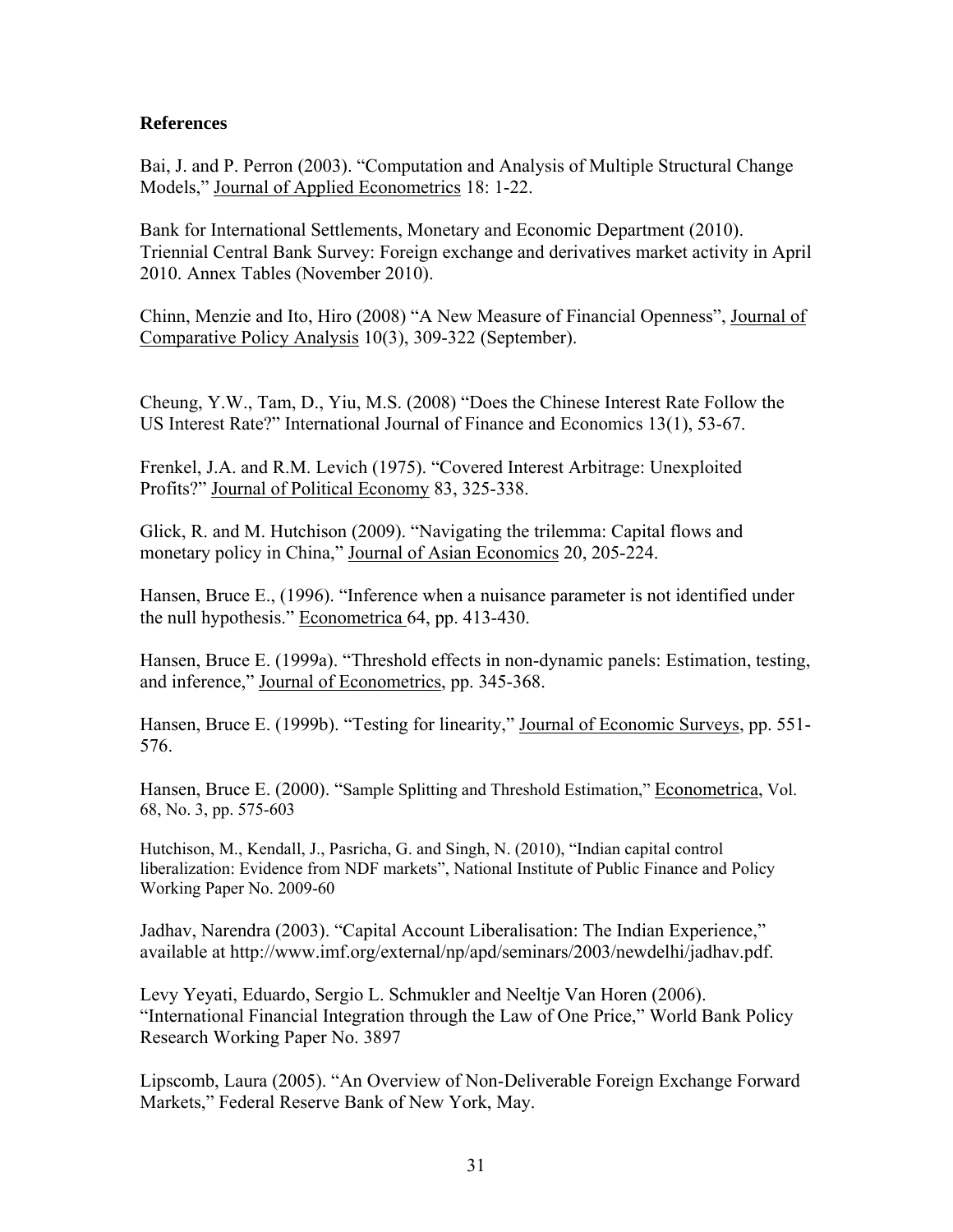## References

Bai, J. and P. Perron (2003). "Computation and Analysis of Multiple Structural Change Models," Journal of Applied Econometrics 18: 1-22.

Bank for International Settlements, Monetary and Economic Department (2010). Triennial Central Bank Survey: Foreign exchange and derivatives market activity in April 2010. Annex Tables (November 2010).

Chinn, Menzie and Ito, Hiro (2008) "A New Measure of Financial Openness", Journal of Comparative Policy Analysis 10(3), 309-322 (September).

Cheung, Y.W., Tam, D., Yiu, M.S. (2008) "Does the Chinese Interest Rate Follow the US Interest Rate?" International Journal of Finance and Economics 13(1), 53-67.

Frenkel, J.A. and R.M. Levich (1975). "Covered Interest Arbitrage: Unexploited Profits?" Journal of Political Economy 83, 325-338.

Glick, R. and M. Hutchison (2009). "Navigating the trilemma: Capital flows and monetary policy in China," Journal of Asian Economics 20, 205-224.

Hansen, Bruce E., (1996). "Inference when a nuisance parameter is not identified under the null hypothesis." Econometrica 64, pp. 413-430.

Hansen, Bruce E. (1999a). "Threshold effects in non-dynamic panels: Estimation, testing, and inference," Journal of Econometrics, pp. 345-368.

Hansen, Bruce E. (1999b). "Testing for linearity," Journal of Economic Surveys, pp. 551-576.

Hansen, Bruce E. (2000). "Sample Splitting and Threshold Estimation," Econometrica, Vol. 68, No. 3, pp. 575-603

Hutchison, M., Kendall, J., Pasricha, G. and Singh, N. (2010), "Indian capital control liberalization: Evidence from NDF markets", National Institute of Public Finance and Policy Working Paper No. 2009-60

Jadhav, Narendra (2003). "Capital Account Liberalisation: The Indian Experience," available at http://www.imf.org/external/np/apd/seminars/2003/newdelhi/jadhav.pdf.

Levy Yeyati, Eduardo, Sergio L. Schmukler and Neeltje Van Horen (2006). "International Financial Integration through the Law of One Price," World Bank Policy Research Working Paper No. 3897

Lipscomb, Laura (2005). "An Overview of Non-Deliverable Foreign Exchange Forward Markets," Federal Reserve Bank of New York, May.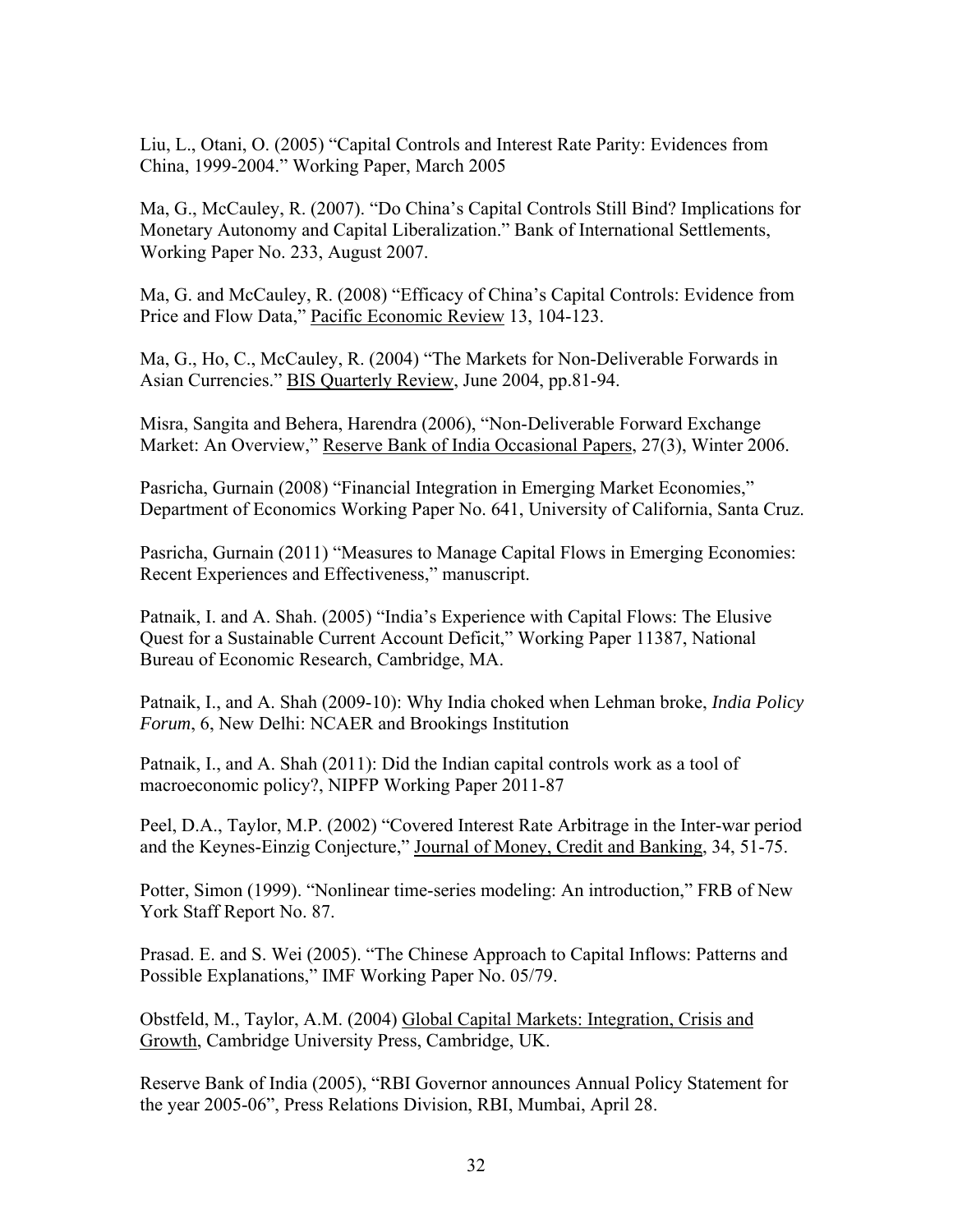Liu, L., Otani, O. (2005) "Capital Controls and Interest Rate Parity: Evidences from China, 1999-2004." Working Paper, March 2005

Ma, G., McCauley, R. (2007). "Do China's Capital Controls Still Bind? Implications for Monetary Autonomy and Capital Liberalization." Bank of International Settlements, Working Paper No. 233, August 2007.

Ma, G. and McCauley, R. (2008) "Efficacy of China's Capital Controls: Evidence from Price and Flow Data," Pacific Economic Review 13, 104-123.

Ma, G., Ho, C., McCauley, R. (2004) "The Markets for Non-Deliverable Forwards in Asian Currencies." BIS Quarterly Review, June 2004, pp.81-94.

Misra, Sangita and Behera, Harendra (2006), "Non-Deliverable Forward Exchange Market: An Overview," Reserve Bank of India Occasional Papers, 27(3), Winter 2006.

Pasricha, Gurnain (2008) "Financial Integration in Emerging Market Economies," Department of Economics Working Paper No. 641, University of California, Santa Cruz.

Pasricha, Gurnain (2011) "Measures to Manage Capital Flows in Emerging Economies: Recent Experiences and Effectiveness," manuscript.

Patnaik, I. and A. Shah. (2005) "India's Experience with Capital Flows: The Elusive Quest for a Sustainable Current Account Deficit," Working Paper 11387, National Bureau of Economic Research, Cambridge, MA.

Patnaik, I., and A. Shah (2009-10): Why India choked when Lehman broke, *India Policy Forum*, 6, New Delhi: NCAER and Brookings Institution

Patnaik, I., and A. Shah (2011): Did the Indian capital controls work as a tool of macroeconomic policy?, NIPFP Working Paper 2011-87

Peel, D.A., Taylor, M.P. (2002) "Covered Interest Rate Arbitrage in the Inter-war period and the Keynes-Einzig Conjecture," Journal of Money, Credit and Banking, 34, 51-75.

Potter, Simon (1999). "Nonlinear time-series modeling: An introduction," FRB of New York Staff Report No. 87.

Prasad. E. and S. Wei (2005). "The Chinese Approach to Capital Inflows: Patterns and Possible Explanations," IMF Working Paper No. 05/79.

Obstfeld, M., Taylor, A.M. (2004) Global Capital Markets: Integration, Crisis and Growth, Cambridge University Press, Cambridge, UK.

Reserve Bank of India (2005), "RBI Governor announces Annual Policy Statement for the year 2005-06", Press Relations Division, RBI, Mumbai, April 28.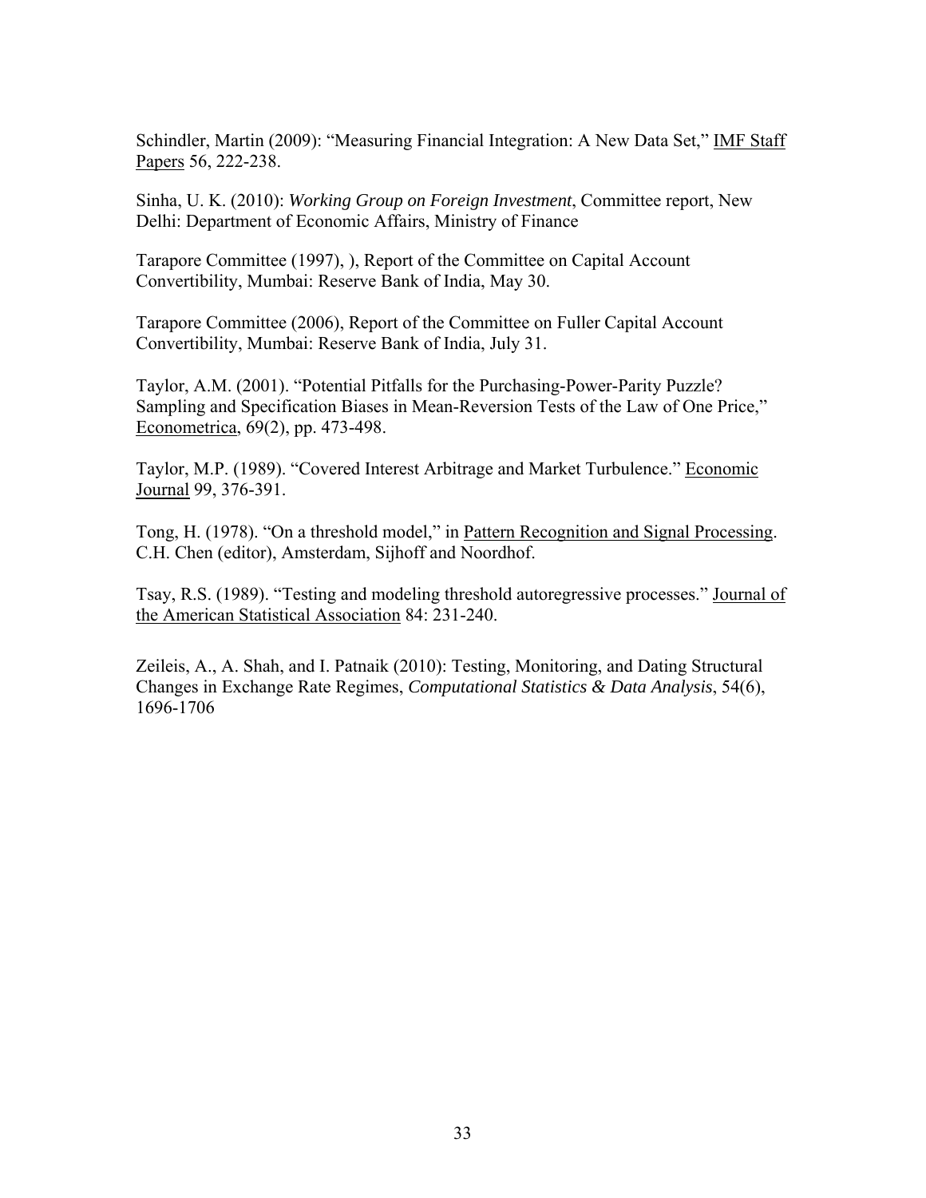Schindler, Martin (2009): "Measuring Financial Integration: A New Data Set," IMF Staff Papers 56, 222-238.

Sinha, U. K. (2010): *Working Group on Foreign Investment*, Committee report, New Delhi: Department of Economic Affairs, Ministry of Finance

Tarapore Committee (1997), ), Report of the Committee on Capital Account Convertibility, Mumbai: Reserve Bank of India, May 30.

Tarapore Committee (2006), Report of the Committee on Fuller Capital Account Convertibility, Mumbai: Reserve Bank of India, July 31.

Taylor, A.M. (2001). "Potential Pitfalls for the Purchasing-Power-Parity Puzzle? Sampling and Specification Biases in Mean-Reversion Tests of the Law of One Price," Econometrica, 69(2), pp. 473-498.

Taylor, M.P. (1989). "Covered Interest Arbitrage and Market Turbulence." Economic Journal 99, 376-391.

Tong, H. (1978). "On a threshold model," in Pattern Recognition and Signal Processing. C.H. Chen (editor), Amsterdam, Sijhoff and Noordhof.

Tsay, R.S. (1989). "Testing and modeling threshold autoregressive processes." Journal of the American Statistical Association 84: 231-240.

Zeileis, A., A. Shah, and I. Patnaik (2010): Testing, Monitoring, and Dating Structural Changes in Exchange Rate Regimes, *Computational Statistics & Data Analysis*, 54(6), 1696-1706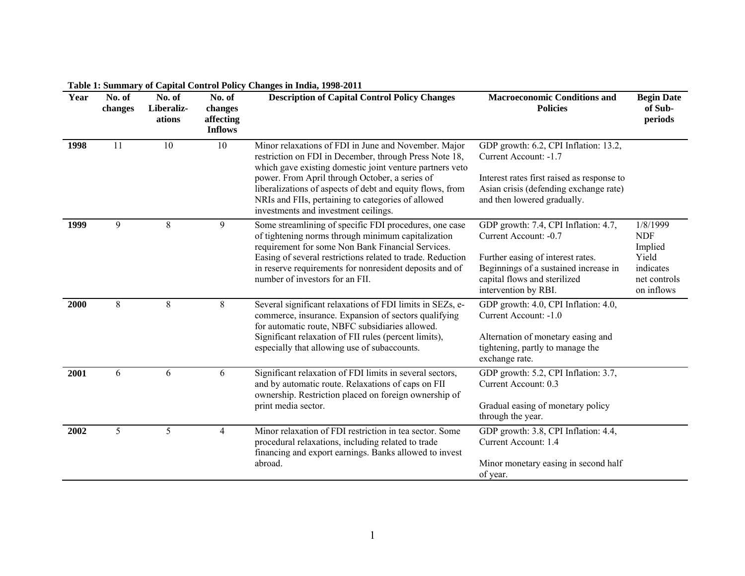**Table 1: Summary of Capital Control Policy Changes in India, 1998-2011**

| Year | No. of changes | No. of Liberalizations | No. of changes affecting Inflows | Description of Capital Control Policy Changes | Macroeconomic Conditions and Policies | Begin Date of Sub-periods |
|---|---|---|---|---|---|---|
| **1998** | 11 | 10 | 10 | Minor relaxations of FDI in June and November. Major restriction on FDI in December, through Press Note 18, which gave existing domestic joint venture partners veto power. From April through October, a series of liberalizations of aspects of debt and equity flows, from NRIs and FIIs, pertaining to categories of allowed investments and investment ceilings. | GDP growth: 6.2, CPI Inflation: 13.2, Current Account: -1.7<br><br>Interest rates first raised as response to Asian crisis (defending exchange rate) and then lowered gradually. | |
| **1999** | 9 | 8 | 9 | Some streamlining of specific FDI procedures, one case of tightening norms through minimum capitalization requirement for some Non Bank Financial Services. Easing of several restrictions related to trade. Reduction in reserve requirements for nonresident deposits and of number of investors for an FII. | GDP growth: 7.4, CPI Inflation: 4.7, Current Account: -0.7<br><br>Further easing of interest rates. Beginnings of a sustained increase in capital flows and sterilized intervention by RBI. | 1/8/1999 NDF Implied Yield indicates net controls on inflows |
| **2000** | 8 | 8 | 8 | Several significant relaxations of FDI limits in SEZs, e-commerce, insurance. Expansion of sectors qualifying for automatic route, NBFC subsidiaries allowed. Significant relaxation of FII rules (percent limits), especially that allowing use of subaccounts. | GDP growth: 4.0, CPI Inflation: 4.0, Current Account: -1.0<br><br>Alternation of monetary easing and tightening, partly to manage the exchange rate. | |
| **2001** | 6 | 6 | 6 | Significant relaxation of FDI limits in several sectors, and by automatic route. Relaxations of caps on FII ownership. Restriction placed on foreign ownership of print media sector. | GDP growth: 5.2, CPI Inflation: 3.7, Current Account: 0.3<br><br>Gradual easing of monetary policy through the year. | |
| **2002** | 5 | 5 | 4 | Minor relaxation of FDI restriction in tea sector. Some procedural relaxations, including related to trade financing and export earnings. Banks allowed to invest abroad. | GDP growth: 3.8, CPI Inflation: 4.4, Current Account: 1.4<br><br>Minor monetary easing in second half of year. | |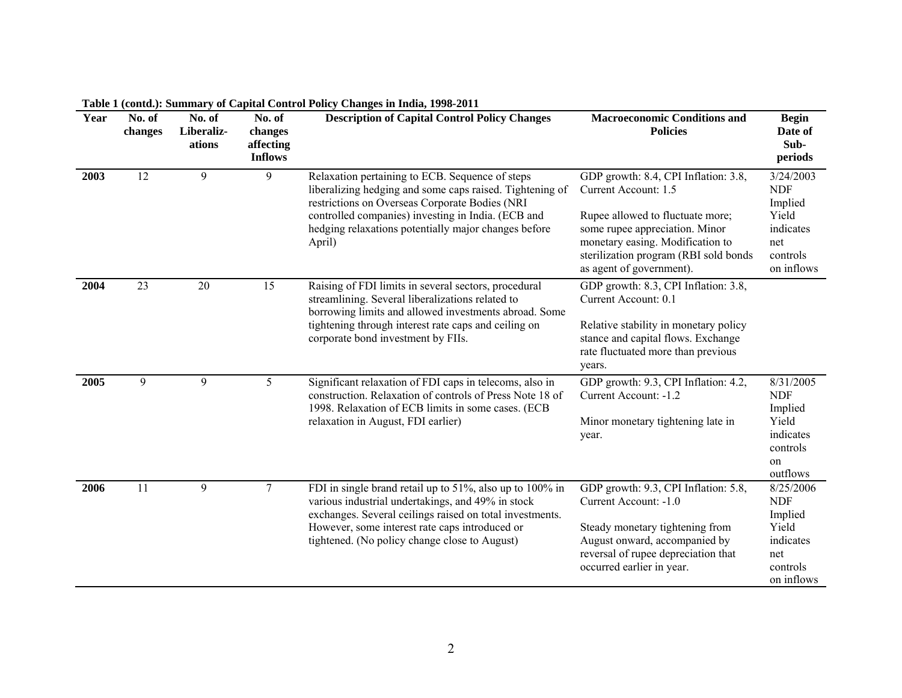**Table 1 (contd.): Summary of Capital Control Policy Changes in India, 1998-2011**

| Year | No. of changes | No. of Liberalizations | No. of changes affecting Inflows | Description of Capital Control Policy Changes | Macroeconomic Conditions and Policies | Begin Date of Sub-periods |
|---|---|---|---|---|---|---|
| **2003** | 12 | 9 | 9 | Relaxation pertaining to ECB. Sequence of steps liberalizing hedging and some caps raised. Tightening of restrictions on Overseas Corporate Bodies (NRI controlled companies) investing in India. (ECB and hedging relaxations potentially major changes before April) | GDP growth: 8.4, CPI Inflation: 3.8, Current Account: 1.5<br><br>Rupee allowed to fluctuate more; some rupee appreciation. Minor monetary easing. Modification to sterilization program (RBI sold bonds as agent of government). | 3/24/2003 NDF Implied Yield indicates net controls on inflows |
| **2004** | 23 | 20 | 15 | Raising of FDI limits in several sectors, procedural streamlining. Several liberalizations related to borrowing limits and allowed investments abroad. Some tightening through interest rate caps and ceiling on corporate bond investment by FIIs. | GDP growth: 8.3, CPI Inflation: 3.8, Current Account: 0.1<br><br>Relative stability in monetary policy stance and capital flows. Exchange rate fluctuated more than previous years. | |
| **2005** | 9 | 9 | 5 | Significant relaxation of FDI caps in telecoms, also in construction. Relaxation of controls of Press Note 18 of 1998. Relaxation of ECB limits in some cases. (ECB relaxation in August, FDI earlier) | GDP growth: 9.3, CPI Inflation: 4.2, Current Account: -1.2<br><br>Minor monetary tightening late in year. | 8/31/2005 NDF Implied Yield indicates controls on outflows |
| **2006** | 11 | 9 | 7 | FDI in single brand retail up to 51%, also up to 100% in various industrial undertakings, and 49% in stock exchanges. Several ceilings raised on total investments. However, some interest rate caps introduced or tightened. (No policy change close to August) | GDP growth: 9.3, CPI Inflation: 5.8, Current Account: -1.0<br><br>Steady monetary tightening from August onward, accompanied by reversal of rupee depreciation that occurred earlier in year. | 8/25/2006 NDF Implied Yield indicates net controls on inflows |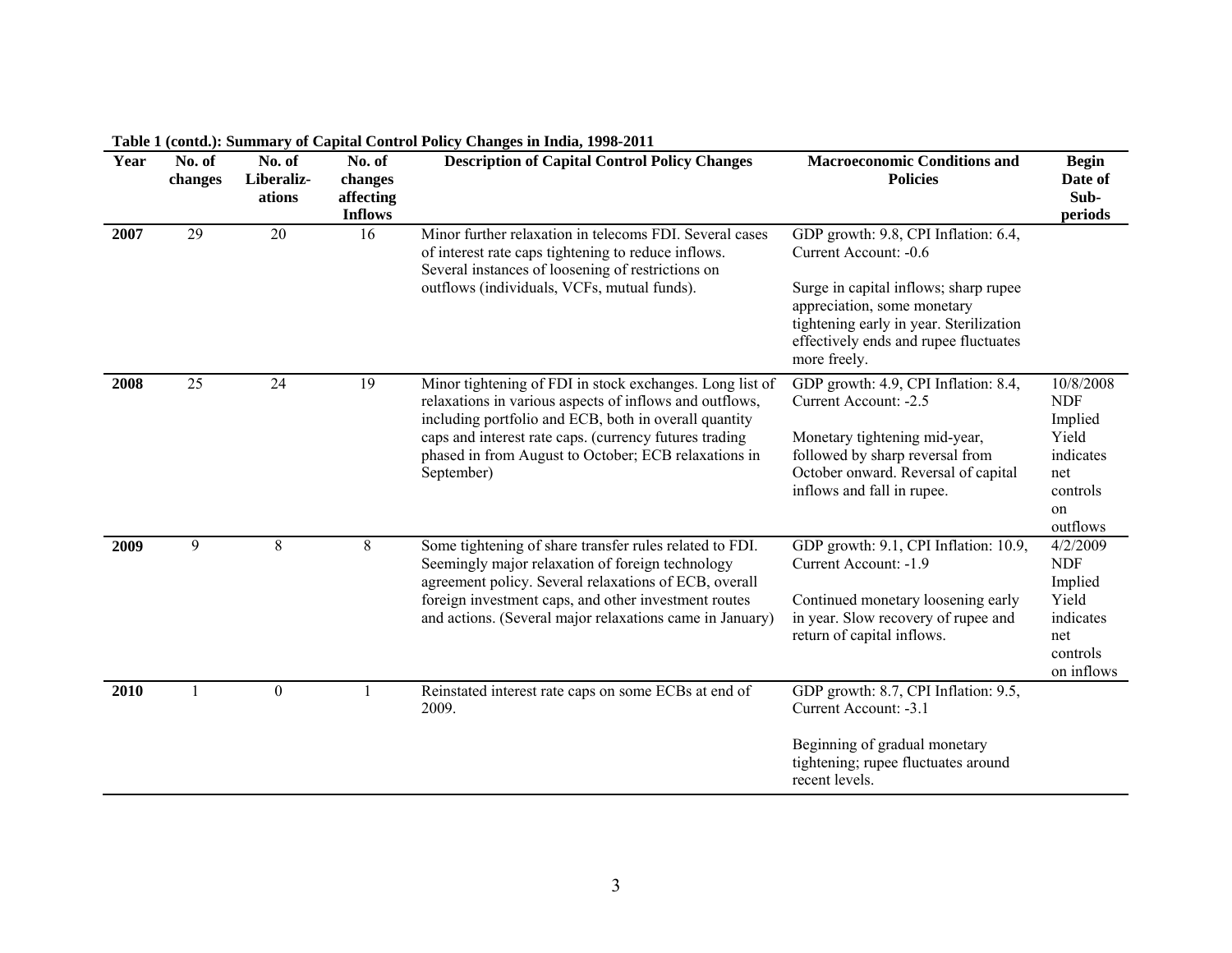**Table 1 (contd.): Summary of Capital Control Policy Changes in India, 1998-2011**

| Year | No. of changes | No. of Liberalizations | No. of changes affecting Inflows | Description of Capital Control Policy Changes | Macroeconomic Conditions and Policies | Begin Date of Sub-periods |
|---|---|---|---|---|---|---|
| **2007** | 29 | 20 | 16 | Minor further relaxation in telecoms FDI. Several cases of interest rate caps tightening to reduce inflows. Several instances of loosening of restrictions on outflows (individuals, VCFs, mutual funds). | GDP growth: 9.8, CPI Inflation: 6.4, Current Account: -0.6<br><br>Surge in capital inflows; sharp rupee appreciation, some monetary tightening early in year. Sterilization effectively ends and rupee fluctuates more freely. | |
| **2008** | 25 | 24 | 19 | Minor tightening of FDI in stock exchanges. Long list of relaxations in various aspects of inflows and outflows, including portfolio and ECB, both in overall quantity caps and interest rate caps. (currency futures trading phased in from August to October; ECB relaxations in September) | GDP growth: 4.9, CPI Inflation: 8.4, Current Account: -2.5<br><br>Monetary tightening mid-year, followed by sharp reversal from October onward. Reversal of capital inflows and fall in rupee. | 10/8/2008 NDF Implied Yield indicates net controls on outflows |
| **2009** | 9 | 8 | 8 | Some tightening of share transfer rules related to FDI. Seemingly major relaxation of foreign technology agreement policy. Several relaxations of ECB, overall foreign investment caps, and other investment routes and actions. (Several major relaxations came in January) | GDP growth: 9.1, CPI Inflation: 10.9, Current Account: -1.9<br><br>Continued monetary loosening early in year. Slow recovery of rupee and return of capital inflows. | 4/2/2009 NDF Implied Yield indicates net controls on inflows |
| **2010** | 1 | 0 | 1 | Reinstated interest rate caps on some ECBs at end of 2009. | GDP growth: 8.7, CPI Inflation: 9.5, Current Account: -3.1<br><br>Beginning of gradual monetary tightening; rupee fluctuates around recent levels. | |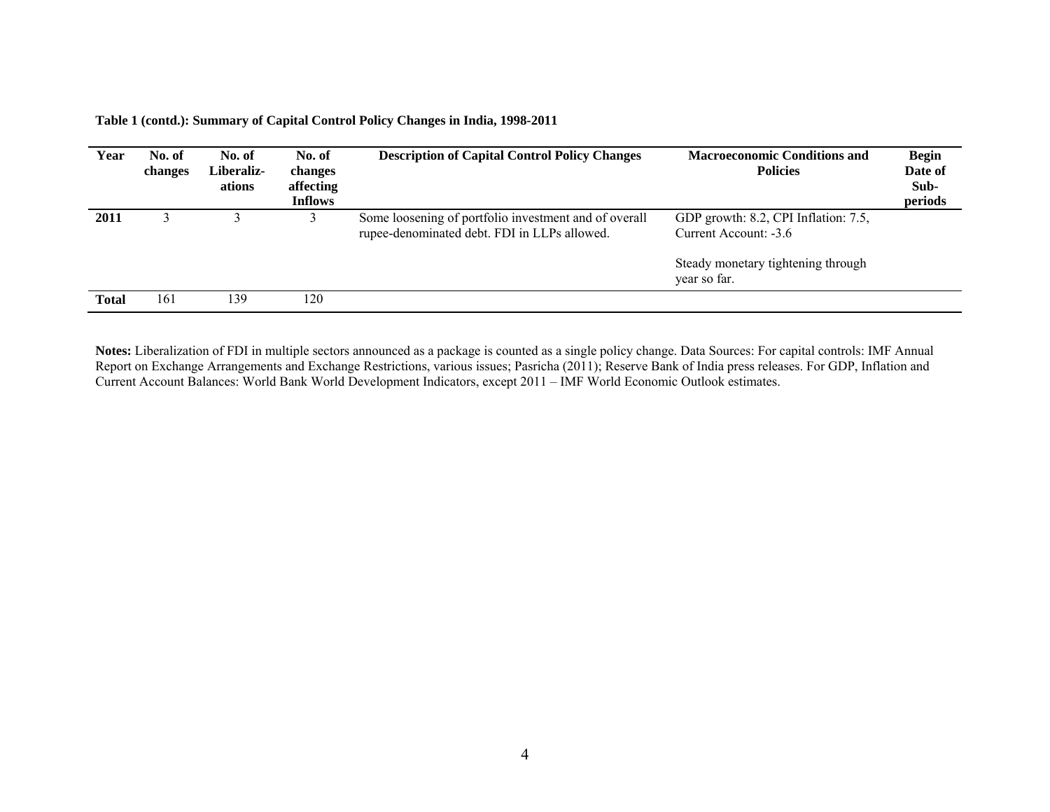**Table 1 (contd.): Summary of Capital Control Policy Changes in India, 1998-2011**

| Year | No. of changes | No. of Liberaliz-ations | No. of changes affecting Inflows | Description of Capital Control Policy Changes | Macroeconomic Conditions and Policies | Begin Date of Sub-periods |
|---|---|---|---|---|---|---|
| **2011** | 3 | 3 | 3 | Some loosening of portfolio investment and of overall rupee-denominated debt. FDI in LLPs allowed. | GDP growth: 8.2, CPI Inflation: 7.5, Current Account: -3.6<br><br>Steady monetary tightening through year so far. | |
| **Total** | 161 | 139 | 120 | | | |

**Notes:** Liberalization of FDI in multiple sectors announced as a package is counted as a single policy change. Data Sources: For capital controls: IMF Annual Report on Exchange Arrangements and Exchange Restrictions, various issues; Pasricha (2011); Reserve Bank of India press releases. For GDP, Inflation and Current Account Balances: World Bank World Development Indicators, except 2011 – IMF World Economic Outlook estimates.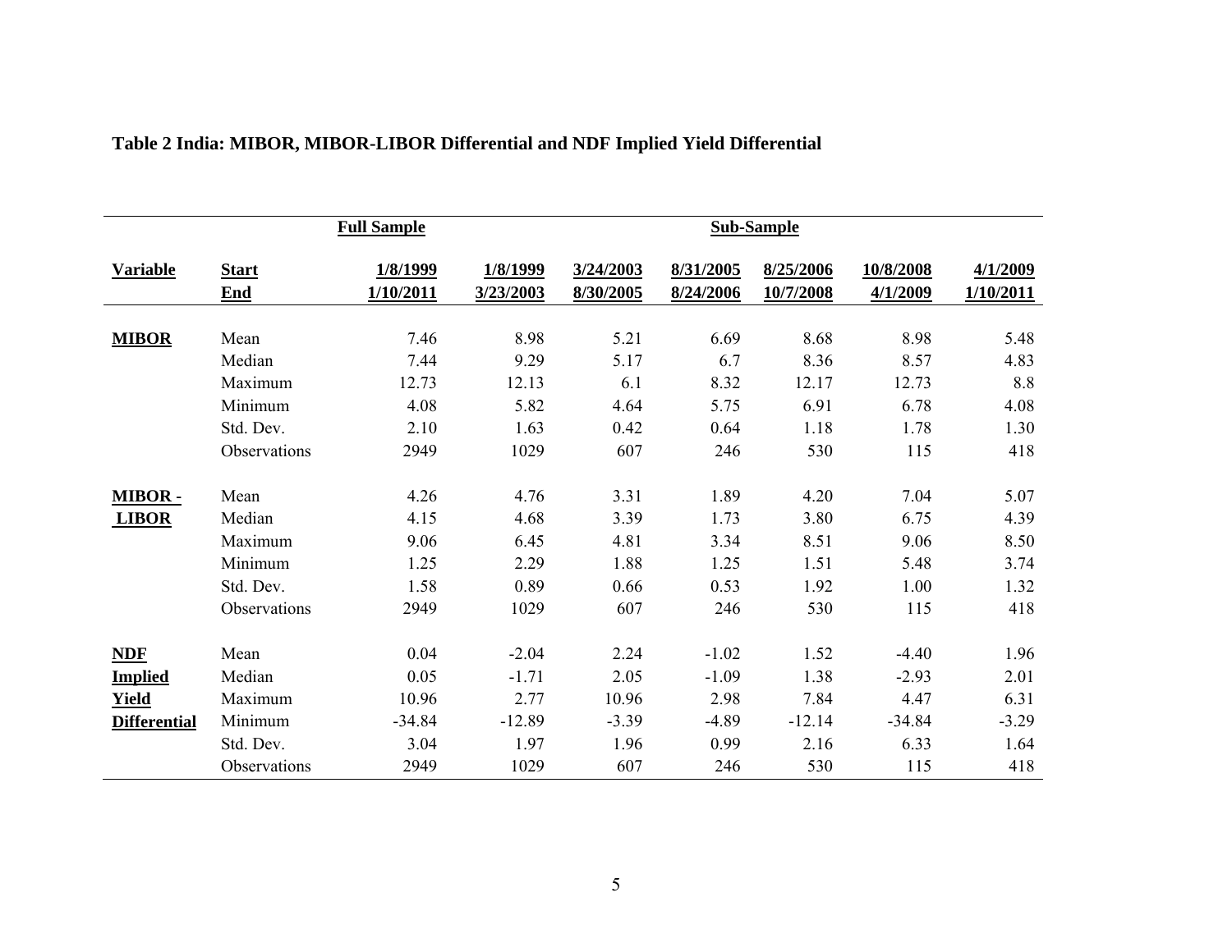**Table 2 India: MIBOR, MIBOR-LIBOR Differential and NDF Implied Yield Differential**

| | | Full Sample | Sub-Sample | | | | | |
|---|---|---|---|---|---|---|---|---|
| **Variable** | **Start** | 1/8/1999 | 1/8/1999 | 3/24/2003 | 8/31/2005 | 8/25/2006 | 10/8/2008 | 4/1/2009 |
| | **End** | 1/10/2011 | 3/23/2003 | 8/30/2005 | 8/24/2006 | 10/7/2008 | 4/1/2009 | 1/10/2011 |
| **MIBOR** | Mean | 7.46 | 8.98 | 5.21 | 6.69 | 8.68 | 8.98 | 5.48 |
| | Median | 7.44 | 9.29 | 5.17 | 6.7 | 8.36 | 8.57 | 4.83 |
| | Maximum | 12.73 | 12.13 | 6.1 | 8.32 | 12.17 | 12.73 | 8.8 |
| | Minimum | 4.08 | 5.82 | 4.64 | 5.75 | 6.91 | 6.78 | 4.08 |
| | Std. Dev. | 2.10 | 1.63 | 0.42 | 0.64 | 1.18 | 1.78 | 1.30 |
| | Observations | 2949 | 1029 | 607 | 246 | 530 | 115 | 418 |
| **MIBOR - LIBOR** | Mean | 4.26 | 4.76 | 3.31 | 1.89 | 4.20 | 7.04 | 5.07 |
| | Median | 4.15 | 4.68 | 3.39 | 1.73 | 3.80 | 6.75 | 4.39 |
| | Maximum | 9.06 | 6.45 | 4.81 | 3.34 | 8.51 | 9.06 | 8.50 |
| | Minimum | 1.25 | 2.29 | 1.88 | 1.25 | 1.51 | 5.48 | 3.74 |
| | Std. Dev. | 1.58 | 0.89 | 0.66 | 0.53 | 1.92 | 1.00 | 1.32 |
| | Observations | 2949 | 1029 | 607 | 246 | 530 | 115 | 418 |
| **NDF Implied Yield Differential** | Mean | 0.04 | -2.04 | 2.24 | -1.02 | 1.52 | -4.40 | 1.96 |
| | Median | 0.05 | -1.71 | 2.05 | -1.09 | 1.38 | -2.93 | 2.01 |
| | Maximum | 10.96 | 2.77 | 10.96 | 2.98 | 7.84 | 4.47 | 6.31 |
| | Minimum | -34.84 | -12.89 | -3.39 | -4.89 | -12.14 | -34.84 | -3.29 |
| | Std. Dev. | 3.04 | 1.97 | 1.96 | 0.99 | 2.16 | 6.33 | 1.64 |
| | Observations | 2949 | 1029 | 607 | 246 | 530 | 115 | 418 |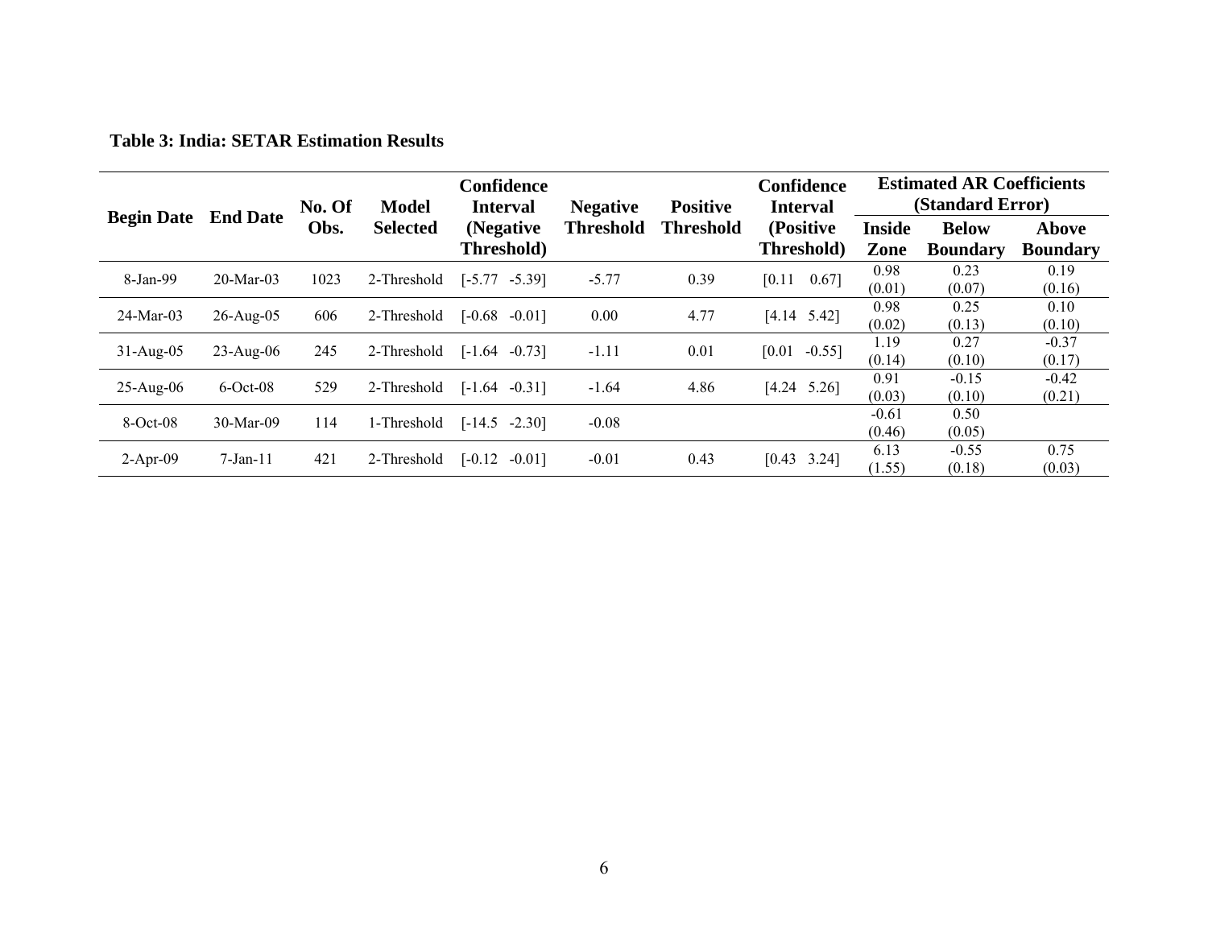**Table 3: India: SETAR Estimation Results**

| Begin Date | End Date | No. Of Obs. | Model Selected | Confidence Interval (Negative Threshold) | Negative Threshold | Positive Threshold | Confidence Interval (Positive Threshold) | Estimated AR Coefficients (Standard Error) | | |
|---|---|---|---|---|---|---|---|---|---|---|
| | | | | | | | | Inside Zone | Below Boundary | Above Boundary |
| 8-Jan-99 | 20-Mar-03 | 1023 | 2-Threshold | [-5.77 -5.39] | -5.77 | 0.39 | [0.11 0.67] | 0.98 (0.01) | 0.23 (0.07) | 0.19 (0.16) |
| 24-Mar-03 | 26-Aug-05 | 606 | 2-Threshold | [-0.68 -0.01] | 0.00 | 4.77 | [4.14 5.42] | 0.98 (0.02) | 0.25 (0.13) | 0.10 (0.10) |
| 31-Aug-05 | 23-Aug-06 | 245 | 2-Threshold | [-1.64 -0.73] | -1.11 | 0.01 | [0.01 -0.55] | 1.19 (0.14) | 0.27 (0.10) | -0.37 (0.17) |
| 25-Aug-06 | 6-Oct-08 | 529 | 2-Threshold | [-1.64 -0.31] | -1.64 | 4.86 | [4.24 5.26] | 0.91 (0.03) | -0.15 (0.10) | -0.42 (0.21) |
| 8-Oct-08 | 30-Mar-09 | 114 | 1-Threshold | [-14.5 -2.30] | -0.08 | | | -0.61 (0.46) | 0.50 (0.05) | |
| 2-Apr-09 | 7-Jan-11 | 421 | 2-Threshold | [-0.12 -0.01] | -0.01 | 0.43 | [0.43 3.24] | 6.13 (1.55) | -0.55 (0.18) | 0.75 (0.03) |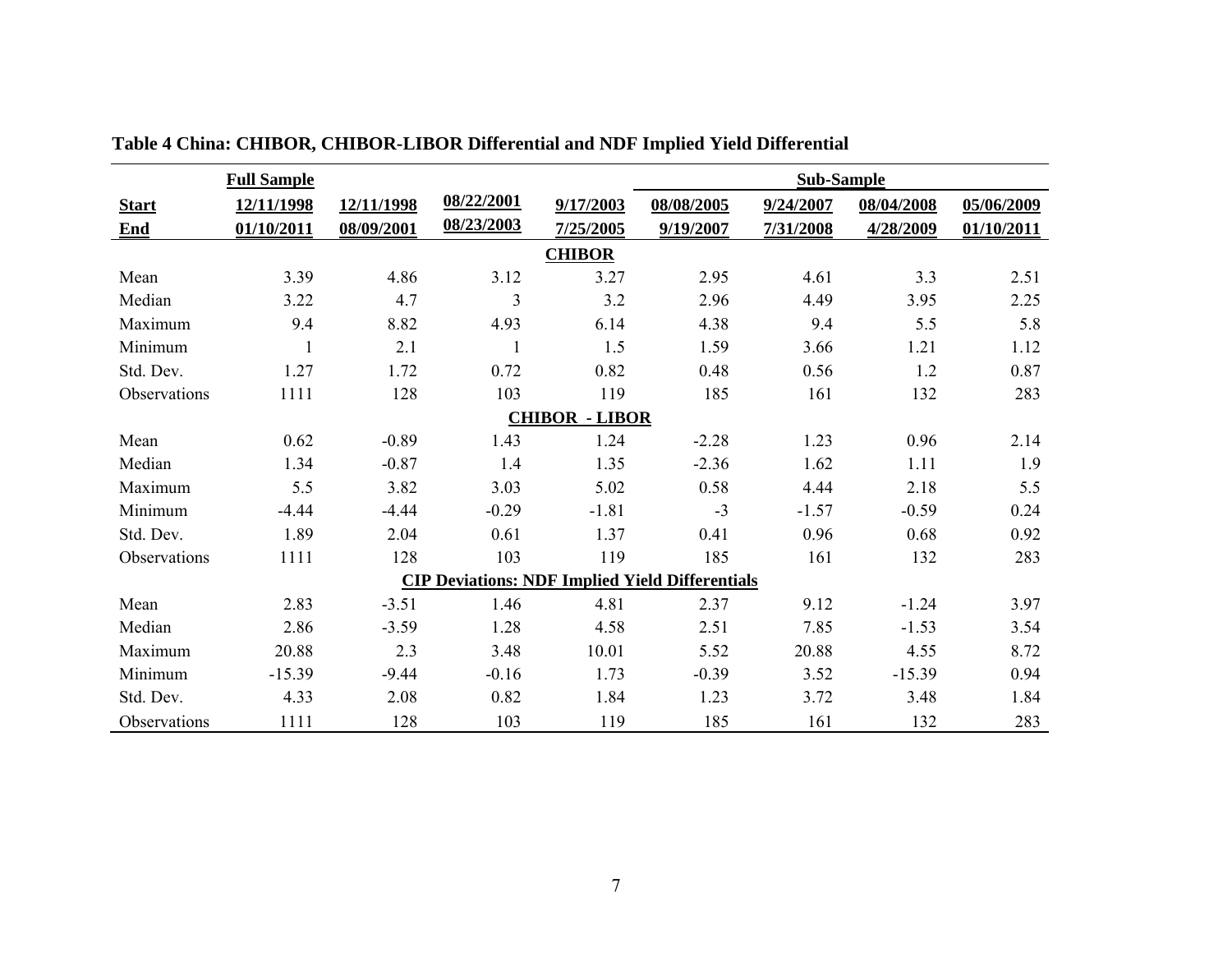**Table 4 China: CHIBOR, CHIBOR-LIBOR Differential and NDF Implied Yield Differential**

| | Full Sample | | | | Sub-Sample | | | |
|---|---|---|---|---|---|---|---|---|
| **Start** | 12/11/1998 | 12/11/1998 | 08/22/2001 | 9/17/2003 | 08/08/2005 | 9/24/2007 | 08/04/2008 | 05/06/2009 |
| **End** | 01/10/2011 | 08/09/2001 | 08/23/2003 | 7/25/2005 | 9/19/2007 | 7/31/2008 | 4/28/2009 | 01/10/2011 |
| | | | | **CHIBOR** | | | | |
| Mean | 3.39 | 4.86 | 3.12 | 3.27 | 2.95 | 4.61 | 3.3 | 2.51 |
| Median | 3.22 | 4.7 | 3 | 3.2 | 2.96 | 4.49 | 3.95 | 2.25 |
| Maximum | 9.4 | 8.82 | 4.93 | 6.14 | 4.38 | 9.4 | 5.5 | 5.8 |
| Minimum | 1 | 2.1 | 1 | 1.5 | 1.59 | 3.66 | 1.21 | 1.12 |
| Std. Dev. | 1.27 | 1.72 | 0.72 | 0.82 | 0.48 | 0.56 | 1.2 | 0.87 |
| Observations | 1111 | 128 | 103 | 119 | 185 | 161 | 132 | 283 |
| | | | | **CHIBOR - LIBOR** | | | | |
| Mean | 0.62 | -0.89 | 1.43 | 1.24 | -2.28 | 1.23 | 0.96 | 2.14 |
| Median | 1.34 | -0.87 | 1.4 | 1.35 | -2.36 | 1.62 | 1.11 | 1.9 |
| Maximum | 5.5 | 3.82 | 3.03 | 5.02 | 0.58 | 4.44 | 2.18 | 5.5 |
| Minimum | -4.44 | -4.44 | -0.29 | -1.81 | -3 | -1.57 | -0.59 | 0.24 |
| Std. Dev. | 1.89 | 2.04 | 0.61 | 1.37 | 0.41 | 0.96 | 0.68 | 0.92 |
| Observations | 1111 | 128 | 103 | 119 | 185 | 161 | 132 | 283 |
| | | | | **CIP Deviations: NDF Implied Yield Differentials** | | | | |
| Mean | 2.83 | -3.51 | 1.46 | 4.81 | 2.37 | 9.12 | -1.24 | 3.97 |
| Median | 2.86 | -3.59 | 1.28 | 4.58 | 2.51 | 7.85 | -1.53 | 3.54 |
| Maximum | 20.88 | 2.3 | 3.48 | 10.01 | 5.52 | 20.88 | 4.55 | 8.72 |
| Minimum | -15.39 | -9.44 | -0.16 | 1.73 | -0.39 | 3.52 | -15.39 | 0.94 |
| Std. Dev. | 4.33 | 2.08 | 0.82 | 1.84 | 1.23 | 3.72 | 3.48 | 1.84 |
| Observations | 1111 | 128 | 103 | 119 | 185 | 161 | 132 | 283 |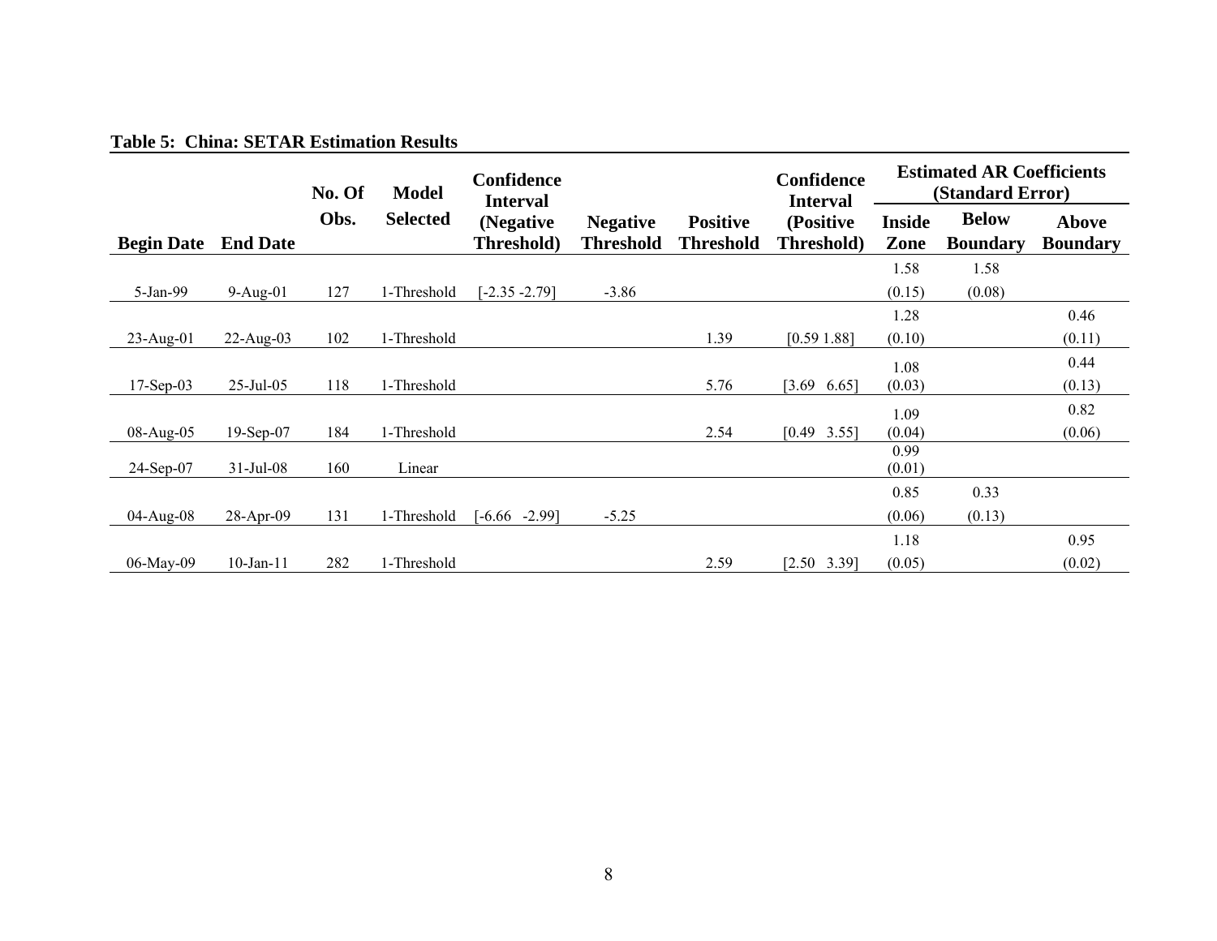**Table 5: China: SETAR Estimation Results**

| Begin Date | End Date | No. Of Obs. | Model Selected | Confidence Interval (Negative Threshold) | Negative Threshold | Positive Threshold | Confidence Interval (Positive Threshold) | Estimated AR Coefficients (Standard Error) | | |
|---|---|---|---|---|---|---|---|---|---|---|
| | | | | | | | | Inside Zone | Below Boundary | Above Boundary |
| 5-Jan-99 | 9-Aug-01 | 127 | 1-Threshold | [-2.35 -2.79] | -3.86 | | | 1.58 (0.15) | 1.58 (0.08) | |
| 23-Aug-01 | 22-Aug-03 | 102 | 1-Threshold | | | 1.39 | [0.59 1.88] | 1.28 (0.10) | | 0.46 (0.11) |
| 17-Sep-03 | 25-Jul-05 | 118 | 1-Threshold | | | 5.76 | [3.69 6.65] | 1.08 (0.03) | | 0.44 (0.13) |
| 08-Aug-05 | 19-Sep-07 | 184 | 1-Threshold | | | 2.54 | [0.49 3.55] | 1.09 (0.04) | | 0.82 (0.06) |
| 24-Sep-07 | 31-Jul-08 | 160 | Linear | | | | | 0.99 (0.01) | | |
| 04-Aug-08 | 28-Apr-09 | 131 | 1-Threshold | [-6.66 -2.99] | -5.25 | | | 0.85 (0.06) | 0.33 (0.13) | |
| 06-May-09 | 10-Jan-11 | 282 | 1-Threshold | | | 2.59 | [2.50 3.39] | 1.18 (0.05) | | 0.95 (0.02) |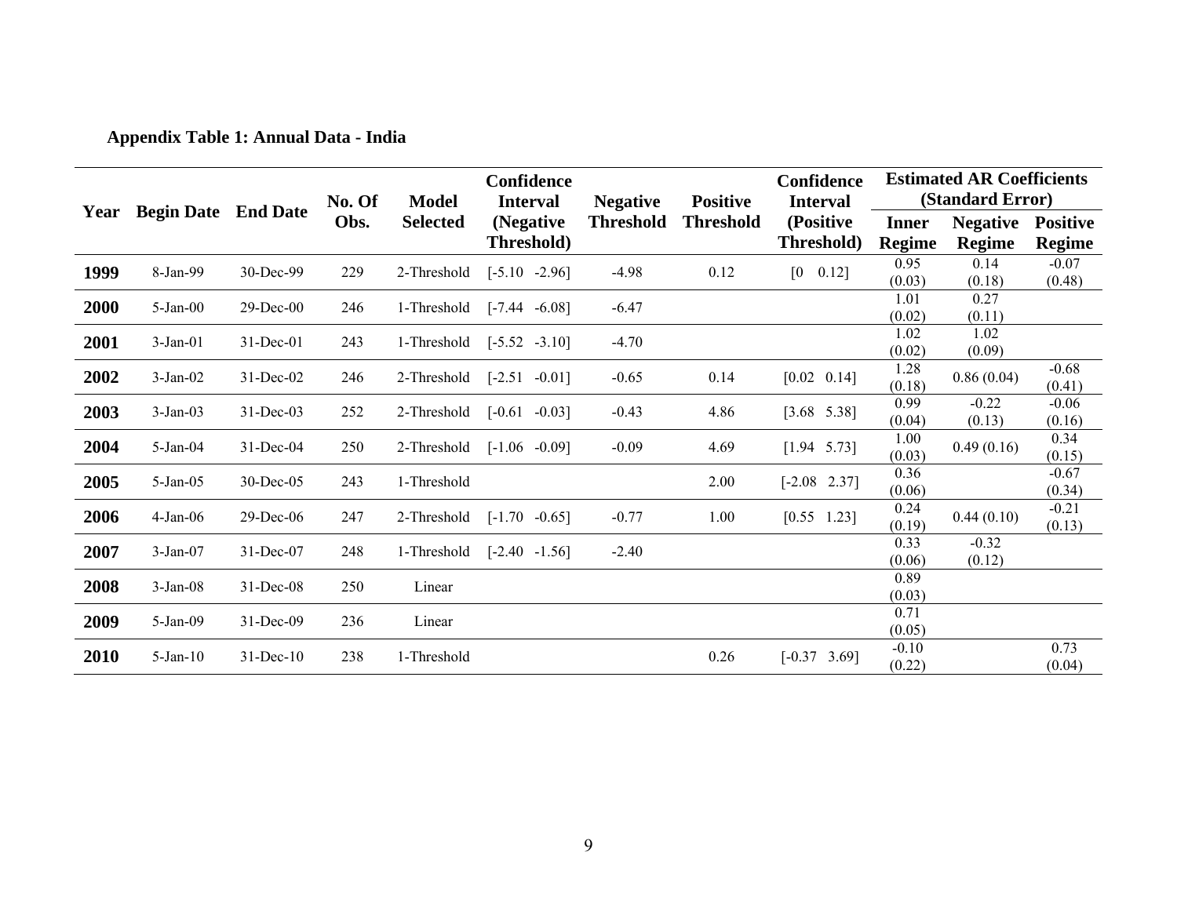**Appendix Table 1: Annual Data - India**

| Year | Begin Date | End Date | No. Of Obs. | Model Selected | Confidence Interval (Negative Threshold) | Negative Threshold | Positive Threshold | Confidence Interval (Positive Threshold) | Estimated AR Coefficients (Standard Error) | | |
|---|---|---|---|---|---|---|---|---|---|---|---|
| | | | | | | | | | Inner Regime | Negative Regime | Positive Regime |
| **1999** | 8-Jan-99 | 30-Dec-99 | 229 | 2-Threshold | [-5.10 -2.96] | -4.98 | 0.12 | [0 0.12] | 0.95 (0.03) | 0.14 (0.18) | -0.07 (0.48) |
| **2000** | 5-Jan-00 | 29-Dec-00 | 246 | 1-Threshold | [-7.44 -6.08] | -6.47 | | | 1.01 (0.02) | 0.27 (0.11) | |
| **2001** | 3-Jan-01 | 31-Dec-01 | 243 | 1-Threshold | [-5.52 -3.10] | -4.70 | | | 1.02 (0.02) | 1.02 (0.09) | |
| **2002** | 3-Jan-02 | 31-Dec-02 | 246 | 2-Threshold | [-2.51 -0.01] | -0.65 | 0.14 | [0.02 0.14] | 1.28 (0.18) | 0.86 (0.04) | -0.68 (0.41) |
| **2003** | 3-Jan-03 | 31-Dec-03 | 252 | 2-Threshold | [-0.61 -0.03] | -0.43 | 4.86 | [3.68 5.38] | 0.99 (0.04) | -0.22 (0.13) | -0.06 (0.16) |
| **2004** | 5-Jan-04 | 31-Dec-04 | 250 | 2-Threshold | [-1.06 -0.09] | -0.09 | 4.69 | [1.94 5.73] | 1.00 (0.03) | 0.49 (0.16) | 0.34 (0.15) |
| **2005** | 5-Jan-05 | 30-Dec-05 | 243 | 1-Threshold | | | 2.00 | [-2.08 2.37] | 0.36 (0.06) | | -0.67 (0.34) |
| **2006** | 4-Jan-06 | 29-Dec-06 | 247 | 2-Threshold | [-1.70 -0.65] | -0.77 | 1.00 | [0.55 1.23] | 0.24 (0.19) | 0.44 (0.10) | -0.21 (0.13) |
| **2007** | 3-Jan-07 | 31-Dec-07 | 248 | 1-Threshold | [-2.40 -1.56] | -2.40 | | | 0.33 (0.06) | -0.32 (0.12) | |
| **2008** | 3-Jan-08 | 31-Dec-08 | 250 | Linear | | | | | 0.89 (0.03) | | |
| **2009** | 5-Jan-09 | 31-Dec-09 | 236 | Linear | | | | | 0.71 (0.05) | | |
| **2010** | 5-Jan-10 | 31-Dec-10 | 238 | 1-Threshold | | | 0.26 | [-0.37 3.69] | -0.10 (0.22) | | 0.73 (0.04) |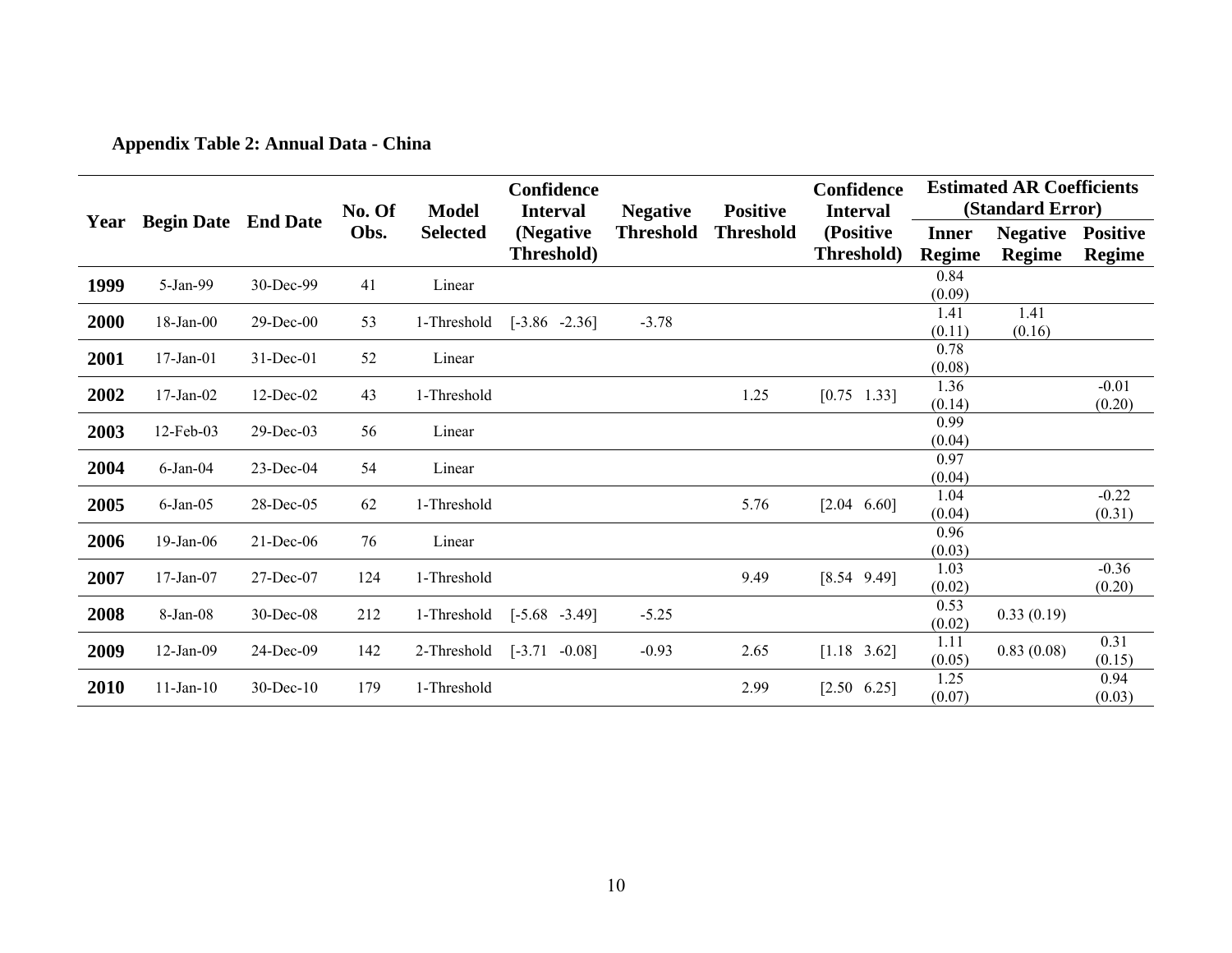**Appendix Table 2: Annual Data - China**

| Year | Begin Date | End Date | No. Of Obs. | Model Selected | Confidence Interval (Negative Threshold) | Negative Threshold | Positive Threshold | Confidence Interval (Positive Threshold) | Estimated AR Coefficients (Standard Error) | | |
|---|---|---|---|---|---|---|---|---|---|---|---|
| | | | | | | | | | Inner Regime | Negative Regime | Positive Regime |
| **1999** | 5-Jan-99 | 30-Dec-99 | 41 | Linear | | | | | 0.84 (0.09) | | |
| **2000** | 18-Jan-00 | 29-Dec-00 | 53 | 1-Threshold | [-3.86 -2.36] | -3.78 | | | 1.41 (0.11) | 1.41 (0.16) | |
| **2001** | 17-Jan-01 | 31-Dec-01 | 52 | Linear | | | | | 0.78 (0.08) | | |
| **2002** | 17-Jan-02 | 12-Dec-02 | 43 | 1-Threshold | | | 1.25 | [0.75 1.33] | 1.36 (0.14) | | -0.01 (0.20) |
| **2003** | 12-Feb-03 | 29-Dec-03 | 56 | Linear | | | | | 0.99 (0.04) | | |
| **2004** | 6-Jan-04 | 23-Dec-04 | 54 | Linear | | | | | 0.97 (0.04) | | |
| **2005** | 6-Jan-05 | 28-Dec-05 | 62 | 1-Threshold | | | 5.76 | [2.04 6.60] | 1.04 (0.04) | | -0.22 (0.31) |
| **2006** | 19-Jan-06 | 21-Dec-06 | 76 | Linear | | | | | 0.96 (0.03) | | |
| **2007** | 17-Jan-07 | 27-Dec-07 | 124 | 1-Threshold | | | 9.49 | [8.54 9.49] | 1.03 (0.02) | | -0.36 (0.20) |
| **2008** | 8-Jan-08 | 30-Dec-08 | 212 | 1-Threshold | [-5.68 -3.49] | -5.25 | | | 0.53 (0.02) | 0.33 (0.19) | |
| **2009** | 12-Jan-09 | 24-Dec-09 | 142 | 2-Threshold | [-3.71 -0.08] | -0.93 | 2.65 | [1.18 3.62] | 1.11 (0.05) | 0.83 (0.08) | 0.31 (0.15) |
| **2010** | 11-Jan-10 | 30-Dec-10 | 179 | 1-Threshold | | | 2.99 | [2.50 6.25] | 1.25 (0.07) | | 0.94 (0.03) |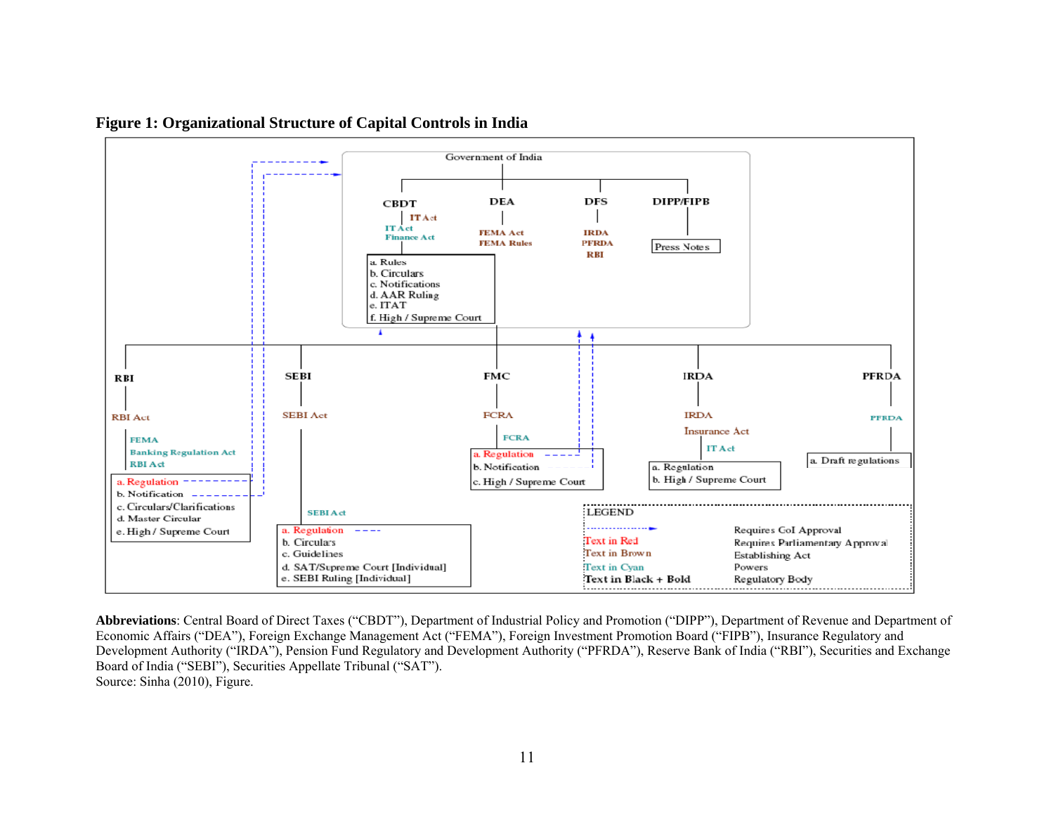**Figure 1: Organizational Structure of Capital Controls in India**

Government of India

CBDT — IT Act; IT Act, Finance Act
- a. Rules
- b. Circulars
- c. Notifications
- d. AAR Ruling
- e. ITAT
- f. High / Supreme Court

DEA — FEMA Act, FEMA Rules

DFS — IRDA, PFRDA, RBI

DIPP/FIPB — Press Notes

RBI — RBI Act; FEMA, Banking Regulation Act, RBI Act
- a. Regulation
- b. Notification
- c. Circulars/Clarifications
- d. Master Circular
- e. High / Supreme Court

SEBI — SEBI Act; SEBI Act
- a. Regulation
- b. Circulars
- c. Guidelines
- d. SAT/Supreme Court [Individual]
- e. SEBI Ruling [Individual]

FMC — FCRA; FCRA
- a. Regulation
- b. Notification
- c. High / Supreme Court

IRDA — IRDA, Insurance Act; IT Act
- a. Regulation
- b. High / Supreme Court

PFRDA — PFRDA
- a. Draft regulations

LEGEND
- Dashed arrow: Requires GoI Approval
- Text in Red: Requires Parliamentary Approval
- Text in Brown: Establishing Act
- Text in Cyan: Powers
- **Text in Black + Bold**: Regulatory Body

**Abbreviations**: Central Board of Direct Taxes ("CBDT"), Department of Industrial Policy and Promotion ("DIPP"), Department of Revenue and Department of Economic Affairs ("DEA"), Foreign Exchange Management Act ("FEMA"), Foreign Investment Promotion Board ("FIPB"), Insurance Regulatory and Development Authority ("IRDA"), Pension Fund Regulatory and Development Authority ("PFRDA"), Reserve Bank of India ("RBI"), Securities and Exchange Board of India ("SEBI"), Securities Appellate Tribunal ("SAT").
Source: Sinha (2010), Figure.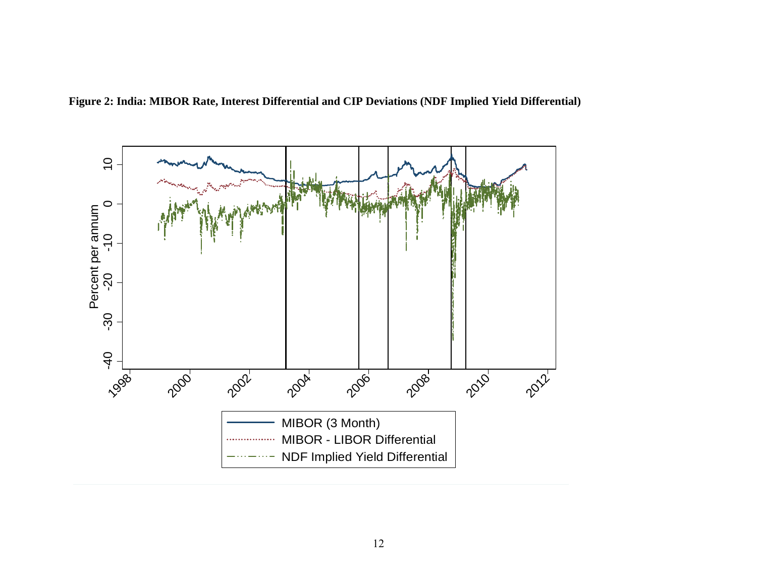**Figure 2: India: MIBOR Rate, Interest Differential and CIP Deviations (NDF Implied Yield Differential)**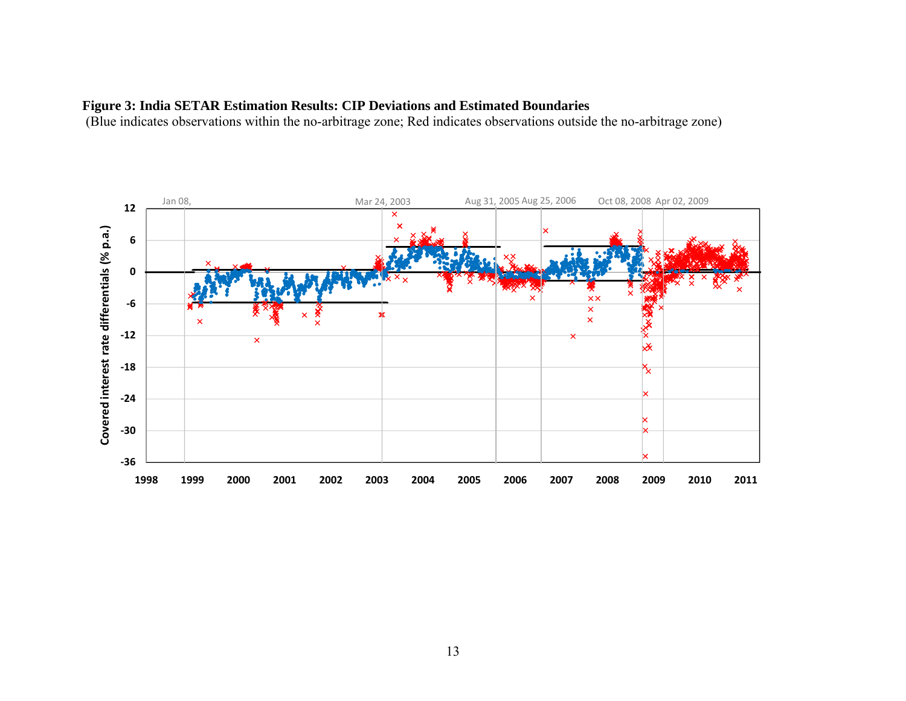**Figure 3: India SETAR Estimation Results: CIP Deviations and Estimated Boundaries**

(Blue indicates observations within the no-arbitrage zone; Red indicates observations outside the no-arbitrage zone)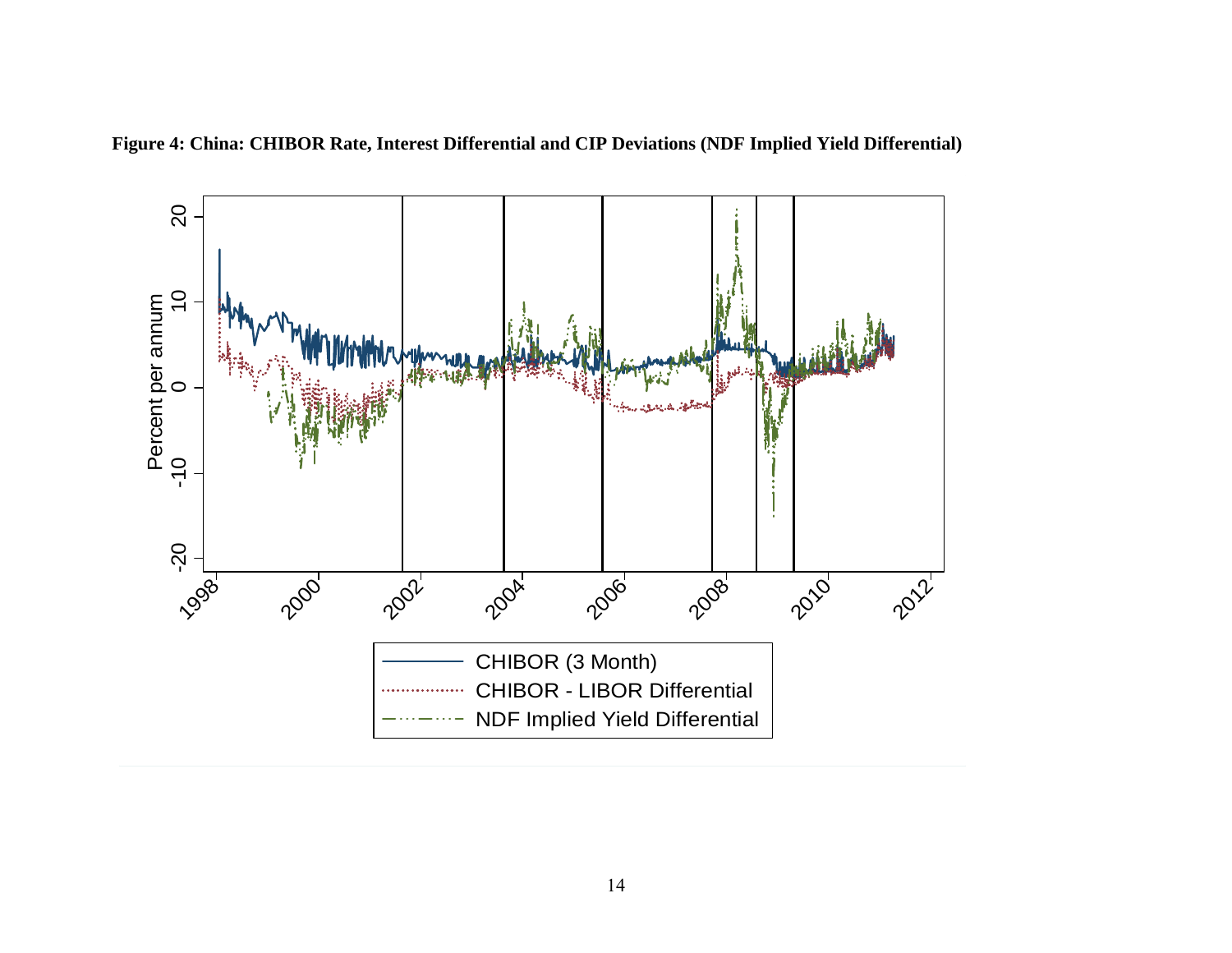**Figure 4: China: CHIBOR Rate, Interest Differential and CIP Deviations (NDF Implied Yield Differential)**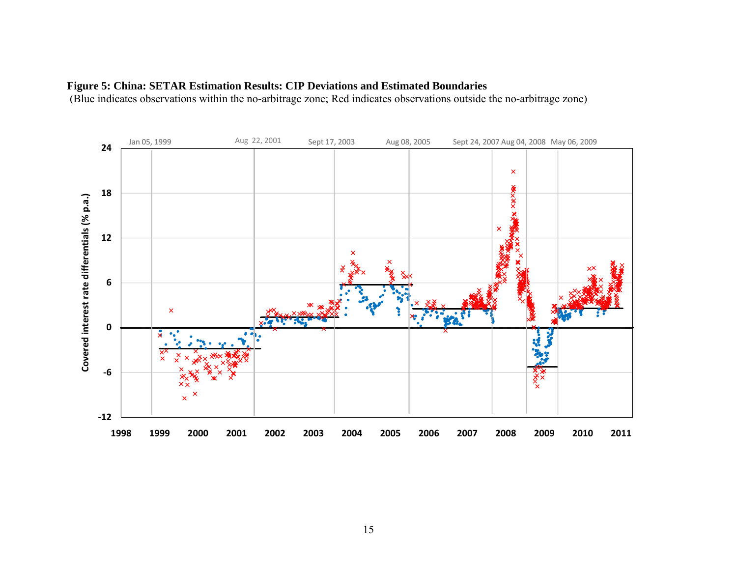**Figure 5: China: SETAR Estimation Results: CIP Deviations and Estimated Boundaries**
(Blue indicates observations within the no-arbitrage zone; Red indicates observations outside the no-arbitrage zone)

Jan 05, 1999
Aug 22, 2001
Sept 17, 2003
Aug 08, 2005
Sept 24, 2007
Aug 04, 2008
May 06, 2009

Covered interest rate differentials (% p.a.)

24
18
12
6
0
-6
-12

1998
1999
2000
2001
2002
2003
2004
2005
2006
2007
2008
2009
2010
2011